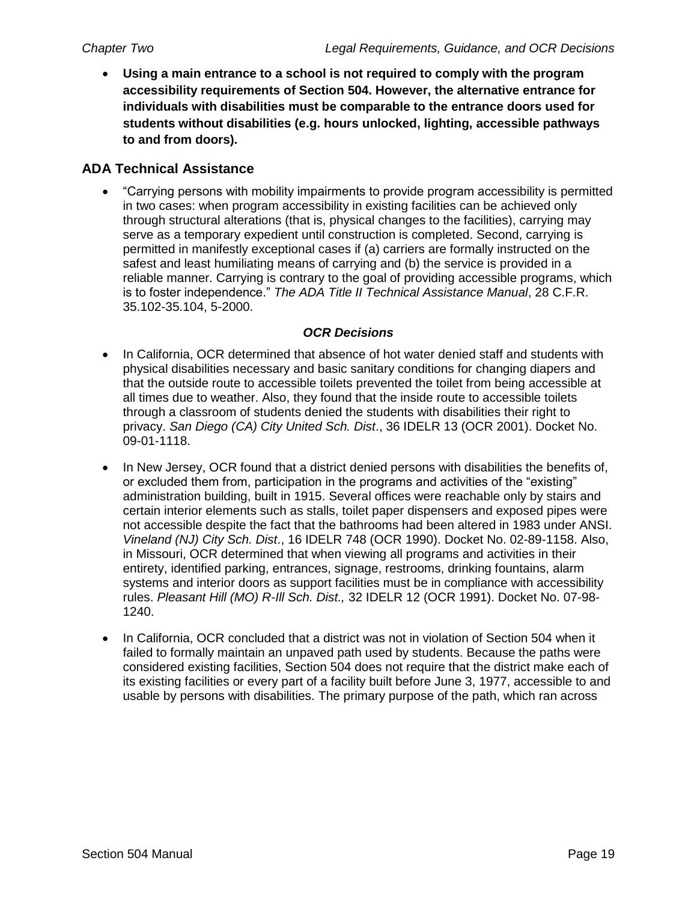- **Using a main entrance to a school is not required to comply with the program accessibility requirements of Section 504. However, the alternative entrance for individuals with disabilities must be comparable to the entrance doors used for students without disabilities (e.g. hours unlocked, lighting, accessible pathways to and from doors).**

## ADA Technical Assistance

- "Carrying persons with mobility impairments to provide program accessibility is permitted in two cases: when program accessibility in existing facilities can be achieved only through structural alterations (that is, physical changes to the facilities), carrying may serve as a temporary expedient until construction is completed. Second, carrying is permitted in manifestly exceptional cases if (a) carriers are formally instructed on the safest and least humiliating means of carrying and (b) the service is provided in a reliable manner. Carrying is contrary to the goal of providing accessible programs, which is to foster independence." *The ADA Title II Technical Assistance Manual*, 28 C.F.R. 35.102-35.104, 5-2000.

### *OCR Decisions*

- In California, OCR determined that absence of hot water denied staff and students with physical disabilities necessary and basic sanitary conditions for changing diapers and that the outside route to accessible toilets prevented the toilet from being accessible at all times due to weather. Also, they found that the inside route to accessible toilets through a classroom of students denied the students with disabilities their right to privacy. *San Diego (CA) City United Sch. Dist*., 36 IDELR 13 (OCR 2001). Docket No. 09-01-1118.

- In New Jersey, OCR found that a district denied persons with disabilities the benefits of, or excluded them from, participation in the programs and activities of the "existing" administration building, built in 1915. Several offices were reachable only by stairs and certain interior elements such as stalls, toilet paper dispensers and exposed pipes were not accessible despite the fact that the bathrooms had been altered in 1983 under ANSI. *Vineland (NJ) City Sch. Dist*., 16 IDELR 748 (OCR 1990). Docket No. 02-89-1158. Also, in Missouri, OCR determined that when viewing all programs and activities in their entirety, identified parking, entrances, signage, restrooms, drinking fountains, alarm systems and interior doors as support facilities must be in compliance with accessibility rules. *Pleasant Hill (MO) R-Ill Sch. Dist.,* 32 IDELR 12 (OCR 1991). Docket No. 07-98-1240.

- In California, OCR concluded that a district was not in violation of Section 504 when it failed to formally maintain an unpaved path used by students. Because the paths were considered existing facilities, Section 504 does not require that the district make each of its existing facilities or every part of a facility built before June 3, 1977, accessible to and usable by persons with disabilities. The primary purpose of the path, which ran across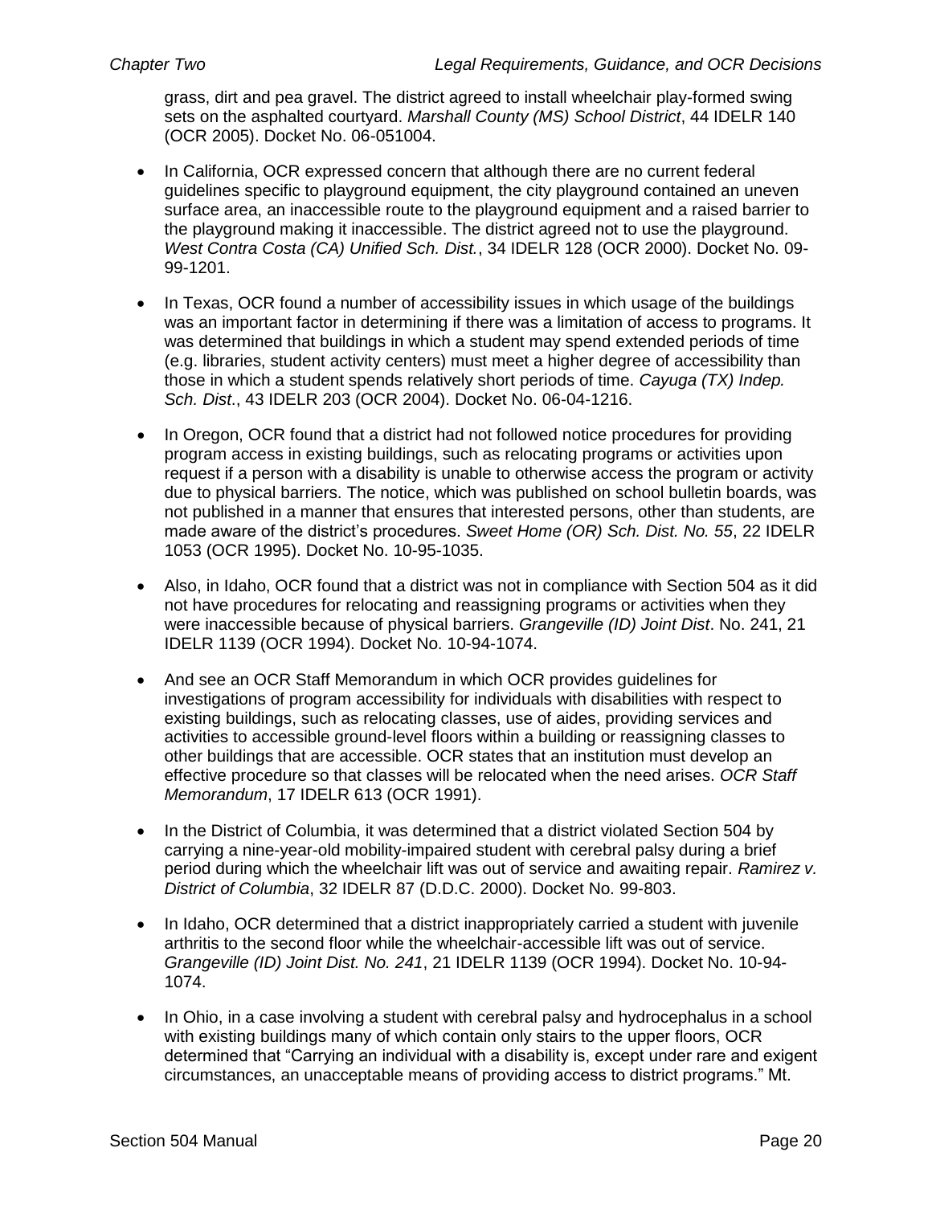grass, dirt and pea gravel. The district agreed to install wheelchair play-formed swing sets on the asphalted courtyard. *Marshall County (MS) School District*, 44 IDELR 140 (OCR 2005). Docket No. 06-051004.

- In California, OCR expressed concern that although there are no current federal guidelines specific to playground equipment, the city playground contained an uneven surface area, an inaccessible route to the playground equipment and a raised barrier to the playground making it inaccessible. The district agreed not to use the playground. *West Contra Costa (CA) Unified Sch. Dist.*, 34 IDELR 128 (OCR 2000). Docket No. 09-99-1201.

- In Texas, OCR found a number of accessibility issues in which usage of the buildings was an important factor in determining if there was a limitation of access to programs. It was determined that buildings in which a student may spend extended periods of time (e.g. libraries, student activity centers) must meet a higher degree of accessibility than those in which a student spends relatively short periods of time. *Cayuga (TX) Indep. Sch. Dist*., 43 IDELR 203 (OCR 2004). Docket No. 06-04-1216.

- In Oregon, OCR found that a district had not followed notice procedures for providing program access in existing buildings, such as relocating programs or activities upon request if a person with a disability is unable to otherwise access the program or activity due to physical barriers. The notice, which was published on school bulletin boards, was not published in a manner that ensures that interested persons, other than students, are made aware of the district's procedures. *Sweet Home (OR) Sch. Dist. No. 55*, 22 IDELR 1053 (OCR 1995). Docket No. 10-95-1035.

- Also, in Idaho, OCR found that a district was not in compliance with Section 504 as it did not have procedures for relocating and reassigning programs or activities when they were inaccessible because of physical barriers. *Grangeville (ID) Joint Dist*. No. 241, 21 IDELR 1139 (OCR 1994). Docket No. 10-94-1074.

- And see an OCR Staff Memorandum in which OCR provides guidelines for investigations of program accessibility for individuals with disabilities with respect to existing buildings, such as relocating classes, use of aides, providing services and activities to accessible ground-level floors within a building or reassigning classes to other buildings that are accessible. OCR states that an institution must develop an effective procedure so that classes will be relocated when the need arises. *OCR Staff Memorandum*, 17 IDELR 613 (OCR 1991).

- In the District of Columbia, it was determined that a district violated Section 504 by carrying a nine-year-old mobility-impaired student with cerebral palsy during a brief period during which the wheelchair lift was out of service and awaiting repair. *Ramirez v. District of Columbia*, 32 IDELR 87 (D.D.C. 2000). Docket No. 99-803.

- In Idaho, OCR determined that a district inappropriately carried a student with juvenile arthritis to the second floor while the wheelchair-accessible lift was out of service. *Grangeville (ID) Joint Dist. No. 241*, 21 IDELR 1139 (OCR 1994). Docket No. 10-94-1074.

- In Ohio, in a case involving a student with cerebral palsy and hydrocephalus in a school with existing buildings many of which contain only stairs to the upper floors, OCR determined that "Carrying an individual with a disability is, except under rare and exigent circumstances, an unacceptable means of providing access to district programs." Mt.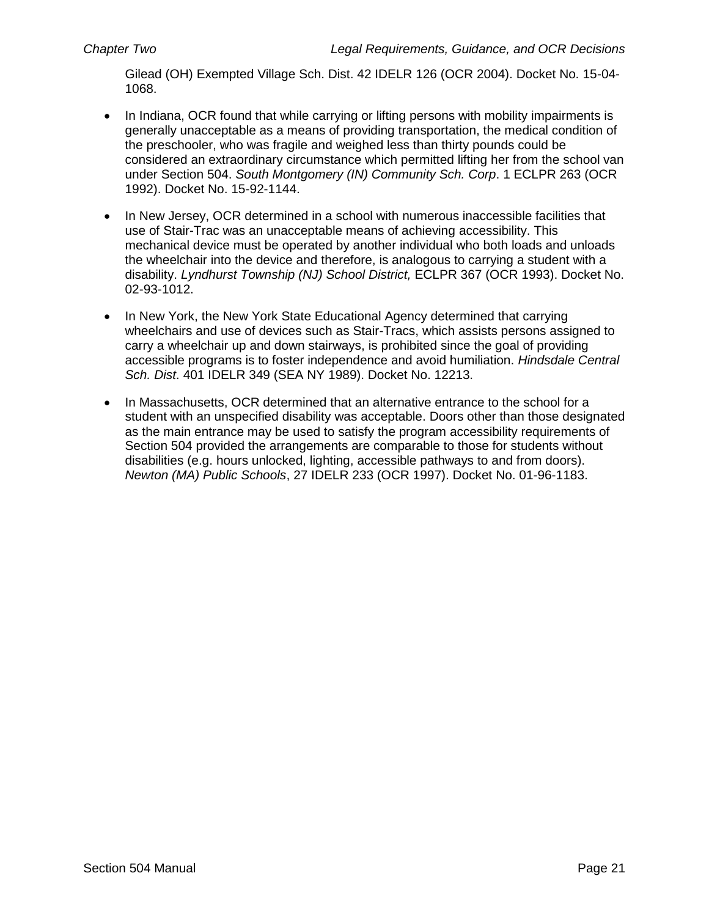Gilead (OH) Exempted Village Sch. Dist. 42 IDELR 126 (OCR 2004). Docket No. 15-04-1068.

- In Indiana, OCR found that while carrying or lifting persons with mobility impairments is generally unacceptable as a means of providing transportation, the medical condition of the preschooler, who was fragile and weighed less than thirty pounds could be considered an extraordinary circumstance which permitted lifting her from the school van under Section 504. *South Montgomery (IN) Community Sch. Corp*. 1 ECLPR 263 (OCR 1992). Docket No. 15-92-1144.

- In New Jersey, OCR determined in a school with numerous inaccessible facilities that use of Stair-Trac was an unacceptable means of achieving accessibility. This mechanical device must be operated by another individual who both loads and unloads the wheelchair into the device and therefore, is analogous to carrying a student with a disability. *Lyndhurst Township (NJ) School District,* ECLPR 367 (OCR 1993). Docket No. 02-93-1012.

- In New York, the New York State Educational Agency determined that carrying wheelchairs and use of devices such as Stair-Tracs, which assists persons assigned to carry a wheelchair up and down stairways, is prohibited since the goal of providing accessible programs is to foster independence and avoid humiliation. *Hindsdale Central Sch. Dist*. 401 IDELR 349 (SEA NY 1989). Docket No. 12213.

- In Massachusetts, OCR determined that an alternative entrance to the school for a student with an unspecified disability was acceptable. Doors other than those designated as the main entrance may be used to satisfy the program accessibility requirements of Section 504 provided the arrangements are comparable to those for students without disabilities (e.g. hours unlocked, lighting, accessible pathways to and from doors). *Newton (MA) Public Schools*, 27 IDELR 233 (OCR 1997). Docket No. 01-96-1183.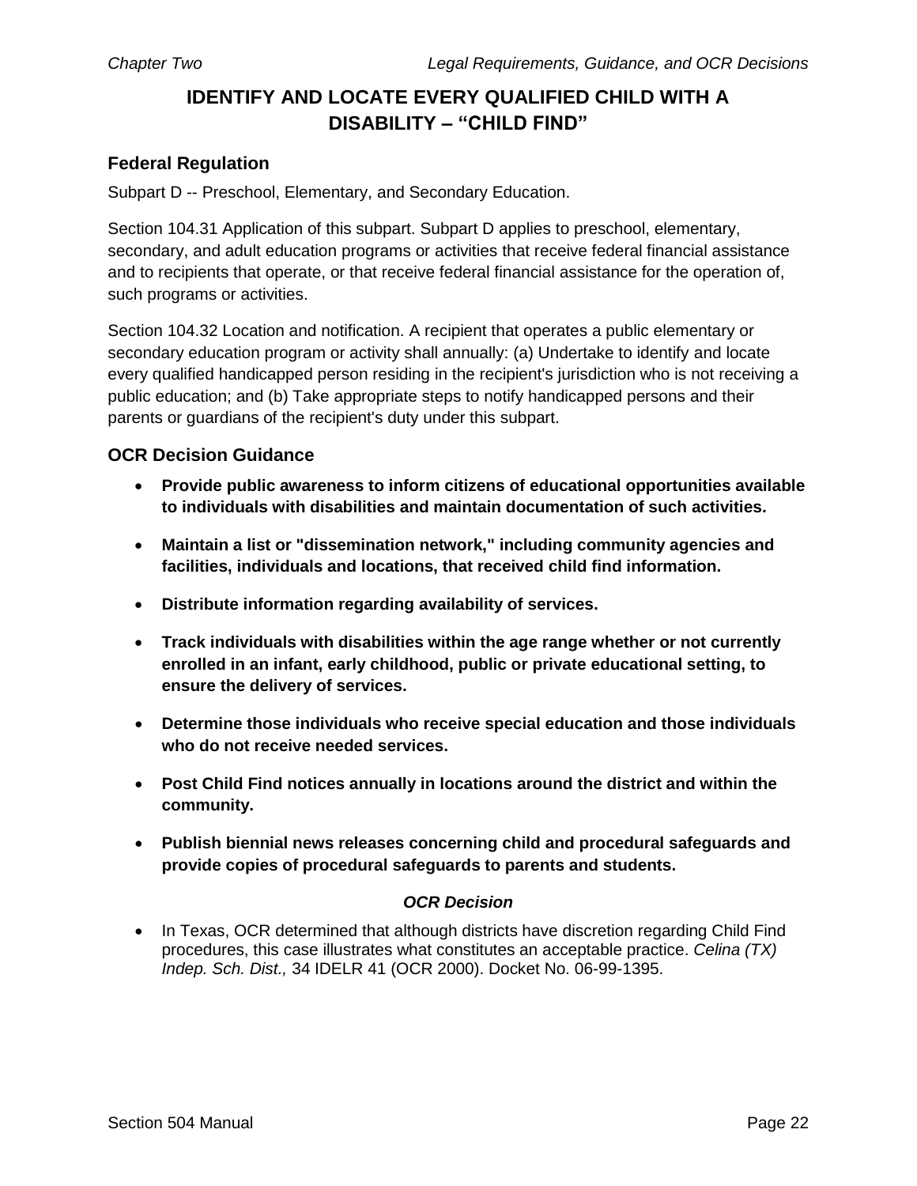# IDENTIFY AND LOCATE EVERY QUALIFIED CHILD WITH A DISABILITY – "CHILD FIND"

## Federal Regulation

Subpart D -- Preschool, Elementary, and Secondary Education.

Section 104.31 Application of this subpart. Subpart D applies to preschool, elementary, secondary, and adult education programs or activities that receive federal financial assistance and to recipients that operate, or that receive federal financial assistance for the operation of, such programs or activities.

Section 104.32 Location and notification. A recipient that operates a public elementary or secondary education program or activity shall annually: (a) Undertake to identify and locate every qualified handicapped person residing in the recipient's jurisdiction who is not receiving a public education; and (b) Take appropriate steps to notify handicapped persons and their parents or guardians of the recipient's duty under this subpart.

## OCR Decision Guidance

- **Provide public awareness to inform citizens of educational opportunities available to individuals with disabilities and maintain documentation of such activities.**
- **Maintain a list or "dissemination network," including community agencies and facilities, individuals and locations, that received child find information.**
- **Distribute information regarding availability of services.**
- **Track individuals with disabilities within the age range whether or not currently enrolled in an infant, early childhood, public or private educational setting, to ensure the delivery of services.**
- **Determine those individuals who receive special education and those individuals who do not receive needed services.**
- **Post Child Find notices annually in locations around the district and within the community.**
- **Publish biennial news releases concerning child and procedural safeguards and provide copies of procedural safeguards to parents and students.**

***OCR Decision***

- In Texas, OCR determined that although districts have discretion regarding Child Find procedures, this case illustrates what constitutes an acceptable practice. *Celina (TX) Indep. Sch. Dist.,* 34 IDELR 41 (OCR 2000). Docket No. 06-99-1395.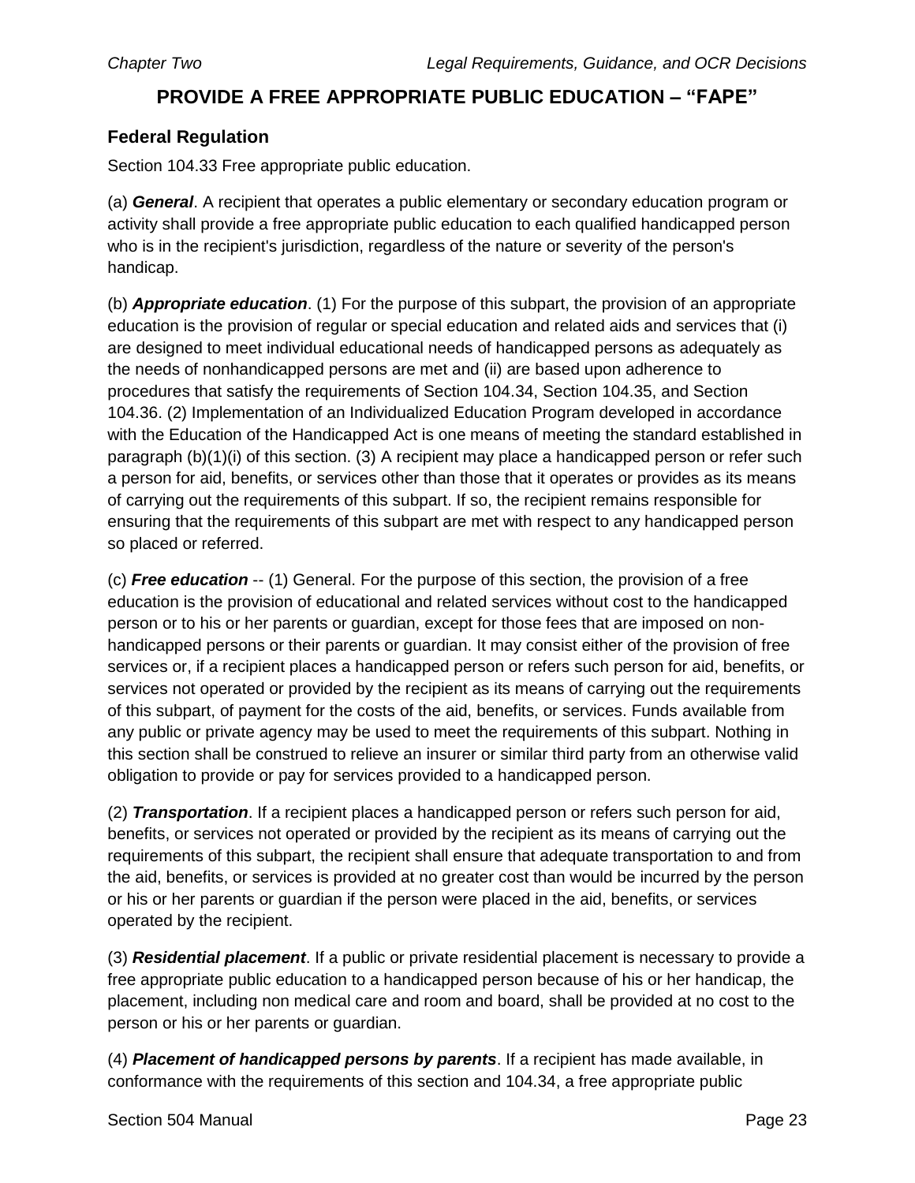# PROVIDE A FREE APPROPRIATE PUBLIC EDUCATION – "FAPE"

## Federal Regulation

Section 104.33 Free appropriate public education.

(a) ***General***. A recipient that operates a public elementary or secondary education program or activity shall provide a free appropriate public education to each qualified handicapped person who is in the recipient's jurisdiction, regardless of the nature or severity of the person's handicap.

(b) ***Appropriate education***. (1) For the purpose of this subpart, the provision of an appropriate education is the provision of regular or special education and related aids and services that (i) are designed to meet individual educational needs of handicapped persons as adequately as the needs of nonhandicapped persons are met and (ii) are based upon adherence to procedures that satisfy the requirements of Section 104.34, Section 104.35, and Section 104.36. (2) Implementation of an Individualized Education Program developed in accordance with the Education of the Handicapped Act is one means of meeting the standard established in paragraph (b)(1)(i) of this section. (3) A recipient may place a handicapped person or refer such a person for aid, benefits, or services other than those that it operates or provides as its means of carrying out the requirements of this subpart. If so, the recipient remains responsible for ensuring that the requirements of this subpart are met with respect to any handicapped person so placed or referred.

(c) ***Free education*** -- (1) General. For the purpose of this section, the provision of a free education is the provision of educational and related services without cost to the handicapped person or to his or her parents or guardian, except for those fees that are imposed on non-handicapped persons or their parents or guardian. It may consist either of the provision of free services or, if a recipient places a handicapped person or refers such person for aid, benefits, or services not operated or provided by the recipient as its means of carrying out the requirements of this subpart, of payment for the costs of the aid, benefits, or services. Funds available from any public or private agency may be used to meet the requirements of this subpart. Nothing in this section shall be construed to relieve an insurer or similar third party from an otherwise valid obligation to provide or pay for services provided to a handicapped person.

(2) ***Transportation***. If a recipient places a handicapped person or refers such person for aid, benefits, or services not operated or provided by the recipient as its means of carrying out the requirements of this subpart, the recipient shall ensure that adequate transportation to and from the aid, benefits, or services is provided at no greater cost than would be incurred by the person or his or her parents or guardian if the person were placed in the aid, benefits, or services operated by the recipient.

(3) ***Residential placement***. If a public or private residential placement is necessary to provide a free appropriate public education to a handicapped person because of his or her handicap, the placement, including non medical care and room and board, shall be provided at no cost to the person or his or her parents or guardian.

(4) ***Placement of handicapped persons by parents***. If a recipient has made available, in conformance with the requirements of this section and 104.34, a free appropriate public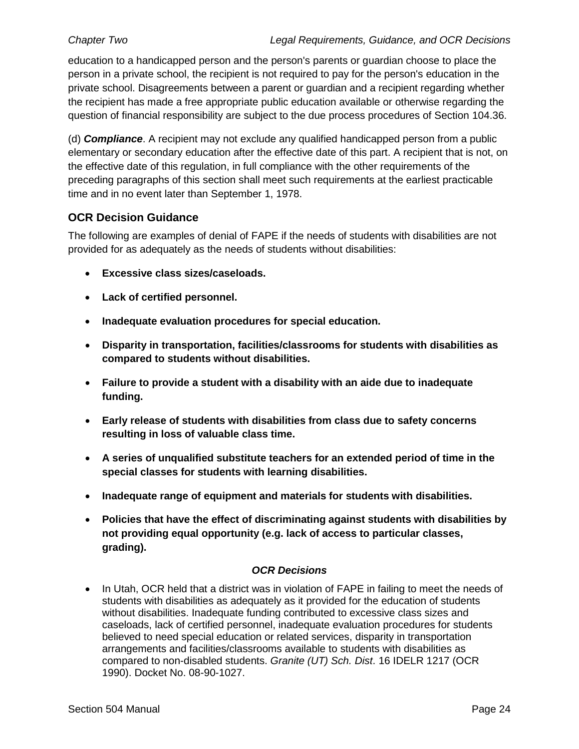education to a handicapped person and the person's parents or guardian choose to place the person in a private school, the recipient is not required to pay for the person's education in the private school. Disagreements between a parent or guardian and a recipient regarding whether the recipient has made a free appropriate public education available or otherwise regarding the question of financial responsibility are subject to the due process procedures of Section 104.36.

(d) ***Compliance***. A recipient may not exclude any qualified handicapped person from a public elementary or secondary education after the effective date of this part. A recipient that is not, on the effective date of this regulation, in full compliance with the other requirements of the preceding paragraphs of this section shall meet such requirements at the earliest practicable time and in no event later than September 1, 1978.

## OCR Decision Guidance

The following are examples of denial of FAPE if the needs of students with disabilities are not provided for as adequately as the needs of students without disabilities:

- **Excessive class sizes/caseloads.**
- **Lack of certified personnel.**
- **Inadequate evaluation procedures for special education.**
- **Disparity in transportation, facilities/classrooms for students with disabilities as compared to students without disabilities.**
- **Failure to provide a student with a disability with an aide due to inadequate funding.**
- **Early release of students with disabilities from class due to safety concerns resulting in loss of valuable class time.**
- **A series of unqualified substitute teachers for an extended period of time in the special classes for students with learning disabilities.**
- **Inadequate range of equipment and materials for students with disabilities.**
- **Policies that have the effect of discriminating against students with disabilities by not providing equal opportunity (e.g. lack of access to particular classes, grading).**

***OCR Decisions***

- In Utah, OCR held that a district was in violation of FAPE in failing to meet the needs of students with disabilities as adequately as it provided for the education of students without disabilities. Inadequate funding contributed to excessive class sizes and caseloads, lack of certified personnel, inadequate evaluation procedures for students believed to need special education or related services, disparity in transportation arrangements and facilities/classrooms available to students with disabilities as compared to non-disabled students. *Granite (UT) Sch. Dist*. 16 IDELR 1217 (OCR 1990). Docket No. 08-90-1027.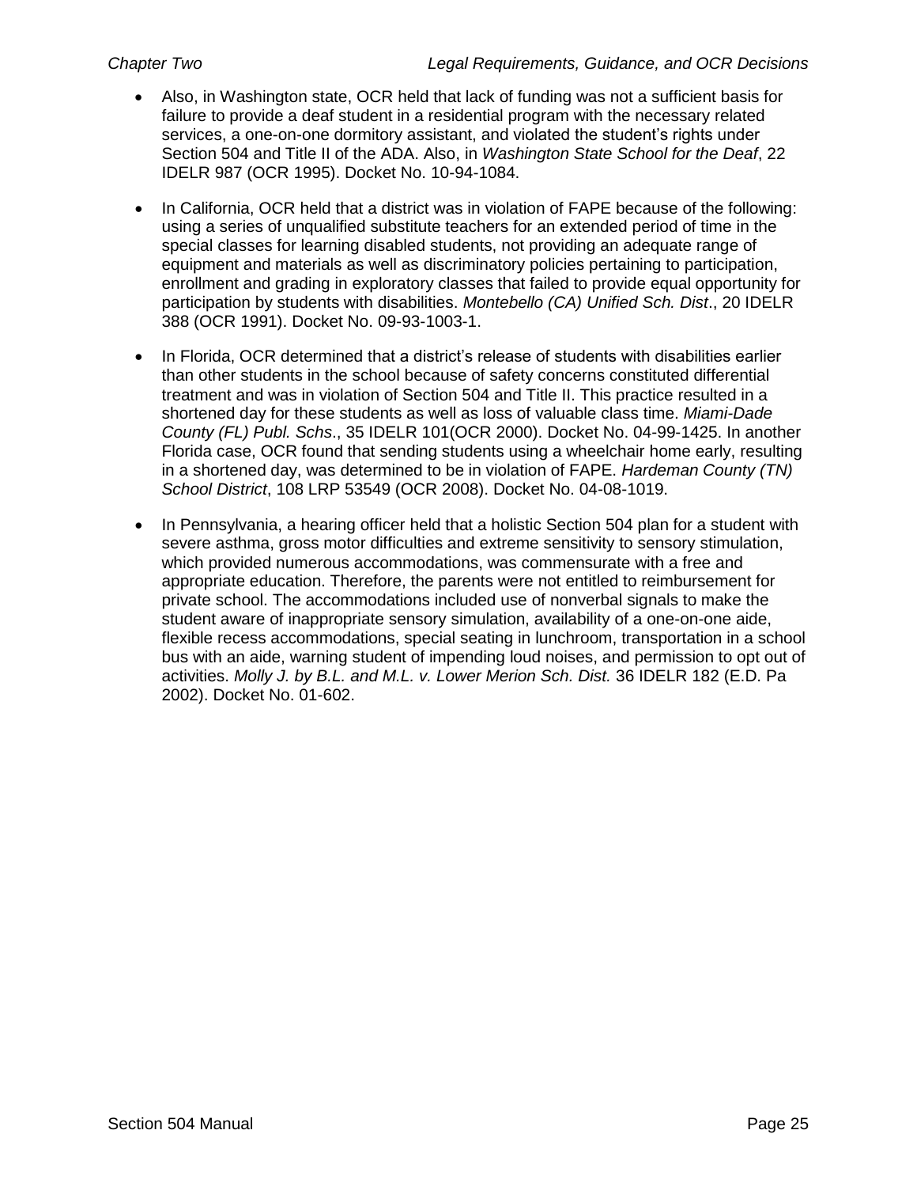- Also, in Washington state, OCR held that lack of funding was not a sufficient basis for failure to provide a deaf student in a residential program with the necessary related services, a one-on-one dormitory assistant, and violated the student's rights under Section 504 and Title II of the ADA. Also, in *Washington State School for the Deaf*, 22 IDELR 987 (OCR 1995). Docket No. 10-94-1084.

- In California, OCR held that a district was in violation of FAPE because of the following: using a series of unqualified substitute teachers for an extended period of time in the special classes for learning disabled students, not providing an adequate range of equipment and materials as well as discriminatory policies pertaining to participation, enrollment and grading in exploratory classes that failed to provide equal opportunity for participation by students with disabilities. *Montebello (CA) Unified Sch. Dist*., 20 IDELR 388 (OCR 1991). Docket No. 09-93-1003-1.

- In Florida, OCR determined that a district's release of students with disabilities earlier than other students in the school because of safety concerns constituted differential treatment and was in violation of Section 504 and Title II. This practice resulted in a shortened day for these students as well as loss of valuable class time. *Miami-Dade County (FL) Publ. Schs*., 35 IDELR 101(OCR 2000). Docket No. 04-99-1425. In another Florida case, OCR found that sending students using a wheelchair home early, resulting in a shortened day, was determined to be in violation of FAPE. *Hardeman County (TN) School District*, 108 LRP 53549 (OCR 2008). Docket No. 04-08-1019.

- In Pennsylvania, a hearing officer held that a holistic Section 504 plan for a student with severe asthma, gross motor difficulties and extreme sensitivity to sensory stimulation, which provided numerous accommodations, was commensurate with a free and appropriate education. Therefore, the parents were not entitled to reimbursement for private school. The accommodations included use of nonverbal signals to make the student aware of inappropriate sensory simulation, availability of a one-on-one aide, flexible recess accommodations, special seating in lunchroom, transportation in a school bus with an aide, warning student of impending loud noises, and permission to opt out of activities. *Molly J. by B.L. and M.L. v. Lower Merion Sch. Dist.* 36 IDELR 182 (E.D. Pa 2002). Docket No. 01-602.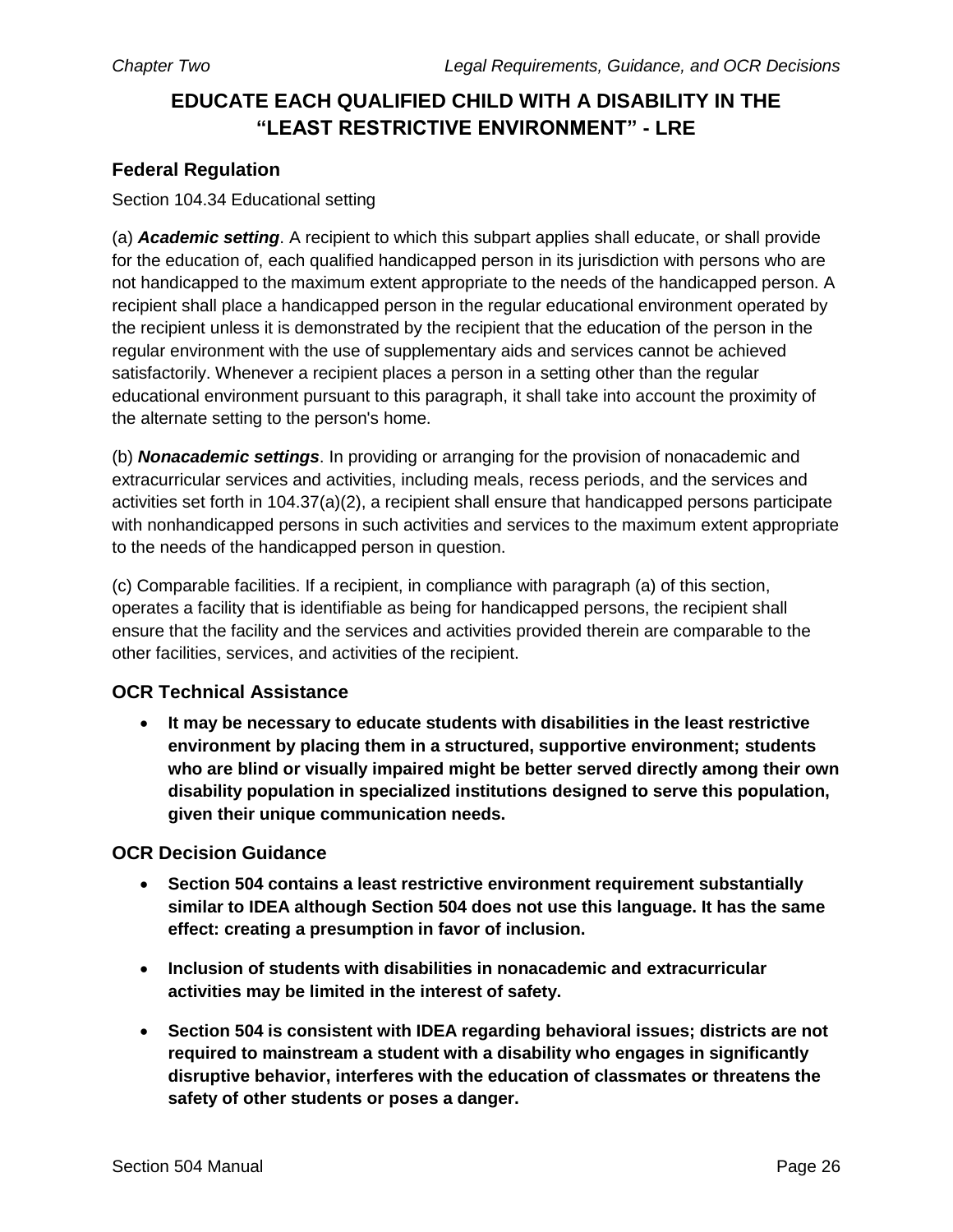# EDUCATE EACH QUALIFIED CHILD WITH A DISABILITY IN THE "LEAST RESTRICTIVE ENVIRONMENT" - LRE

## Federal Regulation

Section 104.34 Educational setting

(a) ***Academic setting***. A recipient to which this subpart applies shall educate, or shall provide for the education of, each qualified handicapped person in its jurisdiction with persons who are not handicapped to the maximum extent appropriate to the needs of the handicapped person. A recipient shall place a handicapped person in the regular educational environment operated by the recipient unless it is demonstrated by the recipient that the education of the person in the regular environment with the use of supplementary aids and services cannot be achieved satisfactorily. Whenever a recipient places a person in a setting other than the regular educational environment pursuant to this paragraph, it shall take into account the proximity of the alternate setting to the person's home.

(b) ***Nonacademic settings***. In providing or arranging for the provision of nonacademic and extracurricular services and activities, including meals, recess periods, and the services and activities set forth in 104.37(a)(2), a recipient shall ensure that handicapped persons participate with nonhandicapped persons in such activities and services to the maximum extent appropriate to the needs of the handicapped person in question.

(c) Comparable facilities. If a recipient, in compliance with paragraph (a) of this section, operates a facility that is identifiable as being for handicapped persons, the recipient shall ensure that the facility and the services and activities provided therein are comparable to the other facilities, services, and activities of the recipient.

## OCR Technical Assistance

- **It may be necessary to educate students with disabilities in the least restrictive environment by placing them in a structured, supportive environment; students who are blind or visually impaired might be better served directly among their own disability population in specialized institutions designed to serve this population, given their unique communication needs.**

## OCR Decision Guidance

- **Section 504 contains a least restrictive environment requirement substantially similar to IDEA although Section 504 does not use this language. It has the same effect: creating a presumption in favor of inclusion.**
- **Inclusion of students with disabilities in nonacademic and extracurricular activities may be limited in the interest of safety.**
- **Section 504 is consistent with IDEA regarding behavioral issues; districts are not required to mainstream a student with a disability who engages in significantly disruptive behavior, interferes with the education of classmates or threatens the safety of other students or poses a danger.**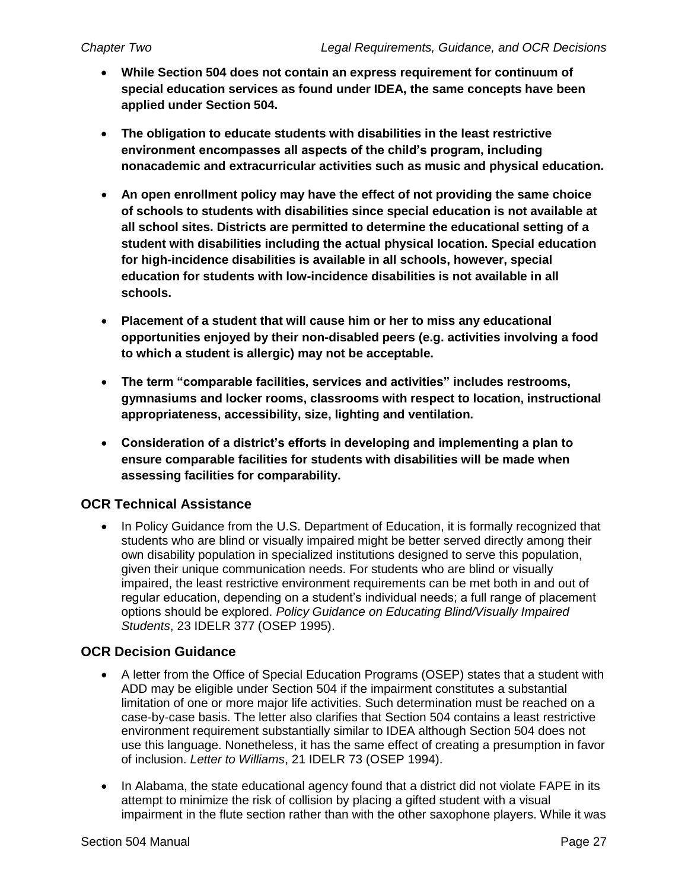- **While Section 504 does not contain an express requirement for continuum of special education services as found under IDEA, the same concepts have been applied under Section 504.**

- **The obligation to educate students with disabilities in the least restrictive environment encompasses all aspects of the child's program, including nonacademic and extracurricular activities such as music and physical education.**

- **An open enrollment policy may have the effect of not providing the same choice of schools to students with disabilities since special education is not available at all school sites. Districts are permitted to determine the educational setting of a student with disabilities including the actual physical location. Special education for high-incidence disabilities is available in all schools, however, special education for students with low-incidence disabilities is not available in all schools.**

- **Placement of a student that will cause him or her to miss any educational opportunities enjoyed by their non-disabled peers (e.g. activities involving a food to which a student is allergic) may not be acceptable.**

- **The term "comparable facilities, services and activities" includes restrooms, gymnasiums and locker rooms, classrooms with respect to location, instructional appropriateness, accessibility, size, lighting and ventilation.**

- **Consideration of a district's efforts in developing and implementing a plan to ensure comparable facilities for students with disabilities will be made when assessing facilities for comparability.**

## OCR Technical Assistance

- In Policy Guidance from the U.S. Department of Education, it is formally recognized that students who are blind or visually impaired might be better served directly among their own disability population in specialized institutions designed to serve this population, given their unique communication needs. For students who are blind or visually impaired, the least restrictive environment requirements can be met both in and out of regular education, depending on a student's individual needs; a full range of placement options should be explored. *Policy Guidance on Educating Blind/Visually Impaired Students*, 23 IDELR 377 (OSEP 1995).

## OCR Decision Guidance

- A letter from the Office of Special Education Programs (OSEP) states that a student with ADD may be eligible under Section 504 if the impairment constitutes a substantial limitation of one or more major life activities. Such determination must be reached on a case-by-case basis. The letter also clarifies that Section 504 contains a least restrictive environment requirement substantially similar to IDEA although Section 504 does not use this language. Nonetheless, it has the same effect of creating a presumption in favor of inclusion. *Letter to Williams*, 21 IDELR 73 (OSEP 1994).

- In Alabama, the state educational agency found that a district did not violate FAPE in its attempt to minimize the risk of collision by placing a gifted student with a visual impairment in the flute section rather than with the other saxophone players. While it was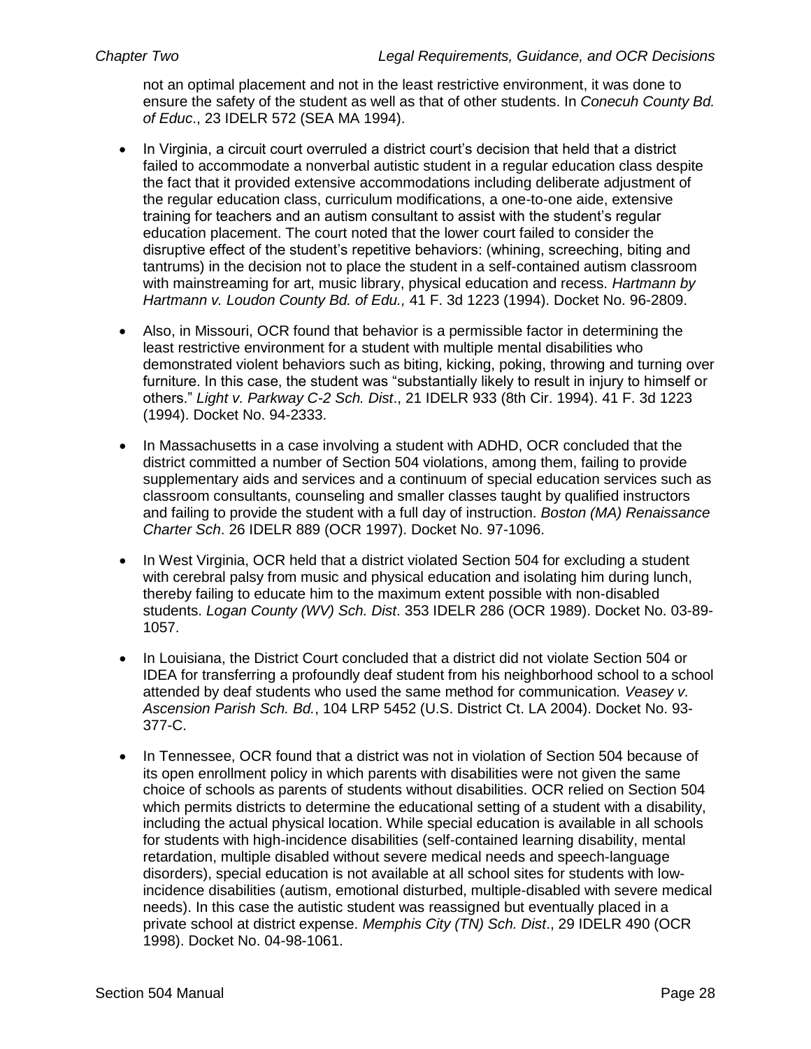not an optimal placement and not in the least restrictive environment, it was done to ensure the safety of the student as well as that of other students. In *Conecuh County Bd. of Educ*., 23 IDELR 572 (SEA MA 1994).

- In Virginia, a circuit court overruled a district court's decision that held that a district failed to accommodate a nonverbal autistic student in a regular education class despite the fact that it provided extensive accommodations including deliberate adjustment of the regular education class, curriculum modifications, a one-to-one aide, extensive training for teachers and an autism consultant to assist with the student's regular education placement. The court noted that the lower court failed to consider the disruptive effect of the student's repetitive behaviors: (whining, screeching, biting and tantrums) in the decision not to place the student in a self-contained autism classroom with mainstreaming for art, music library, physical education and recess. *Hartmann by Hartmann v. Loudon County Bd. of Edu.,* 41 F. 3d 1223 (1994). Docket No. 96-2809.

- Also, in Missouri, OCR found that behavior is a permissible factor in determining the least restrictive environment for a student with multiple mental disabilities who demonstrated violent behaviors such as biting, kicking, poking, throwing and turning over furniture. In this case, the student was "substantially likely to result in injury to himself or others." *Light v. Parkway C-2 Sch. Dist*., 21 IDELR 933 (8th Cir. 1994). 41 F. 3d 1223 (1994). Docket No. 94-2333.

- In Massachusetts in a case involving a student with ADHD, OCR concluded that the district committed a number of Section 504 violations, among them, failing to provide supplementary aids and services and a continuum of special education services such as classroom consultants, counseling and smaller classes taught by qualified instructors and failing to provide the student with a full day of instruction. *Boston (MA) Renaissance Charter Sch*. 26 IDELR 889 (OCR 1997). Docket No. 97-1096.

- In West Virginia, OCR held that a district violated Section 504 for excluding a student with cerebral palsy from music and physical education and isolating him during lunch, thereby failing to educate him to the maximum extent possible with non-disabled students. *Logan County (WV) Sch. Dist*. 353 IDELR 286 (OCR 1989). Docket No. 03-89-1057.

- In Louisiana, the District Court concluded that a district did not violate Section 504 or IDEA for transferring a profoundly deaf student from his neighborhood school to a school attended by deaf students who used the same method for communication*. Veasey v. Ascension Parish Sch. Bd.*, 104 LRP 5452 (U.S. District Ct. LA 2004). Docket No. 93-377-C.

- In Tennessee, OCR found that a district was not in violation of Section 504 because of its open enrollment policy in which parents with disabilities were not given the same choice of schools as parents of students without disabilities. OCR relied on Section 504 which permits districts to determine the educational setting of a student with a disability, including the actual physical location. While special education is available in all schools for students with high-incidence disabilities (self-contained learning disability, mental retardation, multiple disabled without severe medical needs and speech-language disorders), special education is not available at all school sites for students with low-incidence disabilities (autism, emotional disturbed, multiple-disabled with severe medical needs). In this case the autistic student was reassigned but eventually placed in a private school at district expense. *Memphis City (TN) Sch. Dist*., 29 IDELR 490 (OCR 1998). Docket No. 04-98-1061.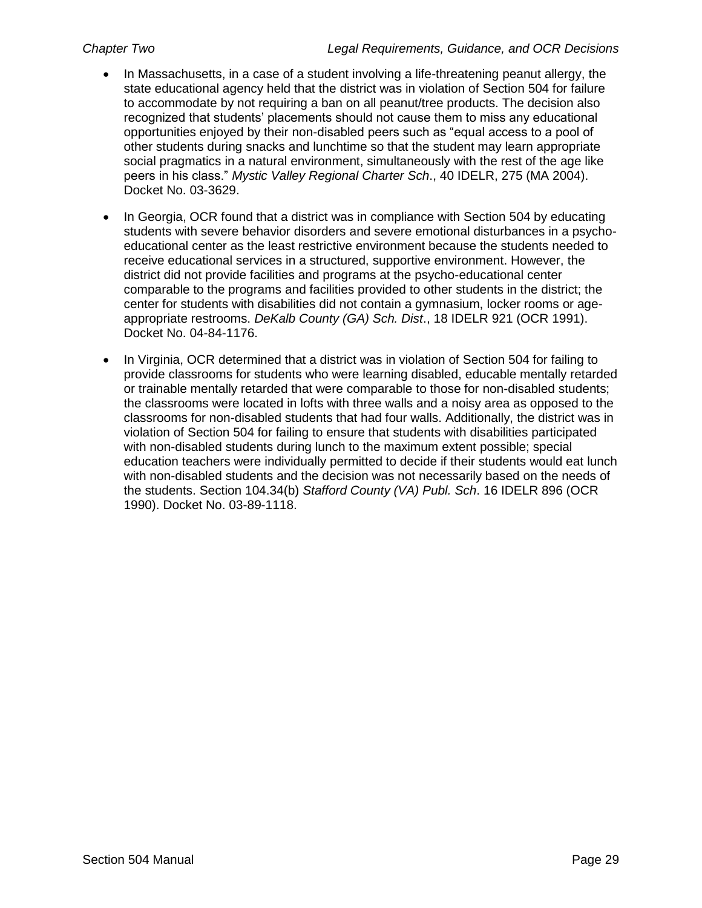- In Massachusetts, in a case of a student involving a life-threatening peanut allergy, the state educational agency held that the district was in violation of Section 504 for failure to accommodate by not requiring a ban on all peanut/tree products. The decision also recognized that students' placements should not cause them to miss any educational opportunities enjoyed by their non-disabled peers such as "equal access to a pool of other students during snacks and lunchtime so that the student may learn appropriate social pragmatics in a natural environment, simultaneously with the rest of the age like peers in his class." *Mystic Valley Regional Charter Sch*., 40 IDELR, 275 (MA 2004). Docket No. 03-3629.

- In Georgia, OCR found that a district was in compliance with Section 504 by educating students with severe behavior disorders and severe emotional disturbances in a psycho-educational center as the least restrictive environment because the students needed to receive educational services in a structured, supportive environment. However, the district did not provide facilities and programs at the psycho-educational center comparable to the programs and facilities provided to other students in the district; the center for students with disabilities did not contain a gymnasium, locker rooms or age-appropriate restrooms. *DeKalb County (GA) Sch. Dist*., 18 IDELR 921 (OCR 1991). Docket No. 04-84-1176.

- In Virginia, OCR determined that a district was in violation of Section 504 for failing to provide classrooms for students who were learning disabled, educable mentally retarded or trainable mentally retarded that were comparable to those for non-disabled students; the classrooms were located in lofts with three walls and a noisy area as opposed to the classrooms for non-disabled students that had four walls. Additionally, the district was in violation of Section 504 for failing to ensure that students with disabilities participated with non-disabled students during lunch to the maximum extent possible; special education teachers were individually permitted to decide if their students would eat lunch with non-disabled students and the decision was not necessarily based on the needs of the students. Section 104.34(b) *Stafford County (VA) Publ. Sch*. 16 IDELR 896 (OCR 1990). Docket No. 03-89-1118.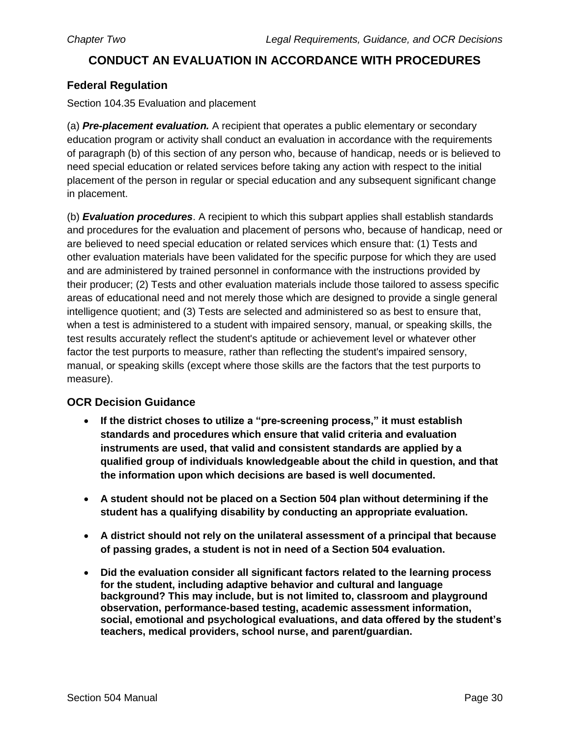## CONDUCT AN EVALUATION IN ACCORDANCE WITH PROCEDURES

### Federal Regulation

Section 104.35 Evaluation and placement

(a) ***Pre-placement evaluation.*** A recipient that operates a public elementary or secondary education program or activity shall conduct an evaluation in accordance with the requirements of paragraph (b) of this section of any person who, because of handicap, needs or is believed to need special education or related services before taking any action with respect to the initial placement of the person in regular or special education and any subsequent significant change in placement.

(b) ***Evaluation procedures***. A recipient to which this subpart applies shall establish standards and procedures for the evaluation and placement of persons who, because of handicap, need or are believed to need special education or related services which ensure that: (1) Tests and other evaluation materials have been validated for the specific purpose for which they are used and are administered by trained personnel in conformance with the instructions provided by their producer; (2) Tests and other evaluation materials include those tailored to assess specific areas of educational need and not merely those which are designed to provide a single general intelligence quotient; and (3) Tests are selected and administered so as best to ensure that, when a test is administered to a student with impaired sensory, manual, or speaking skills, the test results accurately reflect the student's aptitude or achievement level or whatever other factor the test purports to measure, rather than reflecting the student's impaired sensory, manual, or speaking skills (except where those skills are the factors that the test purports to measure).

### OCR Decision Guidance

- **If the district choses to utilize a "pre-screening process," it must establish standards and procedures which ensure that valid criteria and evaluation instruments are used, that valid and consistent standards are applied by a qualified group of individuals knowledgeable about the child in question, and that the information upon which decisions are based is well documented.**

- **A student should not be placed on a Section 504 plan without determining if the student has a qualifying disability by conducting an appropriate evaluation.**

- **A district should not rely on the unilateral assessment of a principal that because of passing grades, a student is not in need of a Section 504 evaluation.**

- **Did the evaluation consider all significant factors related to the learning process for the student, including adaptive behavior and cultural and language background? This may include, but is not limited to, classroom and playground observation, performance-based testing, academic assessment information, social, emotional and psychological evaluations, and data offered by the student's teachers, medical providers, school nurse, and parent/guardian.**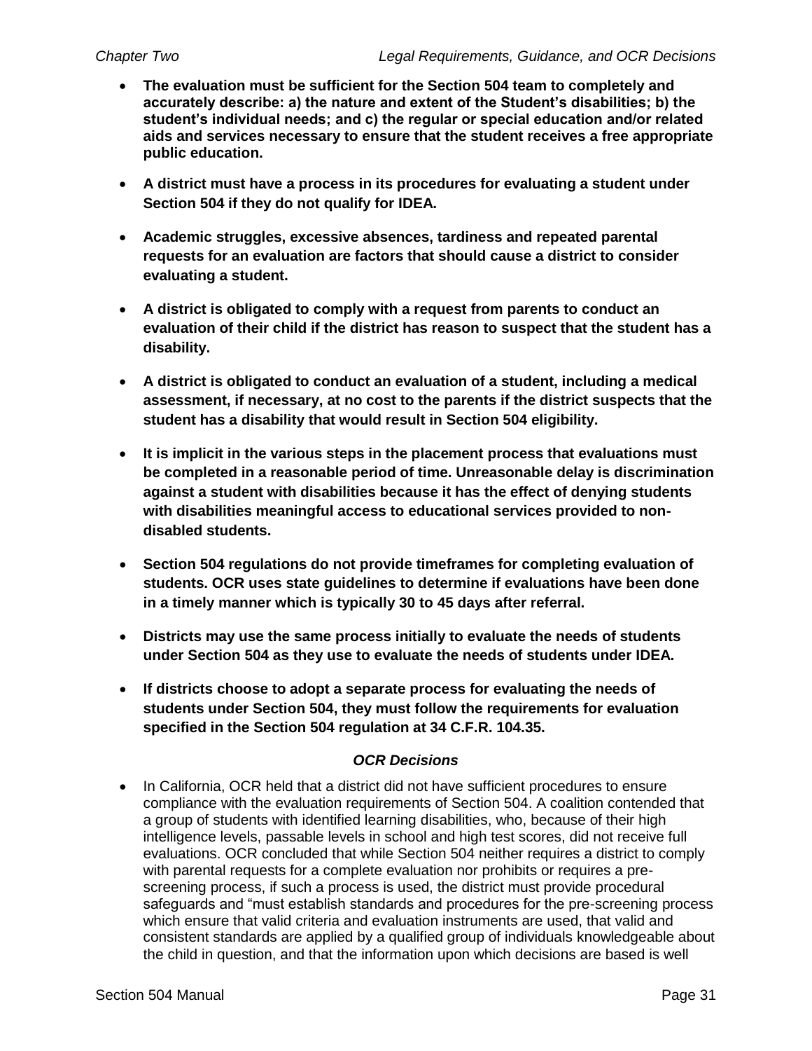- **The evaluation must be sufficient for the Section 504 team to completely and accurately describe: a) the nature and extent of the Student's disabilities; b) the student's individual needs; and c) the regular or special education and/or related aids and services necessary to ensure that the student receives a free appropriate public education.**

- **A district must have a process in its procedures for evaluating a student under Section 504 if they do not qualify for IDEA.**

- **Academic struggles, excessive absences, tardiness and repeated parental requests for an evaluation are factors that should cause a district to consider evaluating a student.**

- **A district is obligated to comply with a request from parents to conduct an evaluation of their child if the district has reason to suspect that the student has a disability.**

- **A district is obligated to conduct an evaluation of a student, including a medical assessment, if necessary, at no cost to the parents if the district suspects that the student has a disability that would result in Section 504 eligibility.**

- **It is implicit in the various steps in the placement process that evaluations must be completed in a reasonable period of time. Unreasonable delay is discrimination against a student with disabilities because it has the effect of denying students with disabilities meaningful access to educational services provided to non-disabled students.**

- **Section 504 regulations do not provide timeframes for completing evaluation of students. OCR uses state guidelines to determine if evaluations have been done in a timely manner which is typically 30 to 45 days after referral.**

- **Districts may use the same process initially to evaluate the needs of students under Section 504 as they use to evaluate the needs of students under IDEA.**

- **If districts choose to adopt a separate process for evaluating the needs of students under Section 504, they must follow the requirements for evaluation specified in the Section 504 regulation at 34 C.F.R. 104.35.**

### *OCR Decisions*

- In California, OCR held that a district did not have sufficient procedures to ensure compliance with the evaluation requirements of Section 504. A coalition contended that a group of students with identified learning disabilities, who, because of their high intelligence levels, passable levels in school and high test scores, did not receive full evaluations. OCR concluded that while Section 504 neither requires a district to comply with parental requests for a complete evaluation nor prohibits or requires a pre-screening process, if such a process is used, the district must provide procedural safeguards and "must establish standards and procedures for the pre-screening process which ensure that valid criteria and evaluation instruments are used, that valid and consistent standards are applied by a qualified group of individuals knowledgeable about the child in question, and that the information upon which decisions are based is well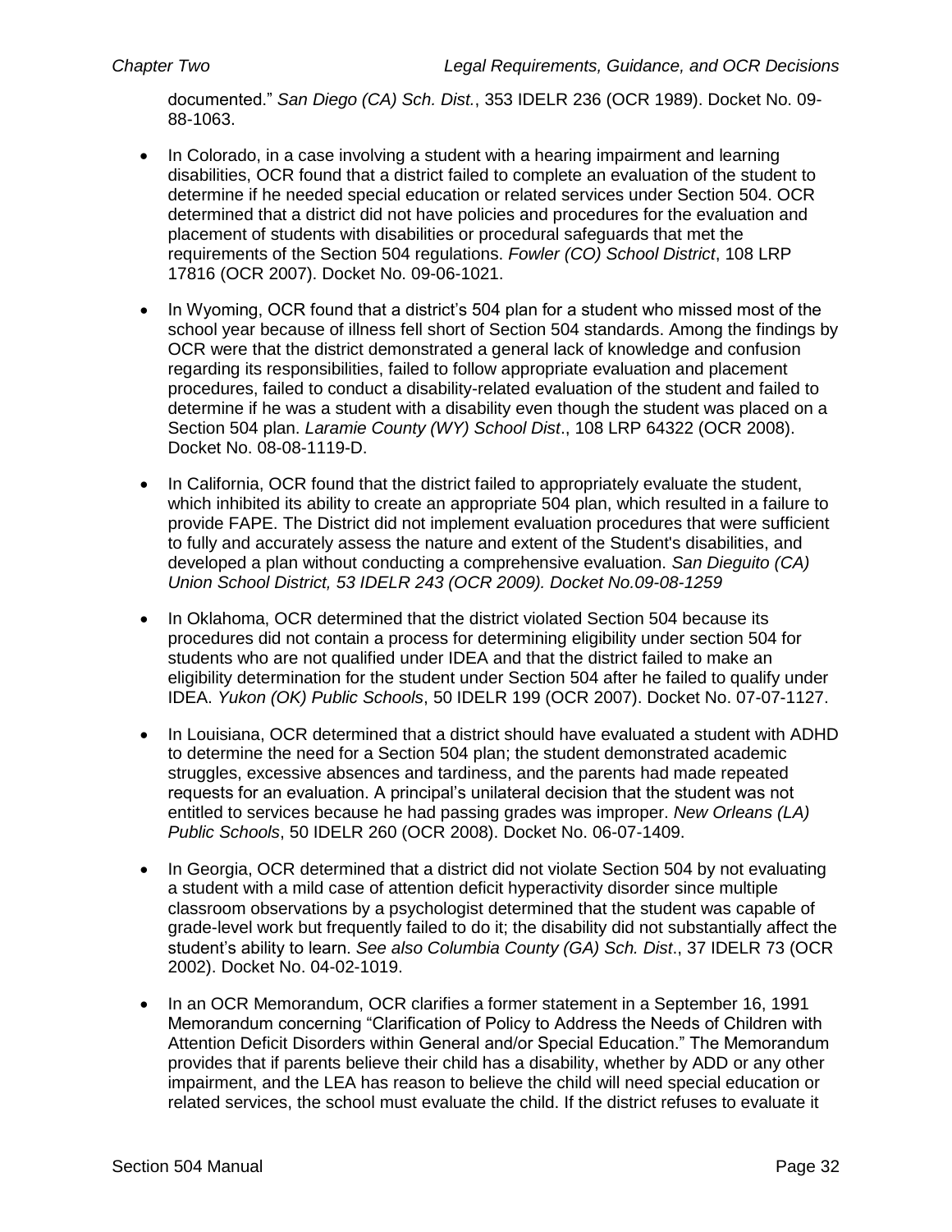documented." *San Diego (CA) Sch. Dist.*, 353 IDELR 236 (OCR 1989). Docket No. 09-88-1063.

- In Colorado, in a case involving a student with a hearing impairment and learning disabilities, OCR found that a district failed to complete an evaluation of the student to determine if he needed special education or related services under Section 504. OCR determined that a district did not have policies and procedures for the evaluation and placement of students with disabilities or procedural safeguards that met the requirements of the Section 504 regulations. *Fowler (CO) School District*, 108 LRP 17816 (OCR 2007). Docket No. 09-06-1021.

- In Wyoming, OCR found that a district's 504 plan for a student who missed most of the school year because of illness fell short of Section 504 standards. Among the findings by OCR were that the district demonstrated a general lack of knowledge and confusion regarding its responsibilities, failed to follow appropriate evaluation and placement procedures, failed to conduct a disability-related evaluation of the student and failed to determine if he was a student with a disability even though the student was placed on a Section 504 plan. *Laramie County (WY) School Dist*., 108 LRP 64322 (OCR 2008). Docket No. 08-08-1119-D.

- In California, OCR found that the district failed to appropriately evaluate the student, which inhibited its ability to create an appropriate 504 plan, which resulted in a failure to provide FAPE. The District did not implement evaluation procedures that were sufficient to fully and accurately assess the nature and extent of the Student's disabilities, and developed a plan without conducting a comprehensive evaluation. *San Dieguito (CA) Union School District, 53 IDELR 243 (OCR 2009). Docket No.09-08-1259*

- In Oklahoma, OCR determined that the district violated Section 504 because its procedures did not contain a process for determining eligibility under section 504 for students who are not qualified under IDEA and that the district failed to make an eligibility determination for the student under Section 504 after he failed to qualify under IDEA. *Yukon (OK) Public Schools*, 50 IDELR 199 (OCR 2007). Docket No. 07-07-1127.

- In Louisiana, OCR determined that a district should have evaluated a student with ADHD to determine the need for a Section 504 plan; the student demonstrated academic struggles, excessive absences and tardiness, and the parents had made repeated requests for an evaluation. A principal's unilateral decision that the student was not entitled to services because he had passing grades was improper. *New Orleans (LA) Public Schools*, 50 IDELR 260 (OCR 2008). Docket No. 06-07-1409.

- In Georgia, OCR determined that a district did not violate Section 504 by not evaluating a student with a mild case of attention deficit hyperactivity disorder since multiple classroom observations by a psychologist determined that the student was capable of grade-level work but frequently failed to do it; the disability did not substantially affect the student's ability to learn. *See also Columbia County (GA) Sch. Dist*., 37 IDELR 73 (OCR 2002). Docket No. 04-02-1019.

- In an OCR Memorandum, OCR clarifies a former statement in a September 16, 1991 Memorandum concerning "Clarification of Policy to Address the Needs of Children with Attention Deficit Disorders within General and/or Special Education." The Memorandum provides that if parents believe their child has a disability, whether by ADD or any other impairment, and the LEA has reason to believe the child will need special education or related services, the school must evaluate the child. If the district refuses to evaluate it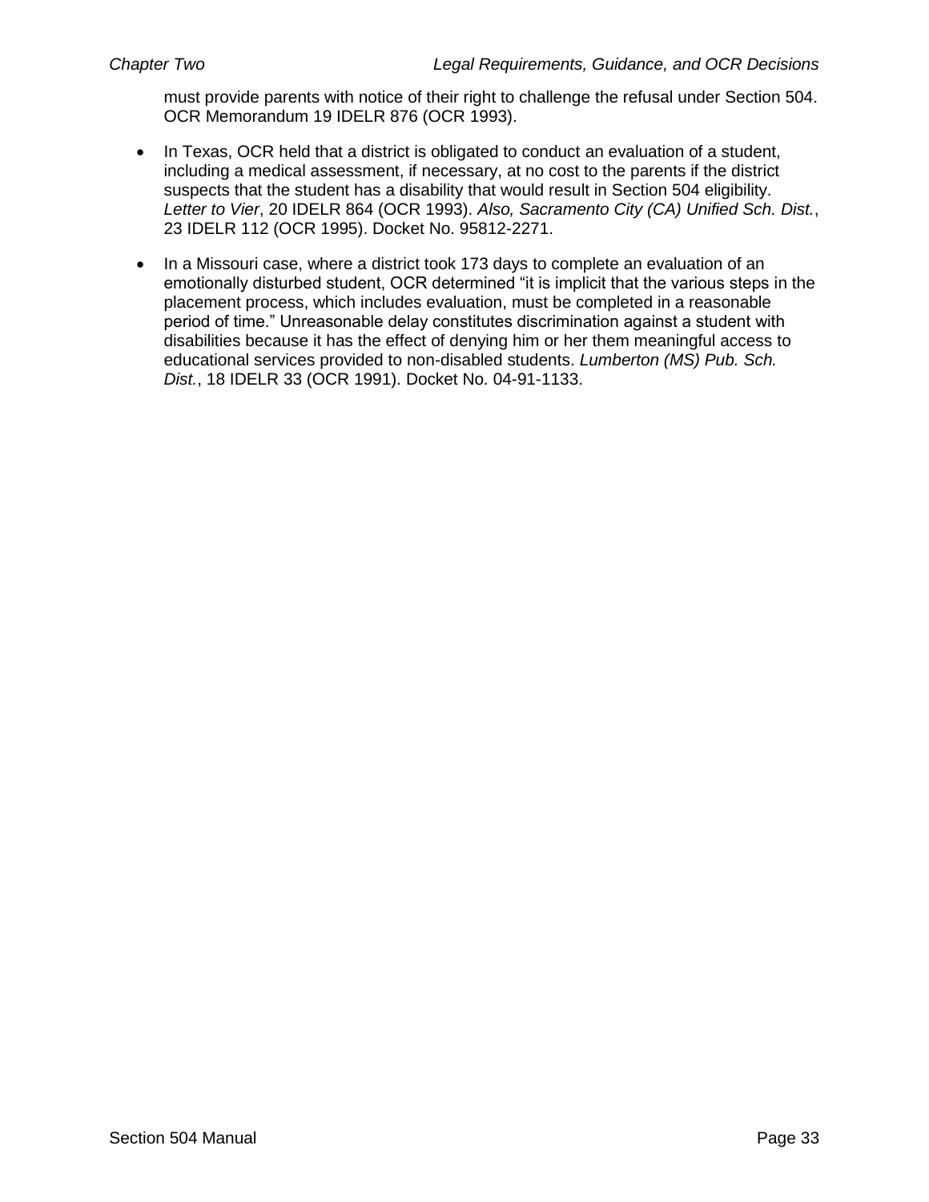must provide parents with notice of their right to challenge the refusal under Section 504. OCR Memorandum 19 IDELR 876 (OCR 1993).

- In Texas, OCR held that a district is obligated to conduct an evaluation of a student, including a medical assessment, if necessary, at no cost to the parents if the district suspects that the student has a disability that would result in Section 504 eligibility. *Letter to Vier*, 20 IDELR 864 (OCR 1993). *Also, Sacramento City (CA) Unified Sch. Dist.*, 23 IDELR 112 (OCR 1995). Docket No. 95812-2271.

- In a Missouri case, where a district took 173 days to complete an evaluation of an emotionally disturbed student, OCR determined "it is implicit that the various steps in the placement process, which includes evaluation, must be completed in a reasonable period of time." Unreasonable delay constitutes discrimination against a student with disabilities because it has the effect of denying him or her them meaningful access to educational services provided to non-disabled students. *Lumberton (MS) Pub. Sch. Dist.*, 18 IDELR 33 (OCR 1991). Docket No. 04-91-1133.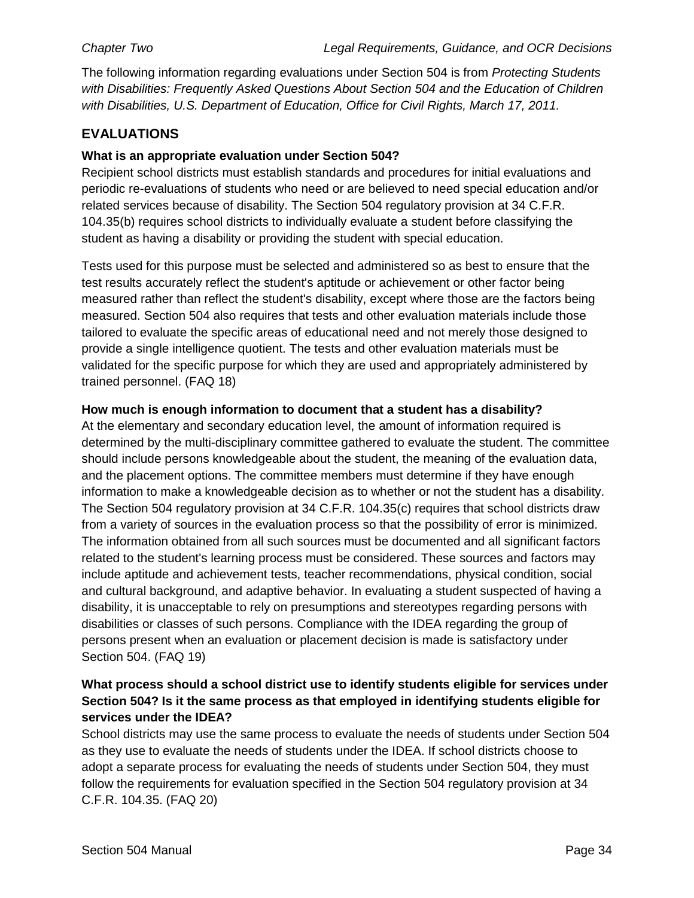The following information regarding evaluations under Section 504 is from *Protecting Students with Disabilities: Frequently Asked Questions About Section 504 and the Education of Children with Disabilities, U.S. Department of Education, Office for Civil Rights, March 17, 2011.*

## EVALUATIONS

**What is an appropriate evaluation under Section 504?**

Recipient school districts must establish standards and procedures for initial evaluations and periodic re-evaluations of students who need or are believed to need special education and/or related services because of disability. The Section 504 regulatory provision at 34 C.F.R. 104.35(b) requires school districts to individually evaluate a student before classifying the student as having a disability or providing the student with special education.

Tests used for this purpose must be selected and administered so as best to ensure that the test results accurately reflect the student's aptitude or achievement or other factor being measured rather than reflect the student's disability, except where those are the factors being measured. Section 504 also requires that tests and other evaluation materials include those tailored to evaluate the specific areas of educational need and not merely those designed to provide a single intelligence quotient. The tests and other evaluation materials must be validated for the specific purpose for which they are used and appropriately administered by trained personnel. (FAQ 18)

**How much is enough information to document that a student has a disability?**

At the elementary and secondary education level, the amount of information required is determined by the multi-disciplinary committee gathered to evaluate the student. The committee should include persons knowledgeable about the student, the meaning of the evaluation data, and the placement options. The committee members must determine if they have enough information to make a knowledgeable decision as to whether or not the student has a disability. The Section 504 regulatory provision at 34 C.F.R. 104.35(c) requires that school districts draw from a variety of sources in the evaluation process so that the possibility of error is minimized. The information obtained from all such sources must be documented and all significant factors related to the student's learning process must be considered. These sources and factors may include aptitude and achievement tests, teacher recommendations, physical condition, social and cultural background, and adaptive behavior. In evaluating a student suspected of having a disability, it is unacceptable to rely on presumptions and stereotypes regarding persons with disabilities or classes of such persons. Compliance with the IDEA regarding the group of persons present when an evaluation or placement decision is made is satisfactory under Section 504. (FAQ 19)

**What process should a school district use to identify students eligible for services under Section 504? Is it the same process as that employed in identifying students eligible for services under the IDEA?**

School districts may use the same process to evaluate the needs of students under Section 504 as they use to evaluate the needs of students under the IDEA. If school districts choose to adopt a separate process for evaluating the needs of students under Section 504, they must follow the requirements for evaluation specified in the Section 504 regulatory provision at 34 C.F.R. 104.35. (FAQ 20)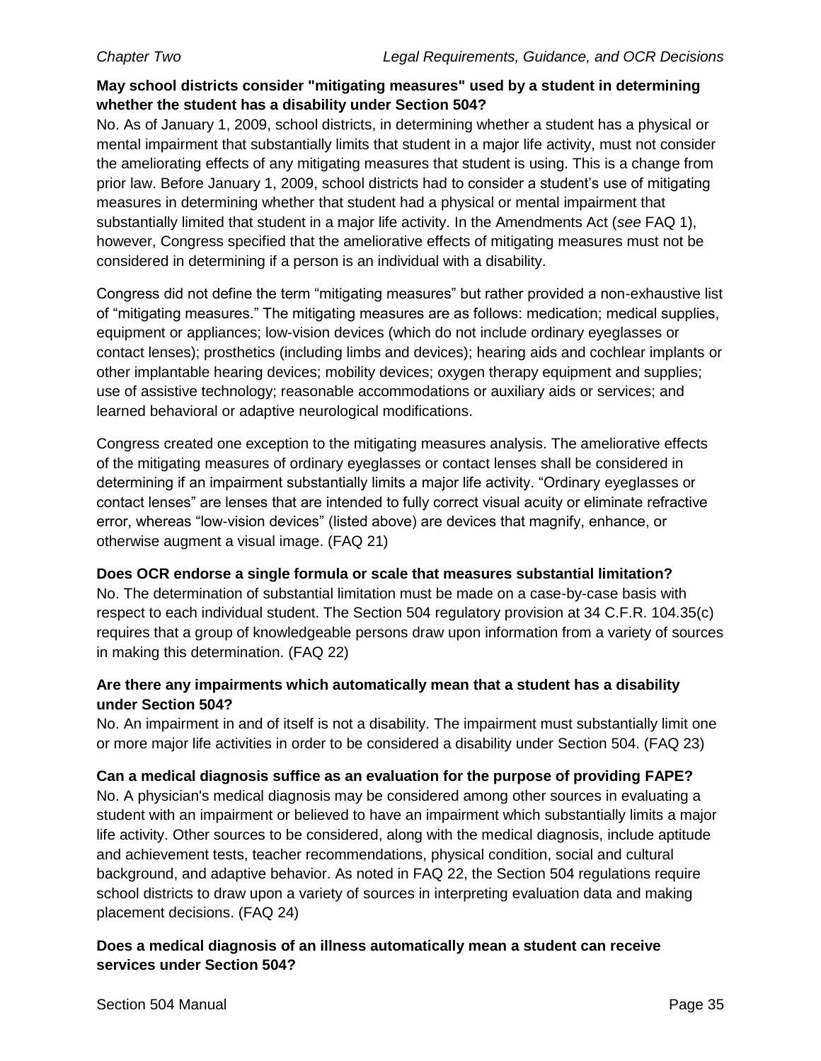**May school districts consider "mitigating measures" used by a student in determining whether the student has a disability under Section 504?**

No. As of January 1, 2009, school districts, in determining whether a student has a physical or mental impairment that substantially limits that student in a major life activity, must not consider the ameliorating effects of any mitigating measures that student is using. This is a change from prior law. Before January 1, 2009, school districts had to consider a student's use of mitigating measures in determining whether that student had a physical or mental impairment that substantially limited that student in a major life activity. In the Amendments Act (*see* FAQ 1), however, Congress specified that the ameliorative effects of mitigating measures must not be considered in determining if a person is an individual with a disability.

Congress did not define the term "mitigating measures" but rather provided a non-exhaustive list of "mitigating measures." The mitigating measures are as follows: medication; medical supplies, equipment or appliances; low-vision devices (which do not include ordinary eyeglasses or contact lenses); prosthetics (including limbs and devices); hearing aids and cochlear implants or other implantable hearing devices; mobility devices; oxygen therapy equipment and supplies; use of assistive technology; reasonable accommodations or auxiliary aids or services; and learned behavioral or adaptive neurological modifications.

Congress created one exception to the mitigating measures analysis. The ameliorative effects of the mitigating measures of ordinary eyeglasses or contact lenses shall be considered in determining if an impairment substantially limits a major life activity. "Ordinary eyeglasses or contact lenses" are lenses that are intended to fully correct visual acuity or eliminate refractive error, whereas "low-vision devices" (listed above) are devices that magnify, enhance, or otherwise augment a visual image. (FAQ 21)

**Does OCR endorse a single formula or scale that measures substantial limitation?**

No. The determination of substantial limitation must be made on a case-by-case basis with respect to each individual student. The Section 504 regulatory provision at 34 C.F.R. 104.35(c) requires that a group of knowledgeable persons draw upon information from a variety of sources in making this determination. (FAQ 22)

**Are there any impairments which automatically mean that a student has a disability under Section 504?**

No. An impairment in and of itself is not a disability. The impairment must substantially limit one or more major life activities in order to be considered a disability under Section 504. (FAQ 23)

**Can a medical diagnosis suffice as an evaluation for the purpose of providing FAPE?**

No. A physician's medical diagnosis may be considered among other sources in evaluating a student with an impairment or believed to have an impairment which substantially limits a major life activity. Other sources to be considered, along with the medical diagnosis, include aptitude and achievement tests, teacher recommendations, physical condition, social and cultural background, and adaptive behavior. As noted in FAQ 22, the Section 504 regulations require school districts to draw upon a variety of sources in interpreting evaluation data and making placement decisions. (FAQ 24)

**Does a medical diagnosis of an illness automatically mean a student can receive services under Section 504?**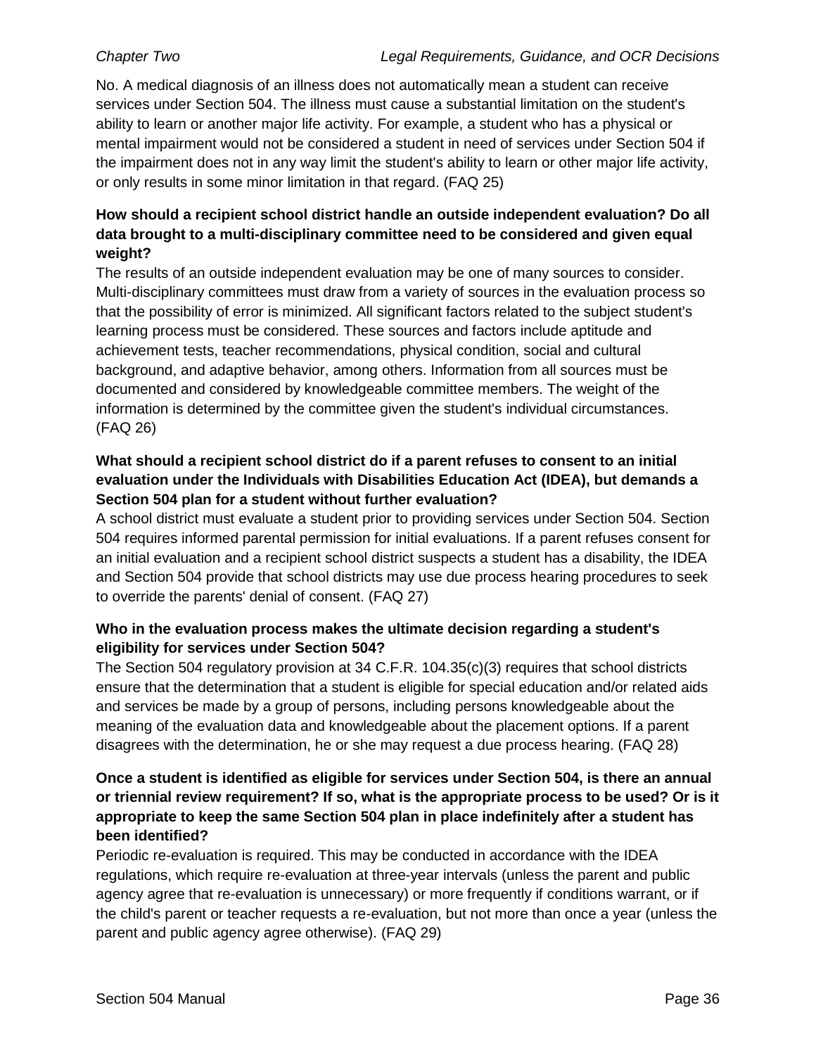No. A medical diagnosis of an illness does not automatically mean a student can receive services under Section 504. The illness must cause a substantial limitation on the student's ability to learn or another major life activity. For example, a student who has a physical or mental impairment would not be considered a student in need of services under Section 504 if the impairment does not in any way limit the student's ability to learn or other major life activity, or only results in some minor limitation in that regard. (FAQ 25)

**How should a recipient school district handle an outside independent evaluation? Do all data brought to a multi-disciplinary committee need to be considered and given equal weight?**

The results of an outside independent evaluation may be one of many sources to consider. Multi-disciplinary committees must draw from a variety of sources in the evaluation process so that the possibility of error is minimized. All significant factors related to the subject student's learning process must be considered. These sources and factors include aptitude and achievement tests, teacher recommendations, physical condition, social and cultural background, and adaptive behavior, among others. Information from all sources must be documented and considered by knowledgeable committee members. The weight of the information is determined by the committee given the student's individual circumstances. (FAQ 26)

**What should a recipient school district do if a parent refuses to consent to an initial evaluation under the Individuals with Disabilities Education Act (IDEA), but demands a Section 504 plan for a student without further evaluation?**

A school district must evaluate a student prior to providing services under Section 504. Section 504 requires informed parental permission for initial evaluations. If a parent refuses consent for an initial evaluation and a recipient school district suspects a student has a disability, the IDEA and Section 504 provide that school districts may use due process hearing procedures to seek to override the parents' denial of consent. (FAQ 27)

**Who in the evaluation process makes the ultimate decision regarding a student's eligibility for services under Section 504?**

The Section 504 regulatory provision at 34 C.F.R. 104.35(c)(3) requires that school districts ensure that the determination that a student is eligible for special education and/or related aids and services be made by a group of persons, including persons knowledgeable about the meaning of the evaluation data and knowledgeable about the placement options. If a parent disagrees with the determination, he or she may request a due process hearing. (FAQ 28)

**Once a student is identified as eligible for services under Section 504, is there an annual or triennial review requirement? If so, what is the appropriate process to be used? Or is it appropriate to keep the same Section 504 plan in place indefinitely after a student has been identified?**

Periodic re-evaluation is required. This may be conducted in accordance with the IDEA regulations, which require re-evaluation at three-year intervals (unless the parent and public agency agree that re-evaluation is unnecessary) or more frequently if conditions warrant, or if the child's parent or teacher requests a re-evaluation, but not more than once a year (unless the parent and public agency agree otherwise). (FAQ 29)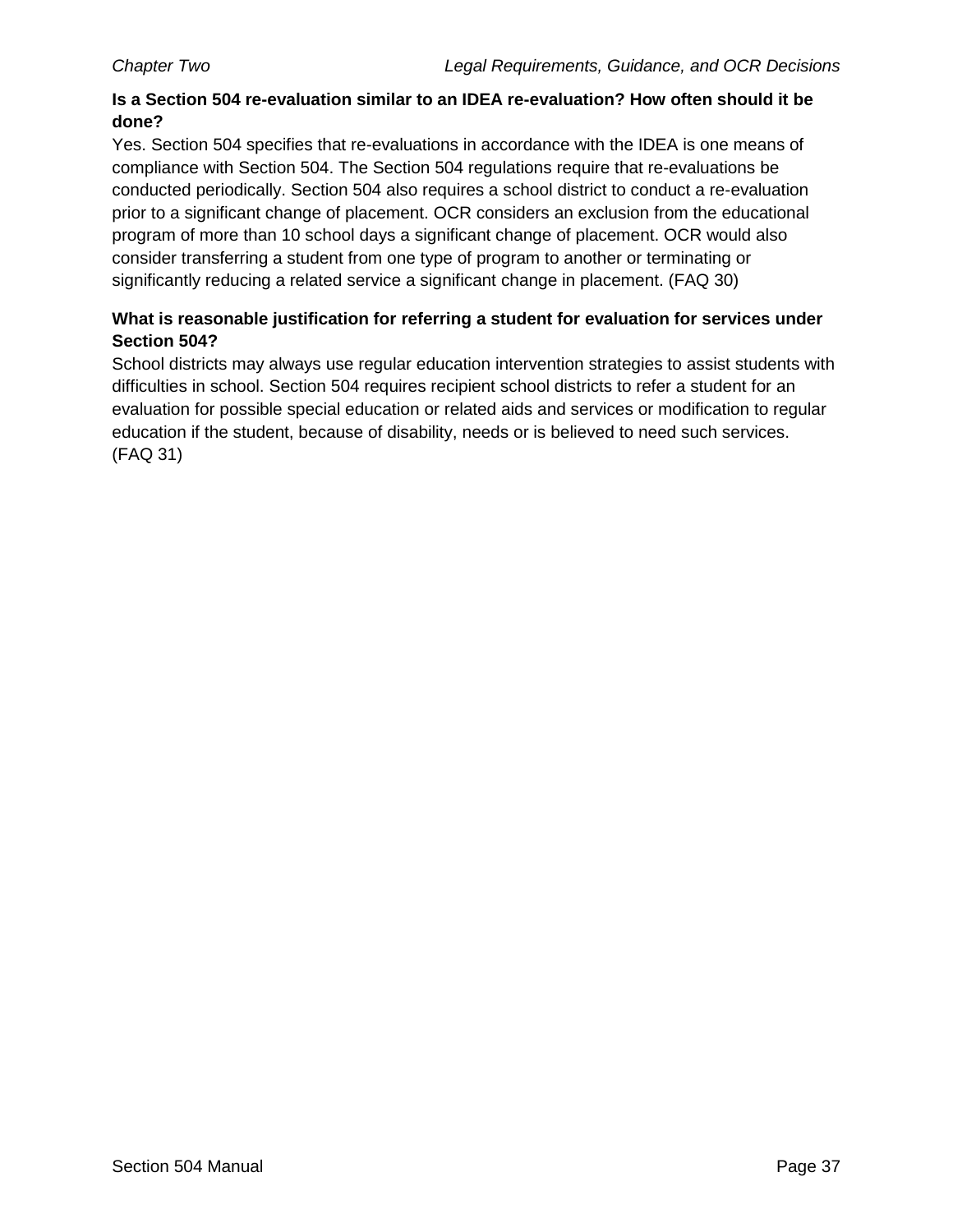**Is a Section 504 re-evaluation similar to an IDEA re-evaluation? How often should it be done?**

Yes. Section 504 specifies that re-evaluations in accordance with the IDEA is one means of compliance with Section 504. The Section 504 regulations require that re-evaluations be conducted periodically. Section 504 also requires a school district to conduct a re-evaluation prior to a significant change of placement. OCR considers an exclusion from the educational program of more than 10 school days a significant change of placement. OCR would also consider transferring a student from one type of program to another or terminating or significantly reducing a related service a significant change in placement. (FAQ 30)

**What is reasonable justification for referring a student for evaluation for services under Section 504?**

School districts may always use regular education intervention strategies to assist students with difficulties in school. Section 504 requires recipient school districts to refer a student for an evaluation for possible special education or related aids and services or modification to regular education if the student, because of disability, needs or is believed to need such services. (FAQ 31)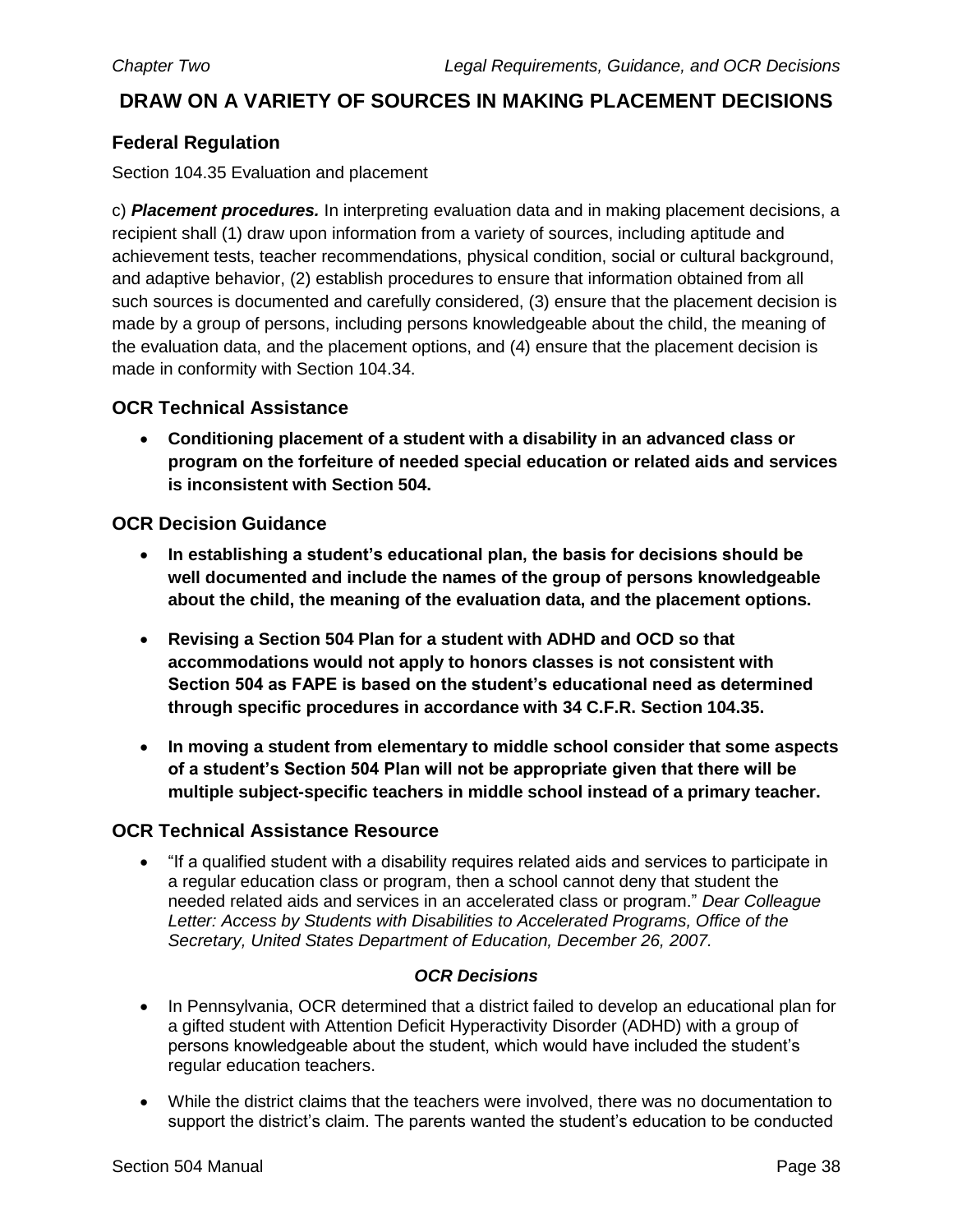# DRAW ON A VARIETY OF SOURCES IN MAKING PLACEMENT DECISIONS

## Federal Regulation

Section 104.35 Evaluation and placement

c) ***Placement procedures.*** In interpreting evaluation data and in making placement decisions, a recipient shall (1) draw upon information from a variety of sources, including aptitude and achievement tests, teacher recommendations, physical condition, social or cultural background, and adaptive behavior, (2) establish procedures to ensure that information obtained from all such sources is documented and carefully considered, (3) ensure that the placement decision is made by a group of persons, including persons knowledgeable about the child, the meaning of the evaluation data, and the placement options, and (4) ensure that the placement decision is made in conformity with Section 104.34.

## OCR Technical Assistance

- **Conditioning placement of a student with a disability in an advanced class or program on the forfeiture of needed special education or related aids and services is inconsistent with Section 504.**

## OCR Decision Guidance

- **In establishing a student's educational plan, the basis for decisions should be well documented and include the names of the group of persons knowledgeable about the child, the meaning of the evaluation data, and the placement options.**

- **Revising a Section 504 Plan for a student with ADHD and OCD so that accommodations would not apply to honors classes is not consistent with Section 504 as FAPE is based on the student's educational need as determined through specific procedures in accordance with 34 C.F.R. Section 104.35.**

- **In moving a student from elementary to middle school consider that some aspects of a student's Section 504 Plan will not be appropriate given that there will be multiple subject-specific teachers in middle school instead of a primary teacher.**

## OCR Technical Assistance Resource

- "If a qualified student with a disability requires related aids and services to participate in a regular education class or program, then a school cannot deny that student the needed related aids and services in an accelerated class or program." *Dear Colleague Letter: Access by Students with Disabilities to Accelerated Programs, Office of the Secretary, United States Department of Education, December 26, 2007.*

***OCR Decisions***

- In Pennsylvania, OCR determined that a district failed to develop an educational plan for a gifted student with Attention Deficit Hyperactivity Disorder (ADHD) with a group of persons knowledgeable about the student, which would have included the student's regular education teachers.

- While the district claims that the teachers were involved, there was no documentation to support the district's claim. The parents wanted the student's education to be conducted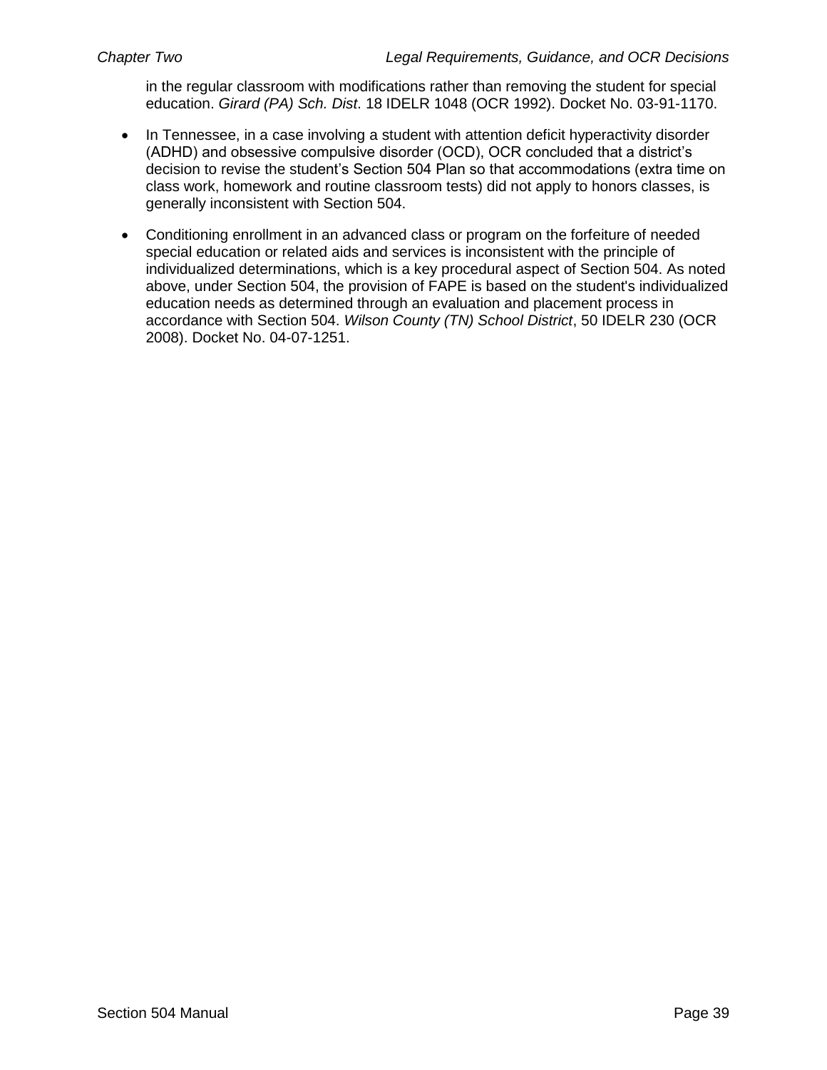in the regular classroom with modifications rather than removing the student for special education. *Girard (PA) Sch. Dist*. 18 IDELR 1048 (OCR 1992). Docket No. 03-91-1170.

- In Tennessee, in a case involving a student with attention deficit hyperactivity disorder (ADHD) and obsessive compulsive disorder (OCD), OCR concluded that a district's decision to revise the student's Section 504 Plan so that accommodations (extra time on class work, homework and routine classroom tests) did not apply to honors classes, is generally inconsistent with Section 504.

- Conditioning enrollment in an advanced class or program on the forfeiture of needed special education or related aids and services is inconsistent with the principle of individualized determinations, which is a key procedural aspect of Section 504. As noted above, under Section 504, the provision of FAPE is based on the student's individualized education needs as determined through an evaluation and placement process in accordance with Section 504. *Wilson County (TN) School District*, 50 IDELR 230 (OCR 2008). Docket No. 04-07-1251.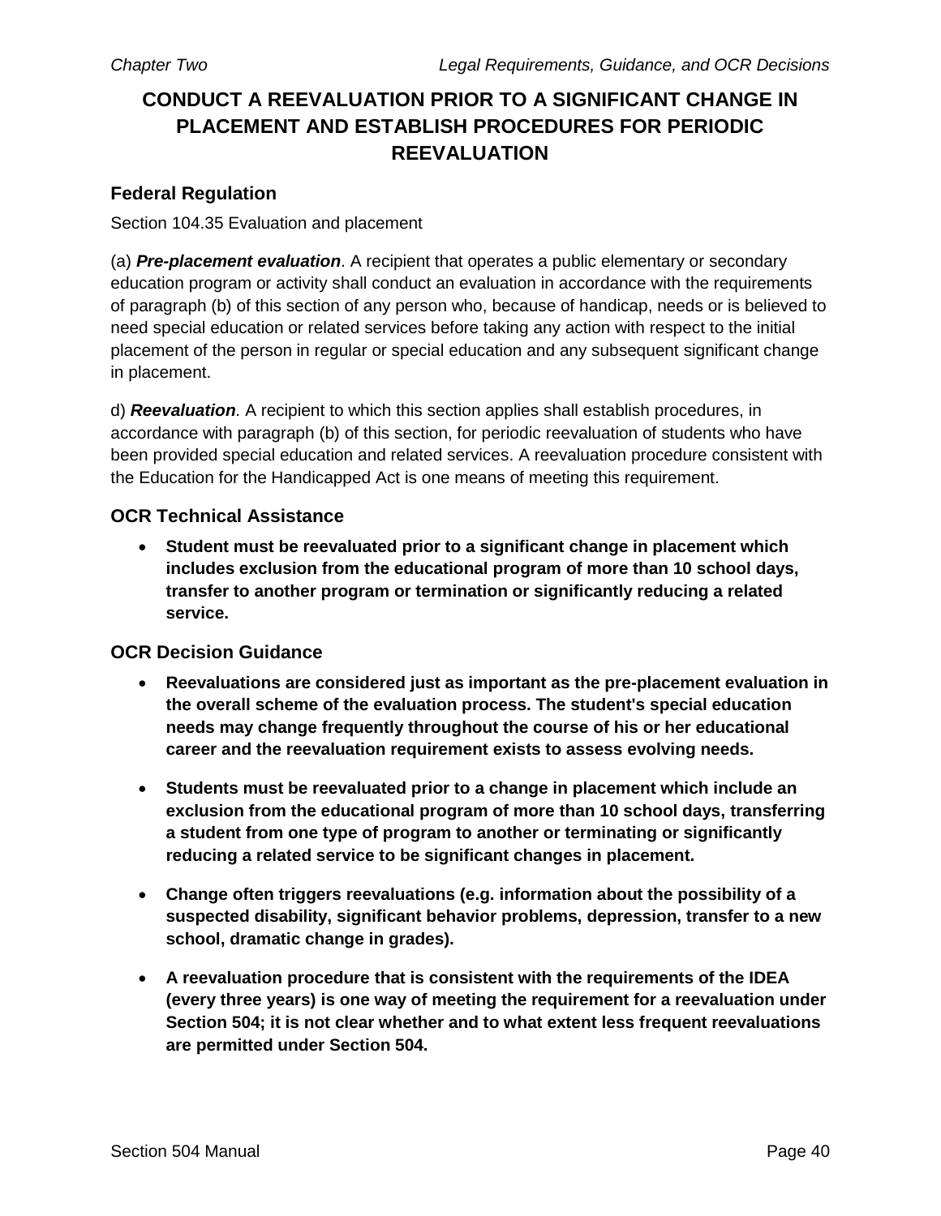# CONDUCT A REEVALUATION PRIOR TO A SIGNIFICANT CHANGE IN PLACEMENT AND ESTABLISH PROCEDURES FOR PERIODIC REEVALUATION

## Federal Regulation

Section 104.35 Evaluation and placement

(a) ***Pre-placement evaluation***. A recipient that operates a public elementary or secondary education program or activity shall conduct an evaluation in accordance with the requirements of paragraph (b) of this section of any person who, because of handicap, needs or is believed to need special education or related services before taking any action with respect to the initial placement of the person in regular or special education and any subsequent significant change in placement.

d) ***Reevaluation***. A recipient to which this section applies shall establish procedures, in accordance with paragraph (b) of this section, for periodic reevaluation of students who have been provided special education and related services. A reevaluation procedure consistent with the Education for the Handicapped Act is one means of meeting this requirement.

## OCR Technical Assistance

- **Student must be reevaluated prior to a significant change in placement which includes exclusion from the educational program of more than 10 school days, transfer to another program or termination or significantly reducing a related service.**

## OCR Decision Guidance

- **Reevaluations are considered just as important as the pre-placement evaluation in the overall scheme of the evaluation process. The student's special education needs may change frequently throughout the course of his or her educational career and the reevaluation requirement exists to assess evolving needs.**
- **Students must be reevaluated prior to a change in placement which include an exclusion from the educational program of more than 10 school days, transferring a student from one type of program to another or terminating or significantly reducing a related service to be significant changes in placement.**
- **Change often triggers reevaluations (e.g. information about the possibility of a suspected disability, significant behavior problems, depression, transfer to a new school, dramatic change in grades).**
- **A reevaluation procedure that is consistent with the requirements of the IDEA (every three years) is one way of meeting the requirement for a reevaluation under Section 504; it is not clear whether and to what extent less frequent reevaluations are permitted under Section 504.**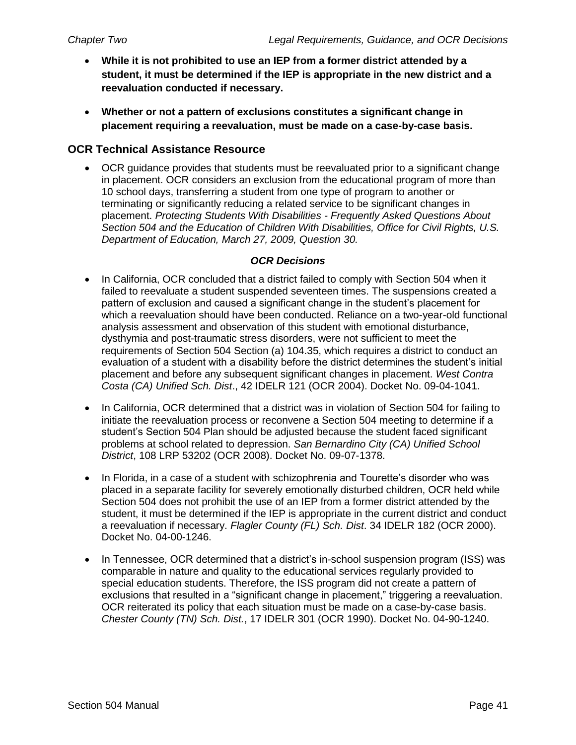- **While it is not prohibited to use an IEP from a former district attended by a student, it must be determined if the IEP is appropriate in the new district and a reevaluation conducted if necessary.**

- **Whether or not a pattern of exclusions constitutes a significant change in placement requiring a reevaluation, must be made on a case-by-case basis.**

## OCR Technical Assistance Resource

- OCR guidance provides that students must be reevaluated prior to a significant change in placement. OCR considers an exclusion from the educational program of more than 10 school days, transferring a student from one type of program to another or terminating or significantly reducing a related service to be significant changes in placement. *Protecting Students With Disabilities - Frequently Asked Questions About Section 504 and the Education of Children With Disabilities, Office for Civil Rights, U.S. Department of Education, March 27, 2009, Question 30.*

### *OCR Decisions*

- In California, OCR concluded that a district failed to comply with Section 504 when it failed to reevaluate a student suspended seventeen times. The suspensions created a pattern of exclusion and caused a significant change in the student's placement for which a reevaluation should have been conducted. Reliance on a two-year-old functional analysis assessment and observation of this student with emotional disturbance, dysthymia and post-traumatic stress disorders, were not sufficient to meet the requirements of Section 504 Section (a) 104.35, which requires a district to conduct an evaluation of a student with a disability before the district determines the student's initial placement and before any subsequent significant changes in placement. *West Contra Costa (CA) Unified Sch. Dist*., 42 IDELR 121 (OCR 2004). Docket No. 09-04-1041.

- In California, OCR determined that a district was in violation of Section 504 for failing to initiate the reevaluation process or reconvene a Section 504 meeting to determine if a student's Section 504 Plan should be adjusted because the student faced significant problems at school related to depression. *San Bernardino City (CA) Unified School District*, 108 LRP 53202 (OCR 2008). Docket No. 09-07-1378.

- In Florida, in a case of a student with schizophrenia and Tourette's disorder who was placed in a separate facility for severely emotionally disturbed children, OCR held while Section 504 does not prohibit the use of an IEP from a former district attended by the student, it must be determined if the IEP is appropriate in the current district and conduct a reevaluation if necessary. *Flagler County (FL) Sch. Dist*. 34 IDELR 182 (OCR 2000). Docket No. 04-00-1246.

- In Tennessee, OCR determined that a district's in-school suspension program (ISS) was comparable in nature and quality to the educational services regularly provided to special education students. Therefore, the ISS program did not create a pattern of exclusions that resulted in a "significant change in placement," triggering a reevaluation. OCR reiterated its policy that each situation must be made on a case-by-case basis. *Chester County (TN) Sch. Dist.*, 17 IDELR 301 (OCR 1990). Docket No. 04-90-1240.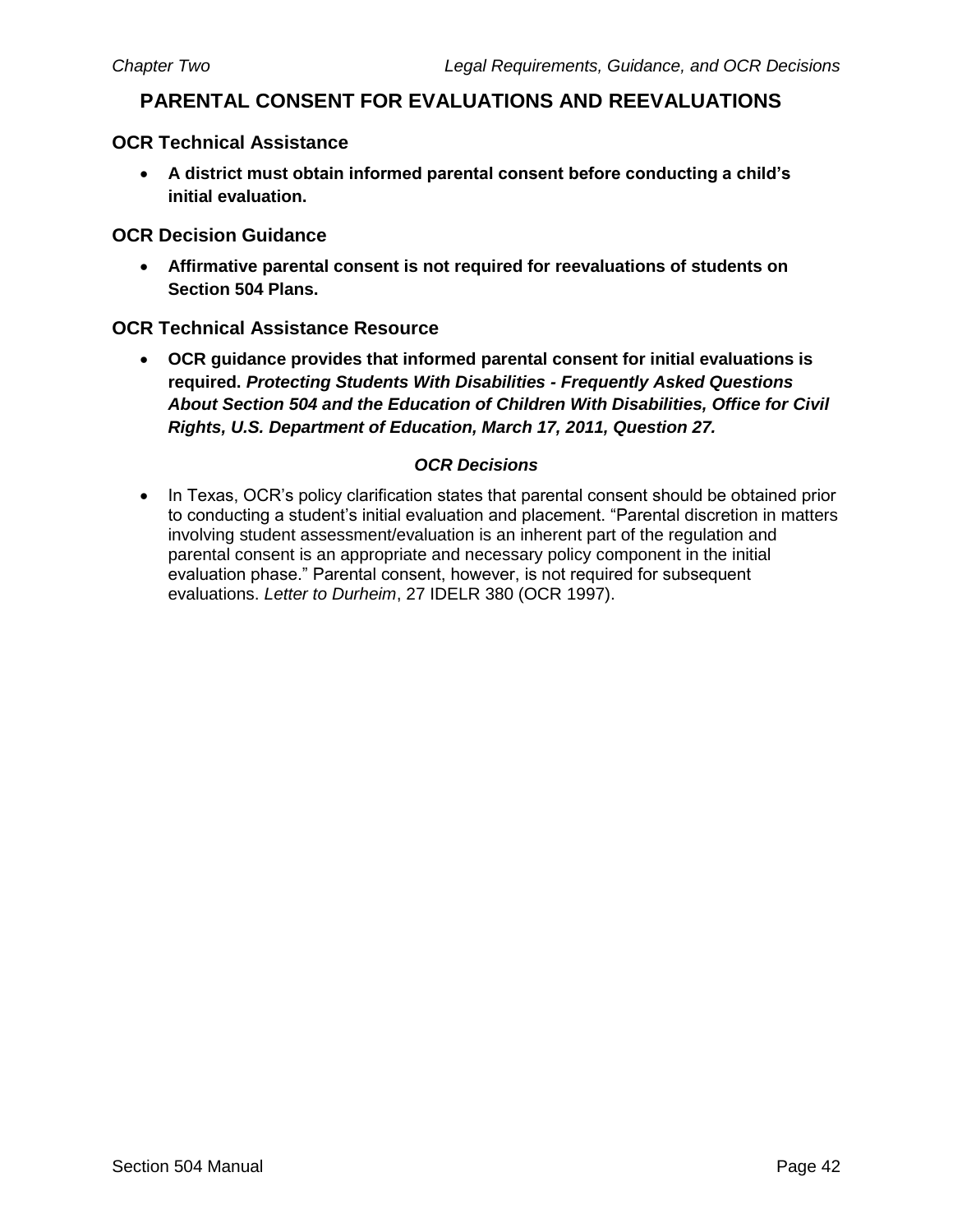## PARENTAL CONSENT FOR EVALUATIONS AND REEVALUATIONS

### OCR Technical Assistance

- **A district must obtain informed parental consent before conducting a child's initial evaluation.**

### OCR Decision Guidance

- **Affirmative parental consent is not required for reevaluations of students on Section 504 Plans.**

### OCR Technical Assistance Resource

- **OCR guidance provides that informed parental consent for initial evaluations is required. *Protecting Students With Disabilities - Frequently Asked Questions About Section 504 and the Education of Children With Disabilities, Office for Civil Rights, U.S. Department of Education, March 17, 2011, Question 27.***

***OCR Decisions***

- In Texas, OCR's policy clarification states that parental consent should be obtained prior to conducting a student's initial evaluation and placement. "Parental discretion in matters involving student assessment/evaluation is an inherent part of the regulation and parental consent is an appropriate and necessary policy component in the initial evaluation phase." Parental consent, however, is not required for subsequent evaluations. *Letter to Durheim*, 27 IDELR 380 (OCR 1997).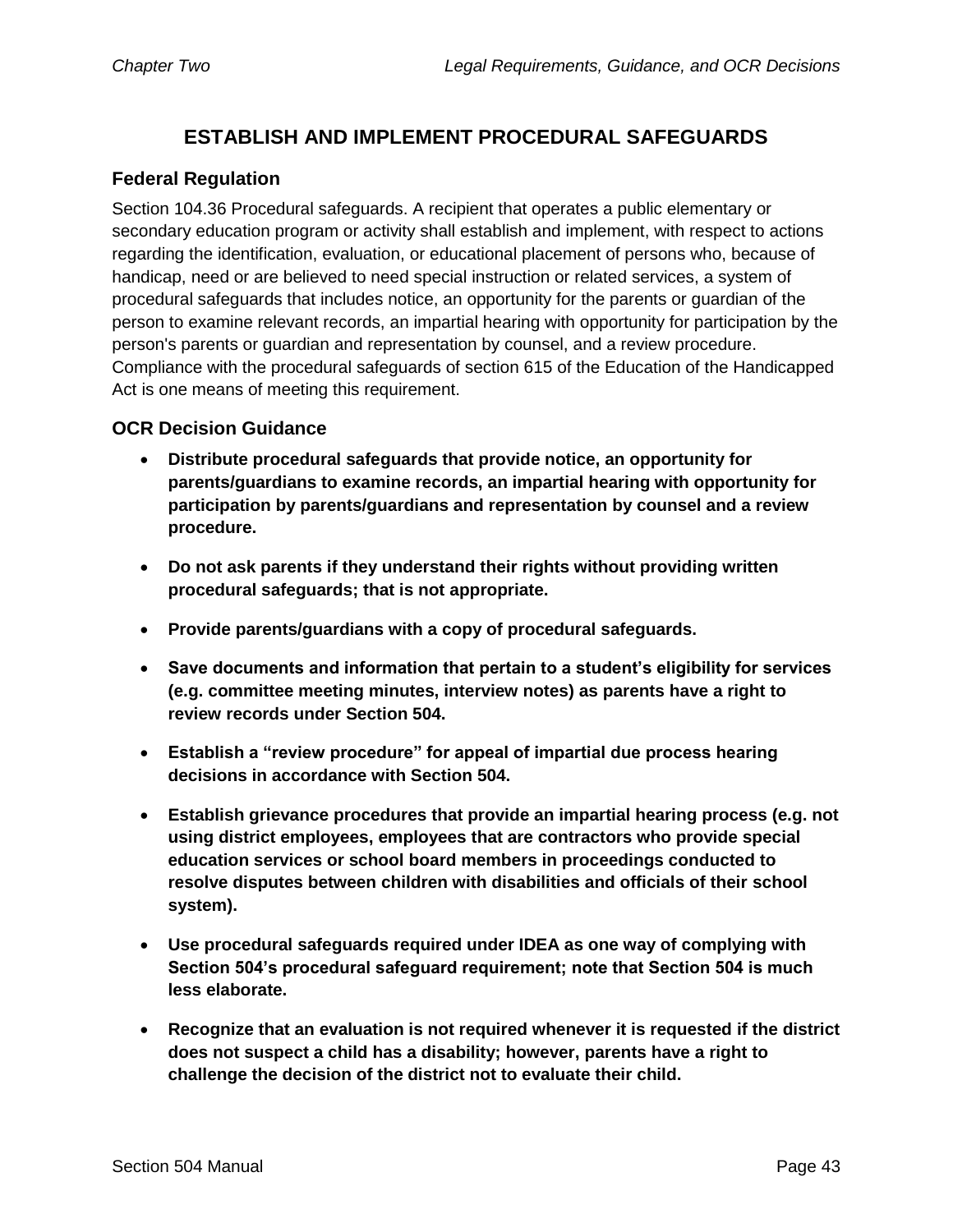## ESTABLISH AND IMPLEMENT PROCEDURAL SAFEGUARDS

### Federal Regulation

Section 104.36 Procedural safeguards. A recipient that operates a public elementary or secondary education program or activity shall establish and implement, with respect to actions regarding the identification, evaluation, or educational placement of persons who, because of handicap, need or are believed to need special instruction or related services, a system of procedural safeguards that includes notice, an opportunity for the parents or guardian of the person to examine relevant records, an impartial hearing with opportunity for participation by the person's parents or guardian and representation by counsel, and a review procedure. Compliance with the procedural safeguards of section 615 of the Education of the Handicapped Act is one means of meeting this requirement.

### OCR Decision Guidance

- **Distribute procedural safeguards that provide notice, an opportunity for parents/guardians to examine records, an impartial hearing with opportunity for participation by parents/guardians and representation by counsel and a review procedure.**
- **Do not ask parents if they understand their rights without providing written procedural safeguards; that is not appropriate.**
- **Provide parents/guardians with a copy of procedural safeguards.**
- **Save documents and information that pertain to a student's eligibility for services (e.g. committee meeting minutes, interview notes) as parents have a right to review records under Section 504.**
- **Establish a "review procedure" for appeal of impartial due process hearing decisions in accordance with Section 504.**
- **Establish grievance procedures that provide an impartial hearing process (e.g. not using district employees, employees that are contractors who provide special education services or school board members in proceedings conducted to resolve disputes between children with disabilities and officials of their school system).**
- **Use procedural safeguards required under IDEA as one way of complying with Section 504's procedural safeguard requirement; note that Section 504 is much less elaborate.**
- **Recognize that an evaluation is not required whenever it is requested if the district does not suspect a child has a disability; however, parents have a right to challenge the decision of the district not to evaluate their child.**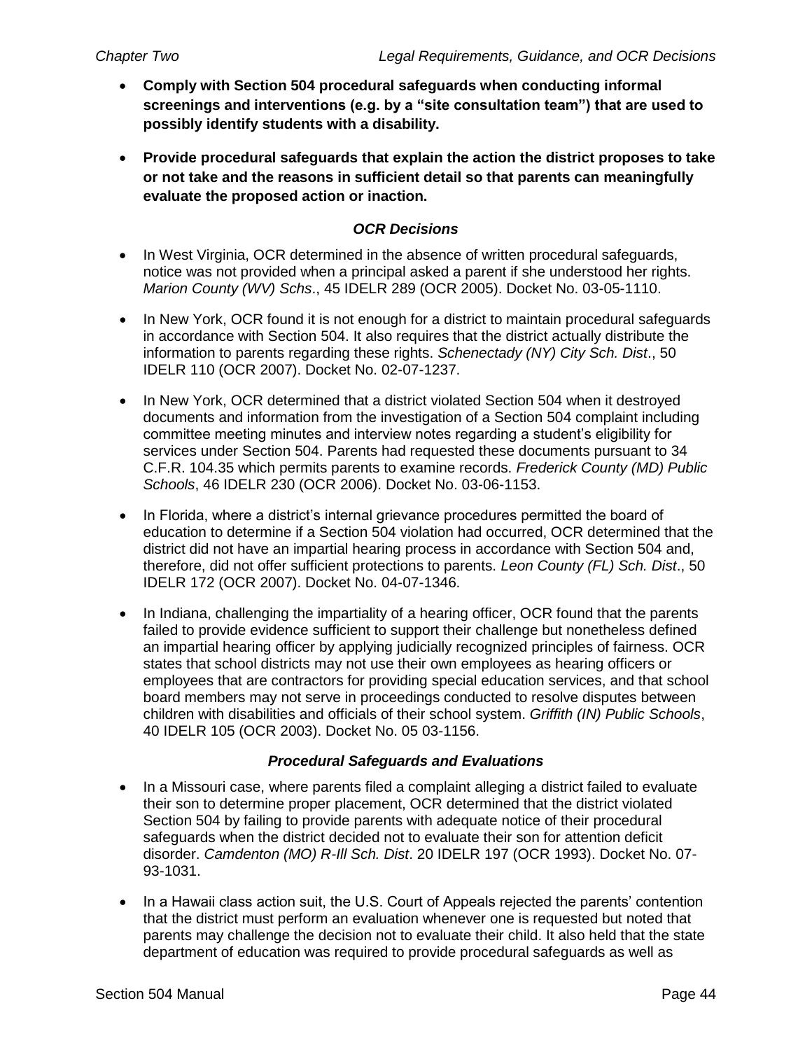- **Comply with Section 504 procedural safeguards when conducting informal screenings and interventions (e.g. by a "site consultation team") that are used to possibly identify students with a disability.**

- **Provide procedural safeguards that explain the action the district proposes to take or not take and the reasons in sufficient detail so that parents can meaningfully evaluate the proposed action or inaction.**

### *OCR Decisions*

- In West Virginia, OCR determined in the absence of written procedural safeguards, notice was not provided when a principal asked a parent if she understood her rights. *Marion County (WV) Schs*., 45 IDELR 289 (OCR 2005). Docket No. 03-05-1110.

- In New York, OCR found it is not enough for a district to maintain procedural safeguards in accordance with Section 504. It also requires that the district actually distribute the information to parents regarding these rights. *Schenectady (NY) City Sch. Dist*., 50 IDELR 110 (OCR 2007). Docket No. 02-07-1237.

- In New York, OCR determined that a district violated Section 504 when it destroyed documents and information from the investigation of a Section 504 complaint including committee meeting minutes and interview notes regarding a student's eligibility for services under Section 504. Parents had requested these documents pursuant to 34 C.F.R. 104.35 which permits parents to examine records. *Frederick County (MD) Public Schools*, 46 IDELR 230 (OCR 2006). Docket No. 03-06-1153.

- In Florida, where a district's internal grievance procedures permitted the board of education to determine if a Section 504 violation had occurred, OCR determined that the district did not have an impartial hearing process in accordance with Section 504 and, therefore, did not offer sufficient protections to parents. *Leon County (FL) Sch. Dist*., 50 IDELR 172 (OCR 2007). Docket No. 04-07-1346.

- In Indiana, challenging the impartiality of a hearing officer, OCR found that the parents failed to provide evidence sufficient to support their challenge but nonetheless defined an impartial hearing officer by applying judicially recognized principles of fairness. OCR states that school districts may not use their own employees as hearing officers or employees that are contractors for providing special education services, and that school board members may not serve in proceedings conducted to resolve disputes between children with disabilities and officials of their school system. *Griffith (IN) Public Schools*, 40 IDELR 105 (OCR 2003). Docket No. 05 03-1156.

### *Procedural Safeguards and Evaluations*

- In a Missouri case, where parents filed a complaint alleging a district failed to evaluate their son to determine proper placement, OCR determined that the district violated Section 504 by failing to provide parents with adequate notice of their procedural safeguards when the district decided not to evaluate their son for attention deficit disorder. *Camdenton (MO) R-Ill Sch. Dist*. 20 IDELR 197 (OCR 1993). Docket No. 07-93-1031.

- In a Hawaii class action suit, the U.S. Court of Appeals rejected the parents' contention that the district must perform an evaluation whenever one is requested but noted that parents may challenge the decision not to evaluate their child. It also held that the state department of education was required to provide procedural safeguards as well as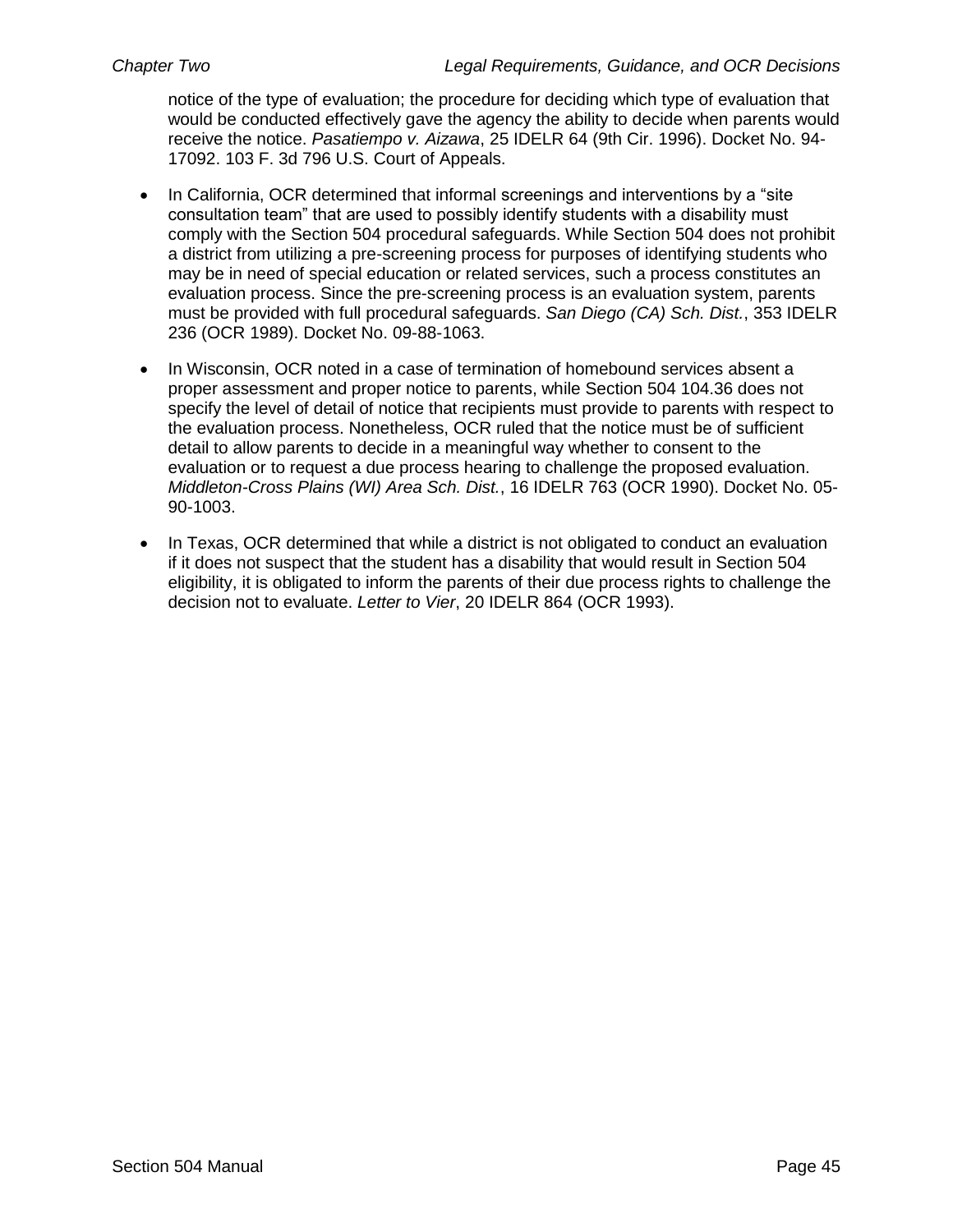notice of the type of evaluation; the procedure for deciding which type of evaluation that would be conducted effectively gave the agency the ability to decide when parents would receive the notice. *Pasatiempo v. Aizawa*, 25 IDELR 64 (9th Cir. 1996). Docket No. 94-17092. 103 F. 3d 796 U.S. Court of Appeals.

- In California, OCR determined that informal screenings and interventions by a "site consultation team" that are used to possibly identify students with a disability must comply with the Section 504 procedural safeguards. While Section 504 does not prohibit a district from utilizing a pre-screening process for purposes of identifying students who may be in need of special education or related services, such a process constitutes an evaluation process. Since the pre-screening process is an evaluation system, parents must be provided with full procedural safeguards. *San Diego (CA) Sch. Dist.*, 353 IDELR 236 (OCR 1989). Docket No. 09-88-1063.

- In Wisconsin, OCR noted in a case of termination of homebound services absent a proper assessment and proper notice to parents, while Section 504 104.36 does not specify the level of detail of notice that recipients must provide to parents with respect to the evaluation process. Nonetheless, OCR ruled that the notice must be of sufficient detail to allow parents to decide in a meaningful way whether to consent to the evaluation or to request a due process hearing to challenge the proposed evaluation. *Middleton-Cross Plains (WI) Area Sch. Dist.*, 16 IDELR 763 (OCR 1990). Docket No. 05-90-1003.

- In Texas, OCR determined that while a district is not obligated to conduct an evaluation if it does not suspect that the student has a disability that would result in Section 504 eligibility, it is obligated to inform the parents of their due process rights to challenge the decision not to evaluate. *Letter to Vier*, 20 IDELR 864 (OCR 1993).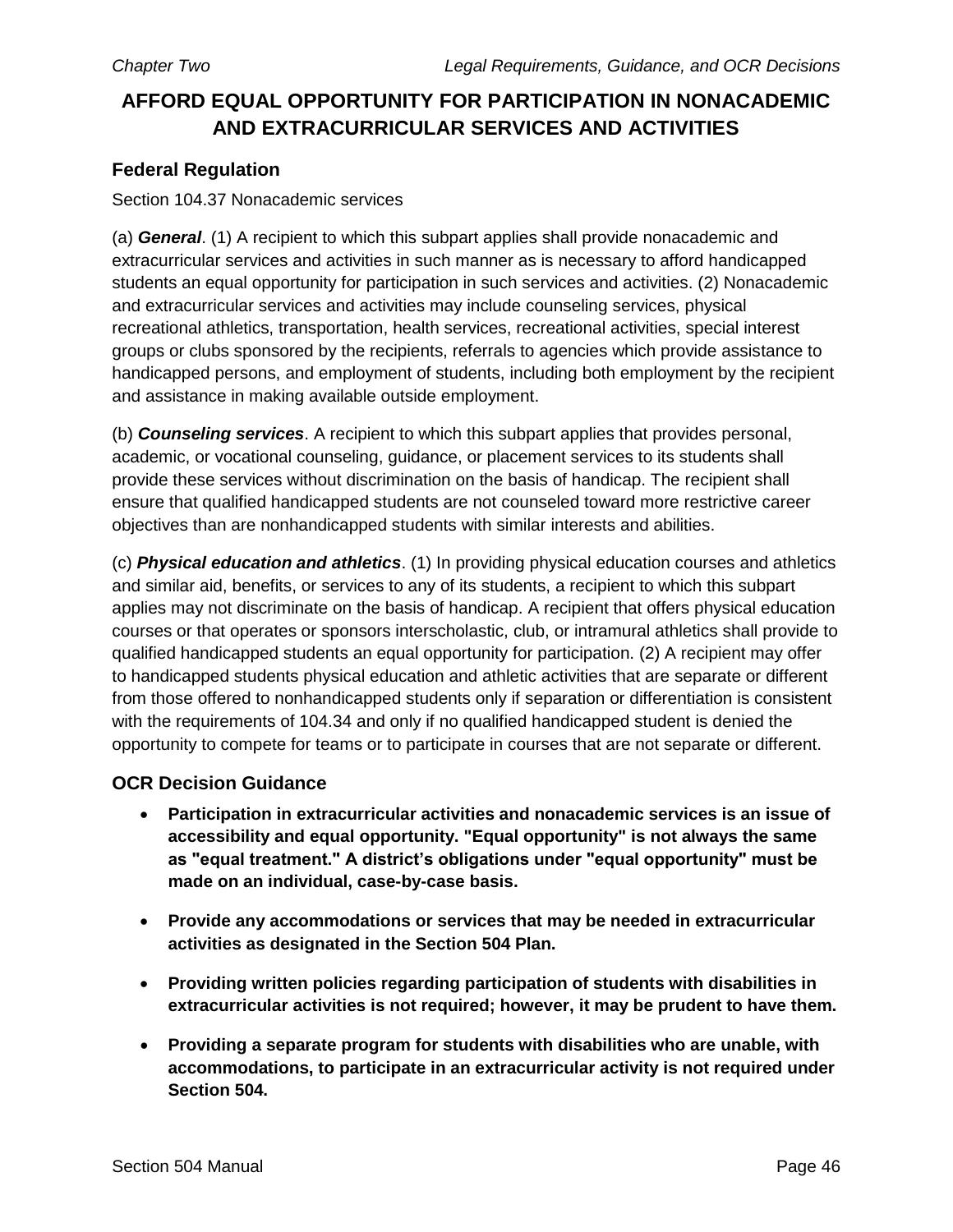# AFFORD EQUAL OPPORTUNITY FOR PARTICIPATION IN NONACADEMIC AND EXTRACURRICULAR SERVICES AND ACTIVITIES

## Federal Regulation

Section 104.37 Nonacademic services

(a) ***General***. (1) A recipient to which this subpart applies shall provide nonacademic and extracurricular services and activities in such manner as is necessary to afford handicapped students an equal opportunity for participation in such services and activities. (2) Nonacademic and extracurricular services and activities may include counseling services, physical recreational athletics, transportation, health services, recreational activities, special interest groups or clubs sponsored by the recipients, referrals to agencies which provide assistance to handicapped persons, and employment of students, including both employment by the recipient and assistance in making available outside employment.

(b) ***Counseling services***. A recipient to which this subpart applies that provides personal, academic, or vocational counseling, guidance, or placement services to its students shall provide these services without discrimination on the basis of handicap. The recipient shall ensure that qualified handicapped students are not counseled toward more restrictive career objectives than are nonhandicapped students with similar interests and abilities.

(c) ***Physical education and athletics***. (1) In providing physical education courses and athletics and similar aid, benefits, or services to any of its students, a recipient to which this subpart applies may not discriminate on the basis of handicap. A recipient that offers physical education courses or that operates or sponsors interscholastic, club, or intramural athletics shall provide to qualified handicapped students an equal opportunity for participation. (2) A recipient may offer to handicapped students physical education and athletic activities that are separate or different from those offered to nonhandicapped students only if separation or differentiation is consistent with the requirements of 104.34 and only if no qualified handicapped student is denied the opportunity to compete for teams or to participate in courses that are not separate or different.

## OCR Decision Guidance

- **Participation in extracurricular activities and nonacademic services is an issue of accessibility and equal opportunity. "Equal opportunity" is not always the same as "equal treatment." A district's obligations under "equal opportunity" must be made on an individual, case-by-case basis.**
- **Provide any accommodations or services that may be needed in extracurricular activities as designated in the Section 504 Plan.**
- **Providing written policies regarding participation of students with disabilities in extracurricular activities is not required; however, it may be prudent to have them.**
- **Providing a separate program for students with disabilities who are unable, with accommodations, to participate in an extracurricular activity is not required under Section 504.**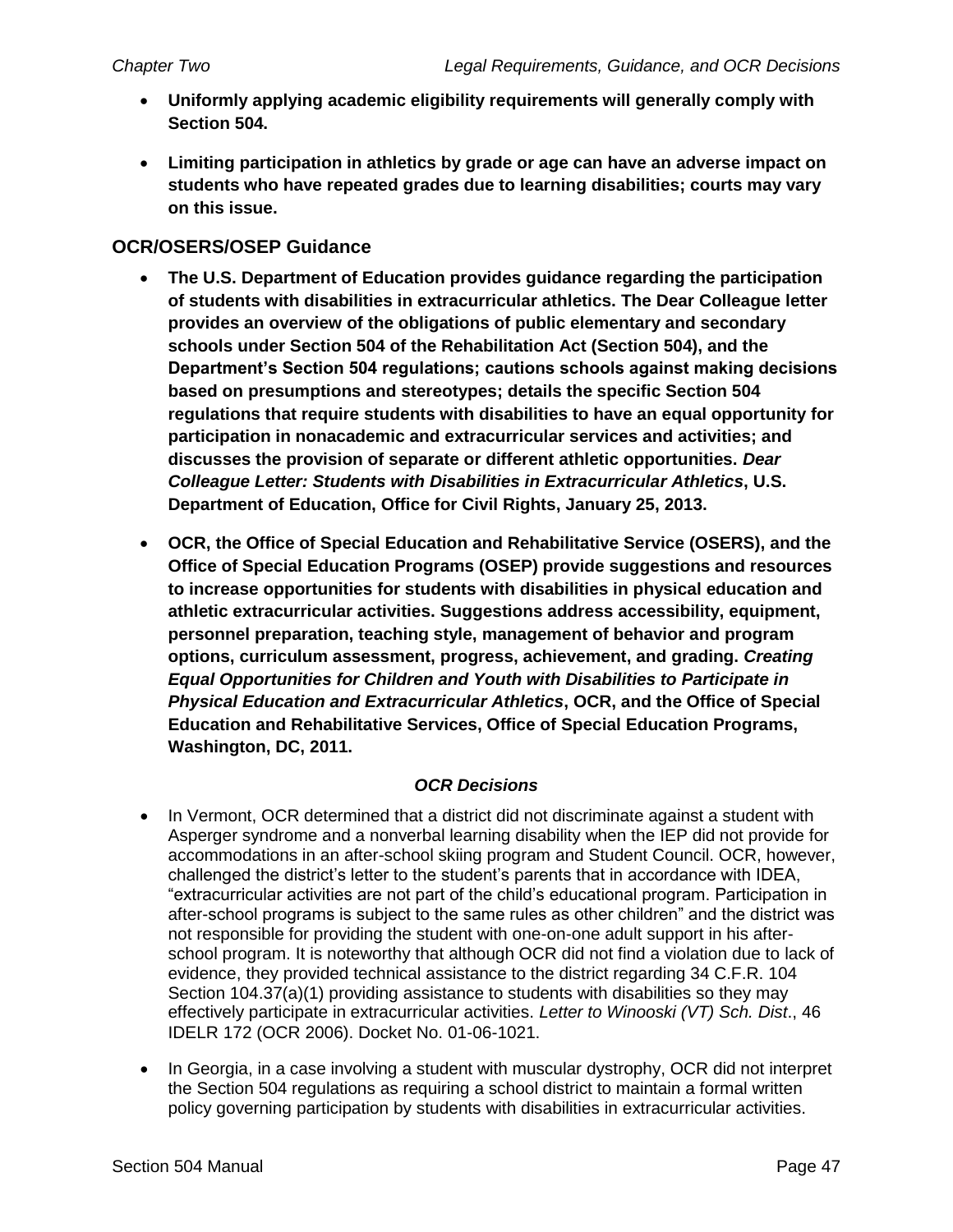- **Uniformly applying academic eligibility requirements will generally comply with Section 504.**

- **Limiting participation in athletics by grade or age can have an adverse impact on students who have repeated grades due to learning disabilities; courts may vary on this issue.**

## OCR/OSERS/OSEP Guidance

- **The U.S. Department of Education provides guidance regarding the participation of students with disabilities in extracurricular athletics. The Dear Colleague letter provides an overview of the obligations of public elementary and secondary schools under Section 504 of the Rehabilitation Act (Section 504), and the Department's Section 504 regulations; cautions schools against making decisions based on presumptions and stereotypes; details the specific Section 504 regulations that require students with disabilities to have an equal opportunity for participation in nonacademic and extracurricular services and activities; and discusses the provision of separate or different athletic opportunities. *Dear Colleague Letter: Students with Disabilities in Extracurricular Athletics*, U.S. Department of Education, Office for Civil Rights, January 25, 2013.**

- **OCR, the Office of Special Education and Rehabilitative Service (OSERS), and the Office of Special Education Programs (OSEP) provide suggestions and resources to increase opportunities for students with disabilities in physical education and athletic extracurricular activities. Suggestions address accessibility, equipment, personnel preparation, teaching style, management of behavior and program options, curriculum assessment, progress, achievement, and grading. *Creating Equal Opportunities for Children and Youth with Disabilities to Participate in Physical Education and Extracurricular Athletics*, OCR, and the Office of Special Education and Rehabilitative Services, Office of Special Education Programs, Washington, DC, 2011.**

### *OCR Decisions*

- In Vermont, OCR determined that a district did not discriminate against a student with Asperger syndrome and a nonverbal learning disability when the IEP did not provide for accommodations in an after-school skiing program and Student Council. OCR, however, challenged the district's letter to the student's parents that in accordance with IDEA, "extracurricular activities are not part of the child's educational program. Participation in after-school programs is subject to the same rules as other children" and the district was not responsible for providing the student with one-on-one adult support in his after-school program. It is noteworthy that although OCR did not find a violation due to lack of evidence, they provided technical assistance to the district regarding 34 C.F.R. 104 Section 104.37(a)(1) providing assistance to students with disabilities so they may effectively participate in extracurricular activities. *Letter to Winooski (VT) Sch. Dist*., 46 IDELR 172 (OCR 2006). Docket No. 01-06-1021.

- In Georgia, in a case involving a student with muscular dystrophy, OCR did not interpret the Section 504 regulations as requiring a school district to maintain a formal written policy governing participation by students with disabilities in extracurricular activities.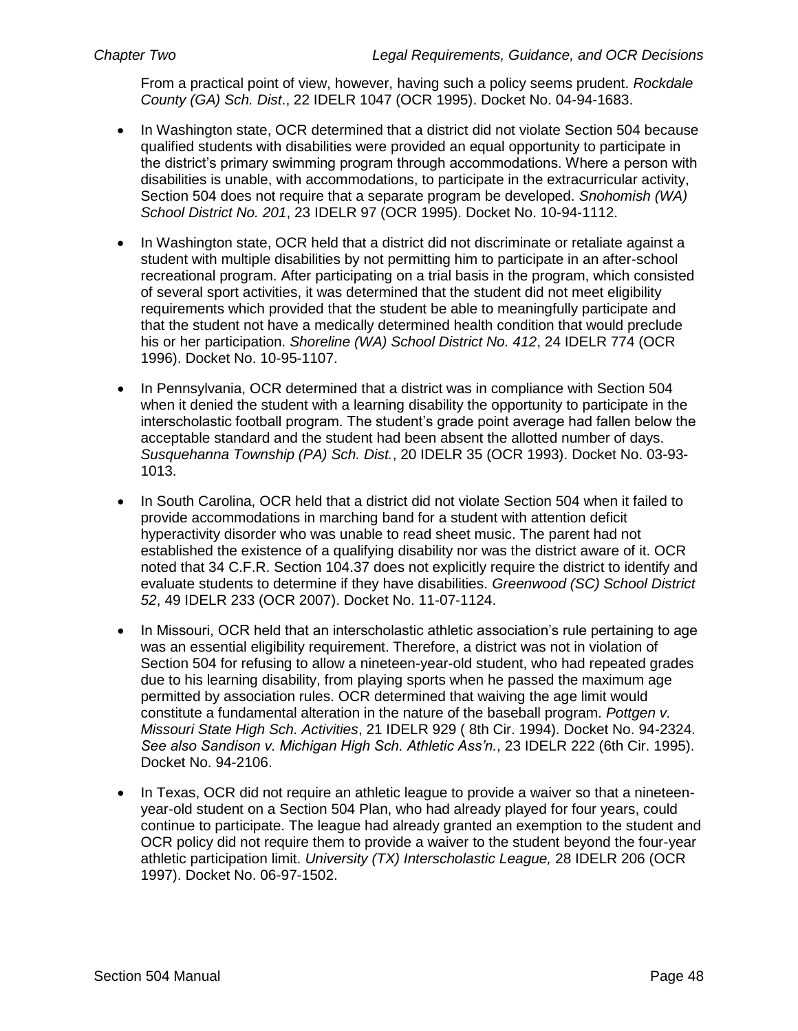From a practical point of view, however, having such a policy seems prudent. *Rockdale County (GA) Sch. Dist*., 22 IDELR 1047 (OCR 1995). Docket No. 04-94-1683.

- In Washington state, OCR determined that a district did not violate Section 504 because qualified students with disabilities were provided an equal opportunity to participate in the district's primary swimming program through accommodations. Where a person with disabilities is unable, with accommodations, to participate in the extracurricular activity, Section 504 does not require that a separate program be developed. *Snohomish (WA) School District No. 201*, 23 IDELR 97 (OCR 1995). Docket No. 10-94-1112.

- In Washington state, OCR held that a district did not discriminate or retaliate against a student with multiple disabilities by not permitting him to participate in an after-school recreational program. After participating on a trial basis in the program, which consisted of several sport activities, it was determined that the student did not meet eligibility requirements which provided that the student be able to meaningfully participate and that the student not have a medically determined health condition that would preclude his or her participation. *Shoreline (WA) School District No. 412*, 24 IDELR 774 (OCR 1996). Docket No. 10-95-1107.

- In Pennsylvania, OCR determined that a district was in compliance with Section 504 when it denied the student with a learning disability the opportunity to participate in the interscholastic football program. The student's grade point average had fallen below the acceptable standard and the student had been absent the allotted number of days. *Susquehanna Township (PA) Sch. Dist.*, 20 IDELR 35 (OCR 1993). Docket No. 03-93-1013.

- In South Carolina, OCR held that a district did not violate Section 504 when it failed to provide accommodations in marching band for a student with attention deficit hyperactivity disorder who was unable to read sheet music. The parent had not established the existence of a qualifying disability nor was the district aware of it. OCR noted that 34 C.F.R. Section 104.37 does not explicitly require the district to identify and evaluate students to determine if they have disabilities. *Greenwood (SC) School District 52*, 49 IDELR 233 (OCR 2007). Docket No. 11-07-1124.

- In Missouri, OCR held that an interscholastic athletic association's rule pertaining to age was an essential eligibility requirement. Therefore, a district was not in violation of Section 504 for refusing to allow a nineteen-year-old student, who had repeated grades due to his learning disability, from playing sports when he passed the maximum age permitted by association rules. OCR determined that waiving the age limit would constitute a fundamental alteration in the nature of the baseball program. *Pottgen v. Missouri State High Sch. Activities*, 21 IDELR 929 ( 8th Cir. 1994). Docket No. 94-2324. *See also Sandison v. Michigan High Sch. Athletic Ass'n.*, 23 IDELR 222 (6th Cir. 1995). Docket No. 94-2106.

- In Texas, OCR did not require an athletic league to provide a waiver so that a nineteen-year-old student on a Section 504 Plan, who had already played for four years, could continue to participate. The league had already granted an exemption to the student and OCR policy did not require them to provide a waiver to the student beyond the four-year athletic participation limit. *University (TX) Interscholastic League,* 28 IDELR 206 (OCR 1997). Docket No. 06-97-1502.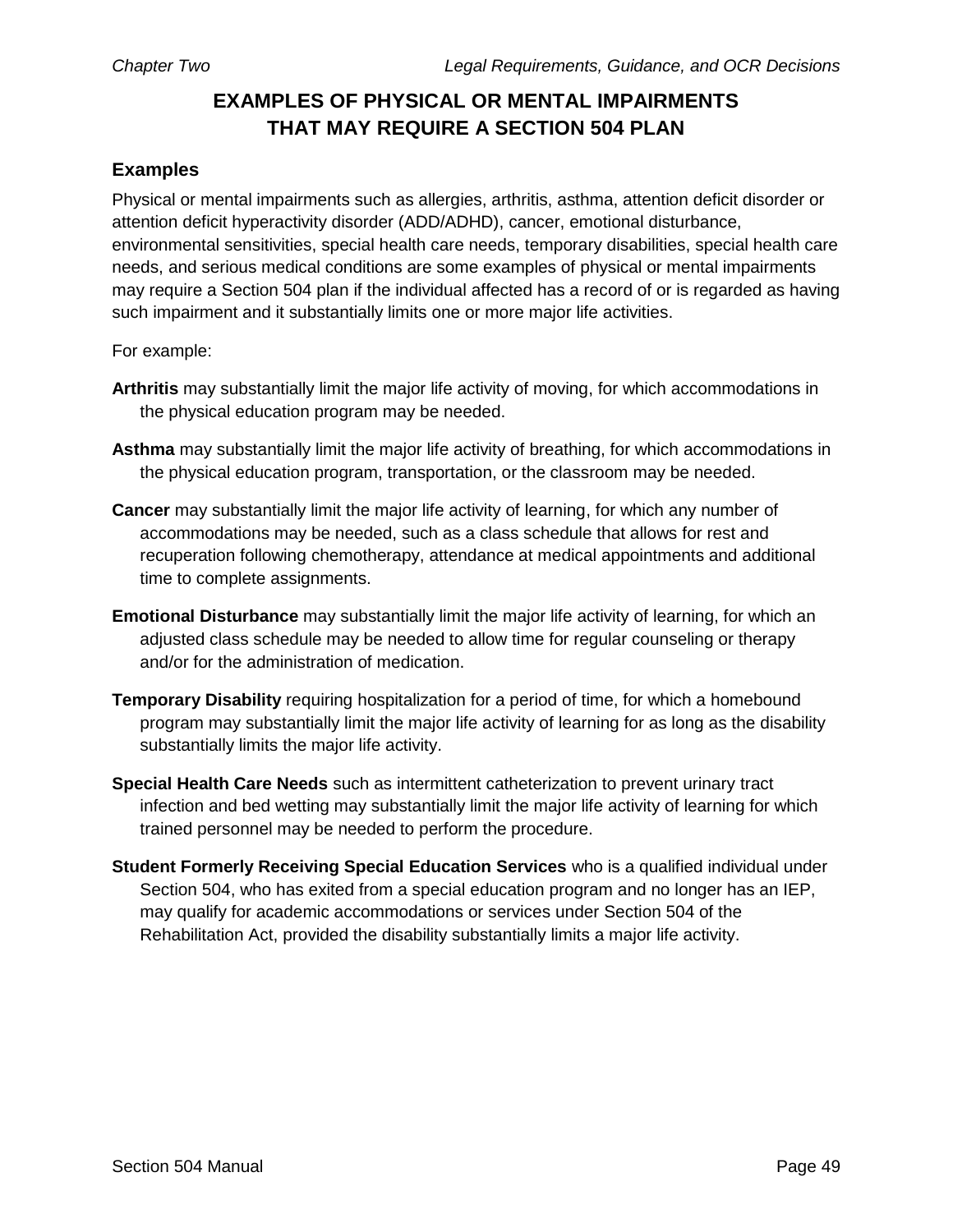# EXAMPLES OF PHYSICAL OR MENTAL IMPAIRMENTS THAT MAY REQUIRE A SECTION 504 PLAN

## Examples

Physical or mental impairments such as allergies, arthritis, asthma, attention deficit disorder or attention deficit hyperactivity disorder (ADD/ADHD), cancer, emotional disturbance, environmental sensitivities, special health care needs, temporary disabilities, special health care needs, and serious medical conditions are some examples of physical or mental impairments may require a Section 504 plan if the individual affected has a record of or is regarded as having such impairment and it substantially limits one or more major life activities.

For example:

**Arthritis** may substantially limit the major life activity of moving, for which accommodations in the physical education program may be needed.

**Asthma** may substantially limit the major life activity of breathing, for which accommodations in the physical education program, transportation, or the classroom may be needed.

**Cancer** may substantially limit the major life activity of learning, for which any number of accommodations may be needed, such as a class schedule that allows for rest and recuperation following chemotherapy, attendance at medical appointments and additional time to complete assignments.

**Emotional Disturbance** may substantially limit the major life activity of learning, for which an adjusted class schedule may be needed to allow time for regular counseling or therapy and/or for the administration of medication.

**Temporary Disability** requiring hospitalization for a period of time, for which a homebound program may substantially limit the major life activity of learning for as long as the disability substantially limits the major life activity.

**Special Health Care Needs** such as intermittent catheterization to prevent urinary tract infection and bed wetting may substantially limit the major life activity of learning for which trained personnel may be needed to perform the procedure.

**Student Formerly Receiving Special Education Services** who is a qualified individual under Section 504, who has exited from a special education program and no longer has an IEP, may qualify for academic accommodations or services under Section 504 of the Rehabilitation Act, provided the disability substantially limits a major life activity.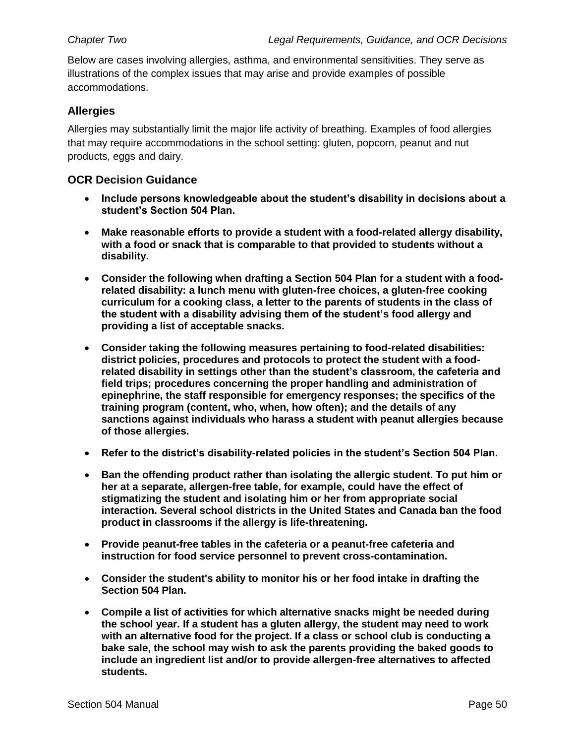Below are cases involving allergies, asthma, and environmental sensitivities. They serve as illustrations of the complex issues that may arise and provide examples of possible accommodations.

### Allergies

Allergies may substantially limit the major life activity of breathing. Examples of food allergies that may require accommodations in the school setting: gluten, popcorn, peanut and nut products, eggs and dairy.

### OCR Decision Guidance

- **Include persons knowledgeable about the student's disability in decisions about a student's Section 504 Plan.**
- **Make reasonable efforts to provide a student with a food-related allergy disability, with a food or snack that is comparable to that provided to students without a disability.**
- **Consider the following when drafting a Section 504 Plan for a student with a food-related disability: a lunch menu with gluten-free choices, a gluten-free cooking curriculum for a cooking class, a letter to the parents of students in the class of the student with a disability advising them of the student's food allergy and providing a list of acceptable snacks.**
- **Consider taking the following measures pertaining to food-related disabilities: district policies, procedures and protocols to protect the student with a food-related disability in settings other than the student's classroom, the cafeteria and field trips; procedures concerning the proper handling and administration of epinephrine, the staff responsible for emergency responses; the specifics of the training program (content, who, when, how often); and the details of any sanctions against individuals who harass a student with peanut allergies because of those allergies.**
- **Refer to the district's disability-related policies in the student's Section 504 Plan.**
- **Ban the offending product rather than isolating the allergic student. To put him or her at a separate, allergen-free table, for example, could have the effect of stigmatizing the student and isolating him or her from appropriate social interaction. Several school districts in the United States and Canada ban the food product in classrooms if the allergy is life-threatening.**
- **Provide peanut-free tables in the cafeteria or a peanut-free cafeteria and instruction for food service personnel to prevent cross-contamination.**
- **Consider the student's ability to monitor his or her food intake in drafting the Section 504 Plan.**
- **Compile a list of activities for which alternative snacks might be needed during the school year. If a student has a gluten allergy, the student may need to work with an alternative food for the project. If a class or school club is conducting a bake sale, the school may wish to ask the parents providing the baked goods to include an ingredient list and/or to provide allergen-free alternatives to affected students.**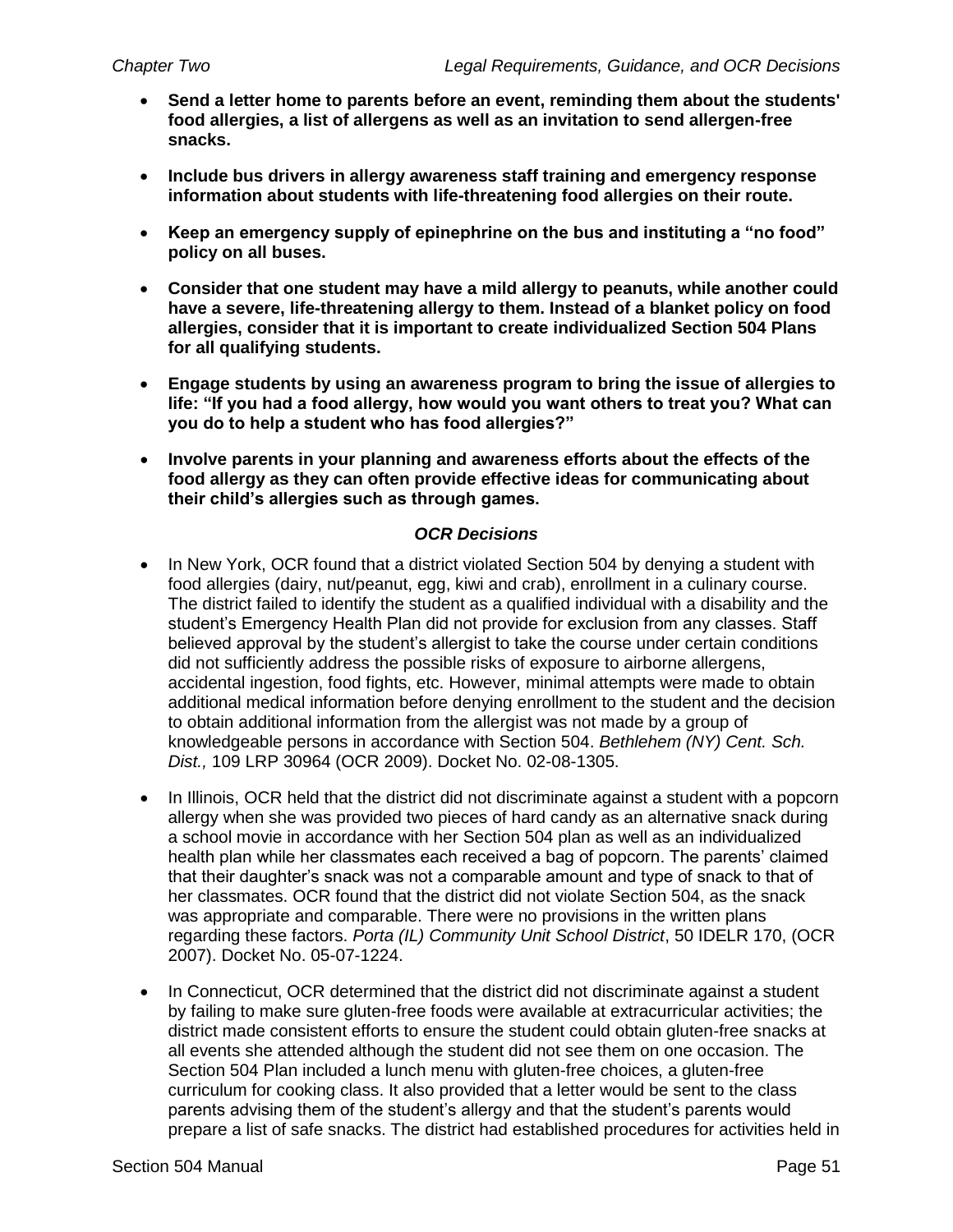- **Send a letter home to parents before an event, reminding them about the students' food allergies, a list of allergens as well as an invitation to send allergen-free snacks.**
- **Include bus drivers in allergy awareness staff training and emergency response information about students with life-threatening food allergies on their route.**
- **Keep an emergency supply of epinephrine on the bus and instituting a "no food" policy on all buses.**
- **Consider that one student may have a mild allergy to peanuts, while another could have a severe, life-threatening allergy to them. Instead of a blanket policy on food allergies, consider that it is important to create individualized Section 504 Plans for all qualifying students.**
- **Engage students by using an awareness program to bring the issue of allergies to life: "If you had a food allergy, how would you want others to treat you? What can you do to help a student who has food allergies?"**
- **Involve parents in your planning and awareness efforts about the effects of the food allergy as they can often provide effective ideas for communicating about their child's allergies such as through games.**

### *OCR Decisions*

- In New York, OCR found that a district violated Section 504 by denying a student with food allergies (dairy, nut/peanut, egg, kiwi and crab), enrollment in a culinary course. The district failed to identify the student as a qualified individual with a disability and the student's Emergency Health Plan did not provide for exclusion from any classes. Staff believed approval by the student's allergist to take the course under certain conditions did not sufficiently address the possible risks of exposure to airborne allergens, accidental ingestion, food fights, etc. However, minimal attempts were made to obtain additional medical information before denying enrollment to the student and the decision to obtain additional information from the allergist was not made by a group of knowledgeable persons in accordance with Section 504. *Bethlehem (NY) Cent. Sch. Dist.,* 109 LRP 30964 (OCR 2009). Docket No. 02-08-1305.
- In Illinois, OCR held that the district did not discriminate against a student with a popcorn allergy when she was provided two pieces of hard candy as an alternative snack during a school movie in accordance with her Section 504 plan as well as an individualized health plan while her classmates each received a bag of popcorn. The parents' claimed that their daughter's snack was not a comparable amount and type of snack to that of her classmates. OCR found that the district did not violate Section 504, as the snack was appropriate and comparable. There were no provisions in the written plans regarding these factors. *Porta (IL) Community Unit School District*, 50 IDELR 170, (OCR 2007). Docket No. 05-07-1224.
- In Connecticut, OCR determined that the district did not discriminate against a student by failing to make sure gluten-free foods were available at extracurricular activities; the district made consistent efforts to ensure the student could obtain gluten-free snacks at all events she attended although the student did not see them on one occasion. The Section 504 Plan included a lunch menu with gluten-free choices, a gluten-free curriculum for cooking class. It also provided that a letter would be sent to the class parents advising them of the student's allergy and that the student's parents would prepare a list of safe snacks. The district had established procedures for activities held in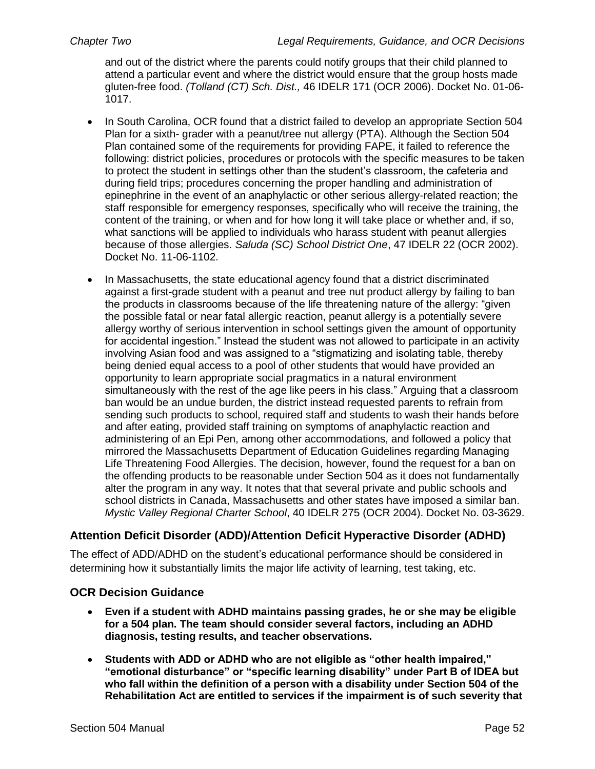and out of the district where the parents could notify groups that their child planned to attend a particular event and where the district would ensure that the group hosts made gluten-free food. *(Tolland (CT) Sch. Dist.,* 46 IDELR 171 (OCR 2006). Docket No. 01-06-1017.

- In South Carolina, OCR found that a district failed to develop an appropriate Section 504 Plan for a sixth- grader with a peanut/tree nut allergy (PTA). Although the Section 504 Plan contained some of the requirements for providing FAPE, it failed to reference the following: district policies, procedures or protocols with the specific measures to be taken to protect the student in settings other than the student's classroom, the cafeteria and during field trips; procedures concerning the proper handling and administration of epinephrine in the event of an anaphylactic or other serious allergy-related reaction; the staff responsible for emergency responses, specifically who will receive the training, the content of the training, or when and for how long it will take place or whether and, if so, what sanctions will be applied to individuals who harass student with peanut allergies because of those allergies. *Saluda (SC) School District One*, 47 IDELR 22 (OCR 2002). Docket No. 11-06-1102.

- In Massachusetts, the state educational agency found that a district discriminated against a first-grade student with a peanut and tree nut product allergy by failing to ban the products in classrooms because of the life threatening nature of the allergy: "given the possible fatal or near fatal allergic reaction, peanut allergy is a potentially severe allergy worthy of serious intervention in school settings given the amount of opportunity for accidental ingestion." Instead the student was not allowed to participate in an activity involving Asian food and was assigned to a "stigmatizing and isolating table, thereby being denied equal access to a pool of other students that would have provided an opportunity to learn appropriate social pragmatics in a natural environment simultaneously with the rest of the age like peers in his class." Arguing that a classroom ban would be an undue burden, the district instead requested parents to refrain from sending such products to school, required staff and students to wash their hands before and after eating, provided staff training on symptoms of anaphylactic reaction and administering of an Epi Pen, among other accommodations, and followed a policy that mirrored the Massachusetts Department of Education Guidelines regarding Managing Life Threatening Food Allergies. The decision, however, found the request for a ban on the offending products to be reasonable under Section 504 as it does not fundamentally alter the program in any way. It notes that that several private and public schools and school districts in Canada, Massachusetts and other states have imposed a similar ban. *Mystic Valley Regional Charter School*, 40 IDELR 275 (OCR 2004). Docket No. 03-3629.

### Attention Deficit Disorder (ADD)/Attention Deficit Hyperactive Disorder (ADHD)

The effect of ADD/ADHD on the student's educational performance should be considered in determining how it substantially limits the major life activity of learning, test taking, etc.

### OCR Decision Guidance

- **Even if a student with ADHD maintains passing grades, he or she may be eligible for a 504 plan. The team should consider several factors, including an ADHD diagnosis, testing results, and teacher observations.**

- **Students with ADD or ADHD who are not eligible as "other health impaired," "emotional disturbance" or "specific learning disability" under Part B of IDEA but who fall within the definition of a person with a disability under Section 504 of the Rehabilitation Act are entitled to services if the impairment is of such severity that**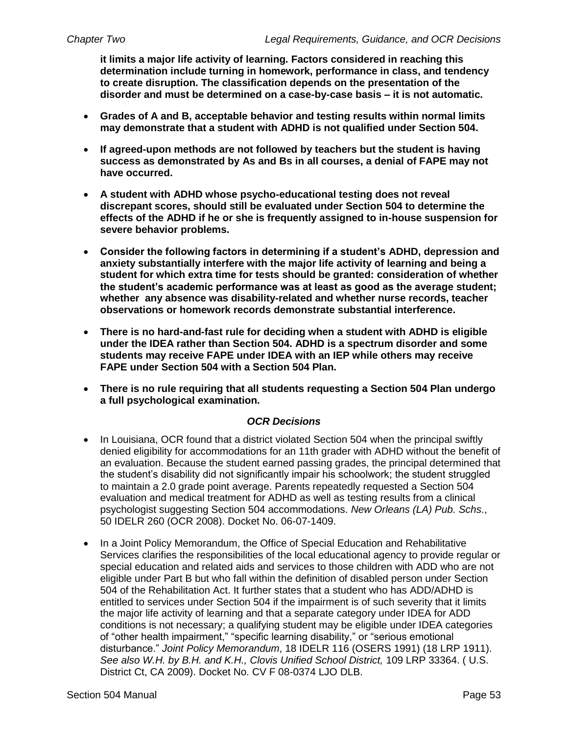**it limits a major life activity of learning. Factors considered in reaching this determination include turning in homework, performance in class, and tendency to create disruption. The classification depends on the presentation of the disorder and must be determined on a case-by-case basis – it is not automatic.**

- **Grades of A and B, acceptable behavior and testing results within normal limits may demonstrate that a student with ADHD is not qualified under Section 504.**
- **If agreed-upon methods are not followed by teachers but the student is having success as demonstrated by As and Bs in all courses, a denial of FAPE may not have occurred.**
- **A student with ADHD whose psycho-educational testing does not reveal discrepant scores, should still be evaluated under Section 504 to determine the effects of the ADHD if he or she is frequently assigned to in-house suspension for severe behavior problems.**
- **Consider the following factors in determining if a student's ADHD, depression and anxiety substantially interfere with the major life activity of learning and being a student for which extra time for tests should be granted: consideration of whether the student's academic performance was at least as good as the average student; whether any absence was disability-related and whether nurse records, teacher observations or homework records demonstrate substantial interference.**
- **There is no hard-and-fast rule for deciding when a student with ADHD is eligible under the IDEA rather than Section 504. ADHD is a spectrum disorder and some students may receive FAPE under IDEA with an IEP while others may receive FAPE under Section 504 with a Section 504 Plan.**
- **There is no rule requiring that all students requesting a Section 504 Plan undergo a full psychological examination.**

***OCR Decisions***

- In Louisiana, OCR found that a district violated Section 504 when the principal swiftly denied eligibility for accommodations for an 11th grader with ADHD without the benefit of an evaluation. Because the student earned passing grades, the principal determined that the student's disability did not significantly impair his schoolwork; the student struggled to maintain a 2.0 grade point average. Parents repeatedly requested a Section 504 evaluation and medical treatment for ADHD as well as testing results from a clinical psychologist suggesting Section 504 accommodations. *New Orleans (LA) Pub. Schs*., 50 IDELR 260 (OCR 2008). Docket No. 06-07-1409.
- In a Joint Policy Memorandum, the Office of Special Education and Rehabilitative Services clarifies the responsibilities of the local educational agency to provide regular or special education and related aids and services to those children with ADD who are not eligible under Part B but who fall within the definition of disabled person under Section 504 of the Rehabilitation Act. It further states that a student who has ADD/ADHD is entitled to services under Section 504 if the impairment is of such severity that it limits the major life activity of learning and that a separate category under IDEA for ADD conditions is not necessary; a qualifying student may be eligible under IDEA categories of "other health impairment," "specific learning disability," or "serious emotional disturbance." *Joint Policy Memorandum*, 18 IDELR 116 (OSERS 1991) (18 LRP 1911). *See also W.H. by B.H. and K.H., Clovis Unified School District,* 109 LRP 33364. ( U.S. District Ct, CA 2009). Docket No. CV F 08-0374 LJO DLB.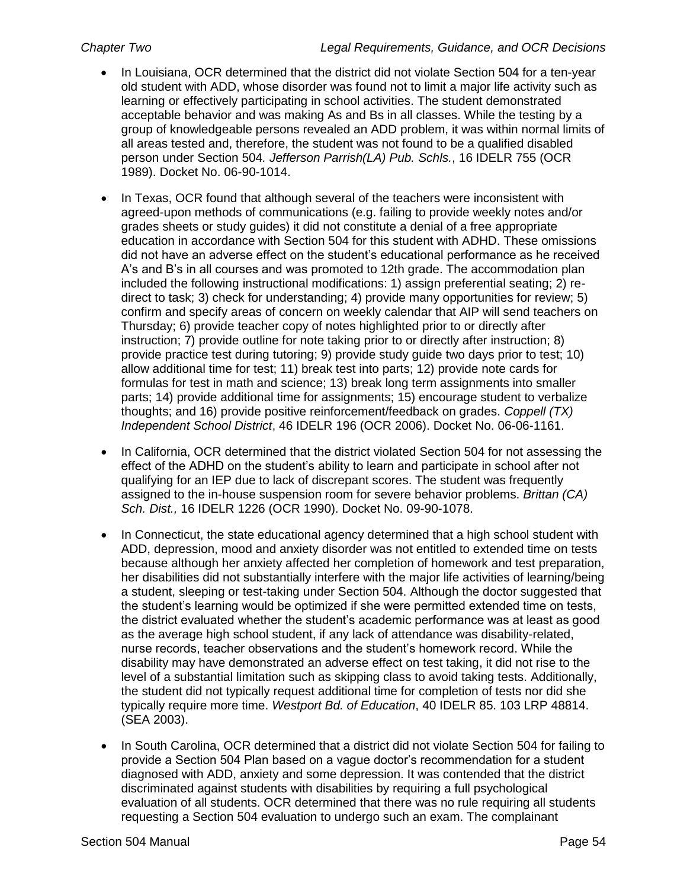- In Louisiana, OCR determined that the district did not violate Section 504 for a ten-year old student with ADD, whose disorder was found not to limit a major life activity such as learning or effectively participating in school activities. The student demonstrated acceptable behavior and was making As and Bs in all classes. While the testing by a group of knowledgeable persons revealed an ADD problem, it was within normal limits of all areas tested and, therefore, the student was not found to be a qualified disabled person under Section 504. *Jefferson Parrish(LA) Pub. Schls.*, 16 IDELR 755 (OCR 1989). Docket No. 06-90-1014.

- In Texas, OCR found that although several of the teachers were inconsistent with agreed-upon methods of communications (e.g. failing to provide weekly notes and/or grades sheets or study guides) it did not constitute a denial of a free appropriate education in accordance with Section 504 for this student with ADHD. These omissions did not have an adverse effect on the student's educational performance as he received A's and B's in all courses and was promoted to 12th grade. The accommodation plan included the following instructional modifications: 1) assign preferential seating; 2) re-direct to task; 3) check for understanding; 4) provide many opportunities for review; 5) confirm and specify areas of concern on weekly calendar that AIP will send teachers on Thursday; 6) provide teacher copy of notes highlighted prior to or directly after instruction; 7) provide outline for note taking prior to or directly after instruction; 8) provide practice test during tutoring; 9) provide study guide two days prior to test; 10) allow additional time for test; 11) break test into parts; 12) provide note cards for formulas for test in math and science; 13) break long term assignments into smaller parts; 14) provide additional time for assignments; 15) encourage student to verbalize thoughts; and 16) provide positive reinforcement/feedback on grades. *Coppell (TX) Independent School District*, 46 IDELR 196 (OCR 2006). Docket No. 06-06-1161.

- In California, OCR determined that the district violated Section 504 for not assessing the effect of the ADHD on the student's ability to learn and participate in school after not qualifying for an IEP due to lack of discrepant scores. The student was frequently assigned to the in-house suspension room for severe behavior problems. *Brittan (CA) Sch. Dist.,* 16 IDELR 1226 (OCR 1990). Docket No. 09-90-1078.

- In Connecticut, the state educational agency determined that a high school student with ADD, depression, mood and anxiety disorder was not entitled to extended time on tests because although her anxiety affected her completion of homework and test preparation, her disabilities did not substantially interfere with the major life activities of learning/being a student, sleeping or test-taking under Section 504. Although the doctor suggested that the student's learning would be optimized if she were permitted extended time on tests, the district evaluated whether the student's academic performance was at least as good as the average high school student, if any lack of attendance was disability-related, nurse records, teacher observations and the student's homework record. While the disability may have demonstrated an adverse effect on test taking, it did not rise to the level of a substantial limitation such as skipping class to avoid taking tests. Additionally, the student did not typically request additional time for completion of tests nor did she typically require more time. *Westport Bd. of Education*, 40 IDELR 85. 103 LRP 48814. (SEA 2003).

- In South Carolina, OCR determined that a district did not violate Section 504 for failing to provide a Section 504 Plan based on a vague doctor's recommendation for a student diagnosed with ADD, anxiety and some depression. It was contended that the district discriminated against students with disabilities by requiring a full psychological evaluation of all students. OCR determined that there was no rule requiring all students requesting a Section 504 evaluation to undergo such an exam. The complainant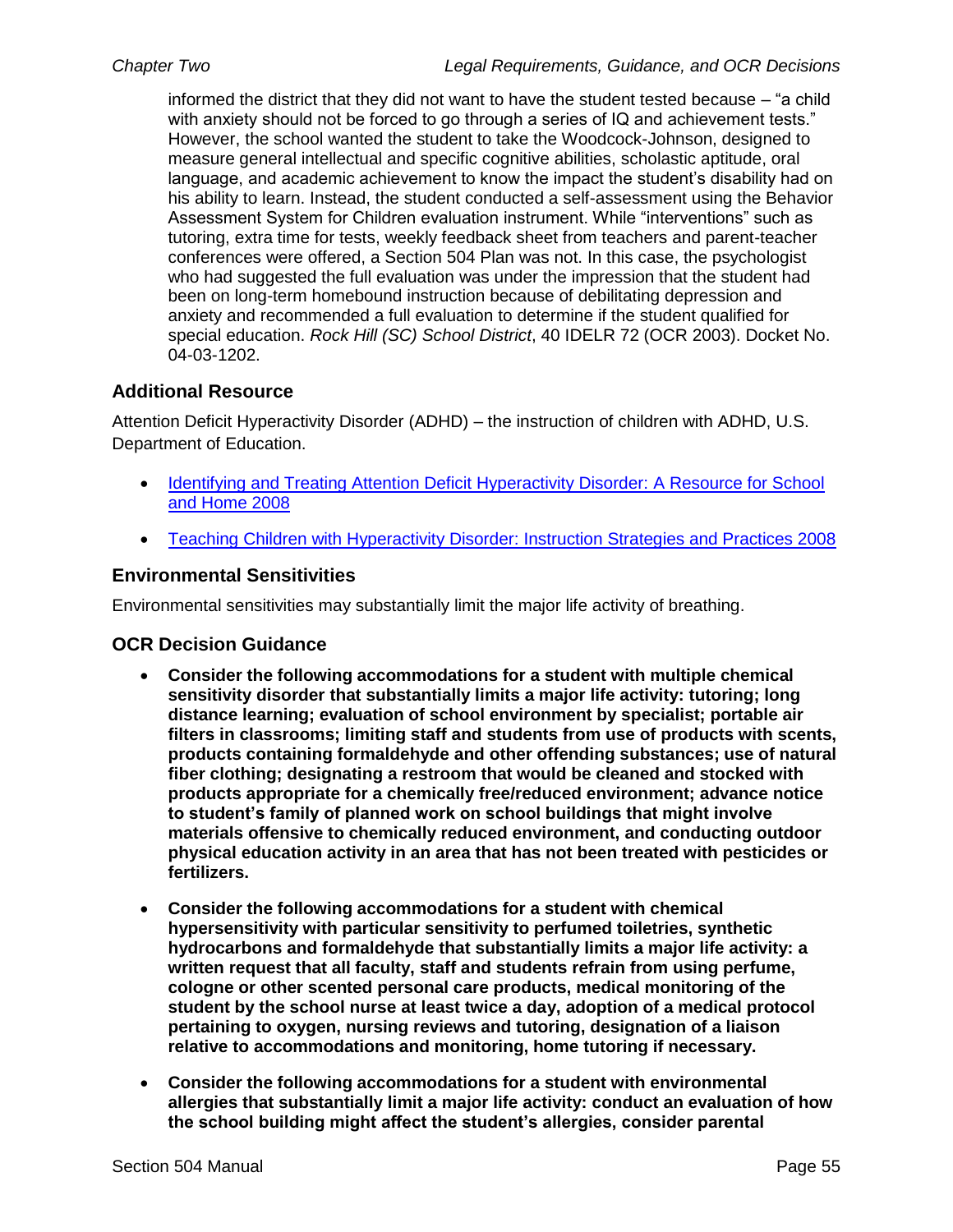informed the district that they did not want to have the student tested because – "a child with anxiety should not be forced to go through a series of IQ and achievement tests." However, the school wanted the student to take the Woodcock-Johnson, designed to measure general intellectual and specific cognitive abilities, scholastic aptitude, oral language, and academic achievement to know the impact the student's disability had on his ability to learn. Instead, the student conducted a self-assessment using the Behavior Assessment System for Children evaluation instrument. While "interventions" such as tutoring, extra time for tests, weekly feedback sheet from teachers and parent-teacher conferences were offered, a Section 504 Plan was not. In this case, the psychologist who had suggested the full evaluation was under the impression that the student had been on long-term homebound instruction because of debilitating depression and anxiety and recommended a full evaluation to determine if the student qualified for special education. *Rock Hill (SC) School District*, 40 IDELR 72 (OCR 2003). Docket No. 04-03-1202.

### Additional Resource

Attention Deficit Hyperactivity Disorder (ADHD) – the instruction of children with ADHD, U.S. Department of Education.

- Identifying and Treating Attention Deficit Hyperactivity Disorder: A Resource for School and Home 2008
- Teaching Children with Hyperactivity Disorder: Instruction Strategies and Practices 2008

### Environmental Sensitivities

Environmental sensitivities may substantially limit the major life activity of breathing.

### OCR Decision Guidance

- **Consider the following accommodations for a student with multiple chemical sensitivity disorder that substantially limits a major life activity: tutoring; long distance learning; evaluation of school environment by specialist; portable air filters in classrooms; limiting staff and students from use of products with scents, products containing formaldehyde and other offending substances; use of natural fiber clothing; designating a restroom that would be cleaned and stocked with products appropriate for a chemically free/reduced environment; advance notice to student's family of planned work on school buildings that might involve materials offensive to chemically reduced environment, and conducting outdoor physical education activity in an area that has not been treated with pesticides or fertilizers.**
- **Consider the following accommodations for a student with chemical hypersensitivity with particular sensitivity to perfumed toiletries, synthetic hydrocarbons and formaldehyde that substantially limits a major life activity: a written request that all faculty, staff and students refrain from using perfume, cologne or other scented personal care products, medical monitoring of the student by the school nurse at least twice a day, adoption of a medical protocol pertaining to oxygen, nursing reviews and tutoring, designation of a liaison relative to accommodations and monitoring, home tutoring if necessary.**
- **Consider the following accommodations for a student with environmental allergies that substantially limit a major life activity: conduct an evaluation of how the school building might affect the student's allergies, consider parental**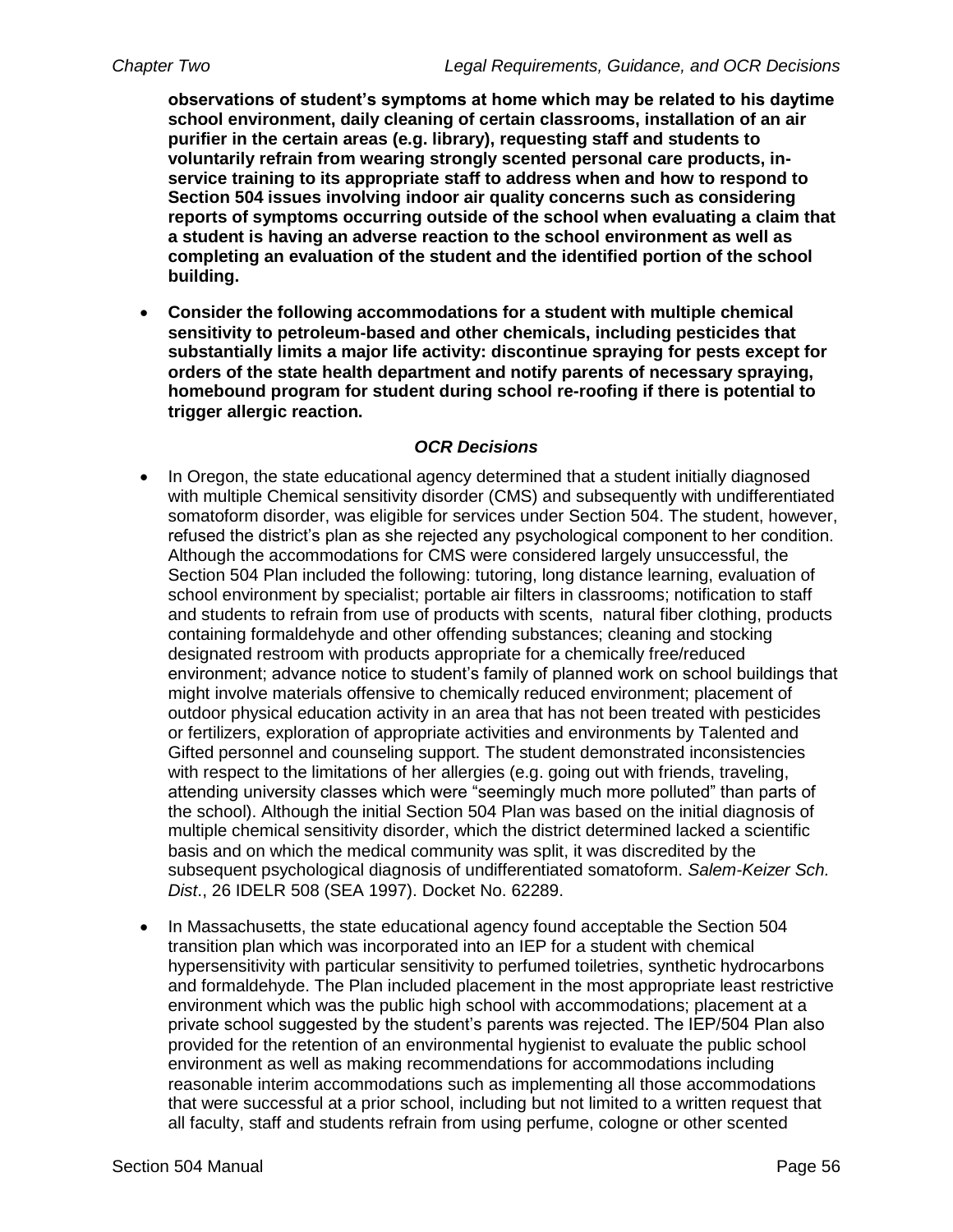**observations of student's symptoms at home which may be related to his daytime school environment, daily cleaning of certain classrooms, installation of an air purifier in the certain areas (e.g. library), requesting staff and students to voluntarily refrain from wearing strongly scented personal care products, in-service training to its appropriate staff to address when and how to respond to Section 504 issues involving indoor air quality concerns such as considering reports of symptoms occurring outside of the school when evaluating a claim that a student is having an adverse reaction to the school environment as well as completing an evaluation of the student and the identified portion of the school building.**

- **Consider the following accommodations for a student with multiple chemical sensitivity to petroleum-based and other chemicals, including pesticides that substantially limits a major life activity: discontinue spraying for pests except for orders of the state health department and notify parents of necessary spraying, homebound program for student during school re-roofing if there is potential to trigger allergic reaction.**

### *OCR Decisions*

- In Oregon, the state educational agency determined that a student initially diagnosed with multiple Chemical sensitivity disorder (CMS) and subsequently with undifferentiated somatoform disorder, was eligible for services under Section 504. The student, however, refused the district's plan as she rejected any psychological component to her condition. Although the accommodations for CMS were considered largely unsuccessful, the Section 504 Plan included the following: tutoring, long distance learning, evaluation of school environment by specialist; portable air filters in classrooms; notification to staff and students to refrain from use of products with scents, natural fiber clothing, products containing formaldehyde and other offending substances; cleaning and stocking designated restroom with products appropriate for a chemically free/reduced environment; advance notice to student's family of planned work on school buildings that might involve materials offensive to chemically reduced environment; placement of outdoor physical education activity in an area that has not been treated with pesticides or fertilizers, exploration of appropriate activities and environments by Talented and Gifted personnel and counseling support. The student demonstrated inconsistencies with respect to the limitations of her allergies (e.g. going out with friends, traveling, attending university classes which were "seemingly much more polluted" than parts of the school). Although the initial Section 504 Plan was based on the initial diagnosis of multiple chemical sensitivity disorder, which the district determined lacked a scientific basis and on which the medical community was split, it was discredited by the subsequent psychological diagnosis of undifferentiated somatoform. *Salem-Keizer Sch. Dist*., 26 IDELR 508 (SEA 1997). Docket No. 62289.

- In Massachusetts, the state educational agency found acceptable the Section 504 transition plan which was incorporated into an IEP for a student with chemical hypersensitivity with particular sensitivity to perfumed toiletries, synthetic hydrocarbons and formaldehyde. The Plan included placement in the most appropriate least restrictive environment which was the public high school with accommodations; placement at a private school suggested by the student's parents was rejected. The IEP/504 Plan also provided for the retention of an environmental hygienist to evaluate the public school environment as well as making recommendations for accommodations including reasonable interim accommodations such as implementing all those accommodations that were successful at a prior school, including but not limited to a written request that all faculty, staff and students refrain from using perfume, cologne or other scented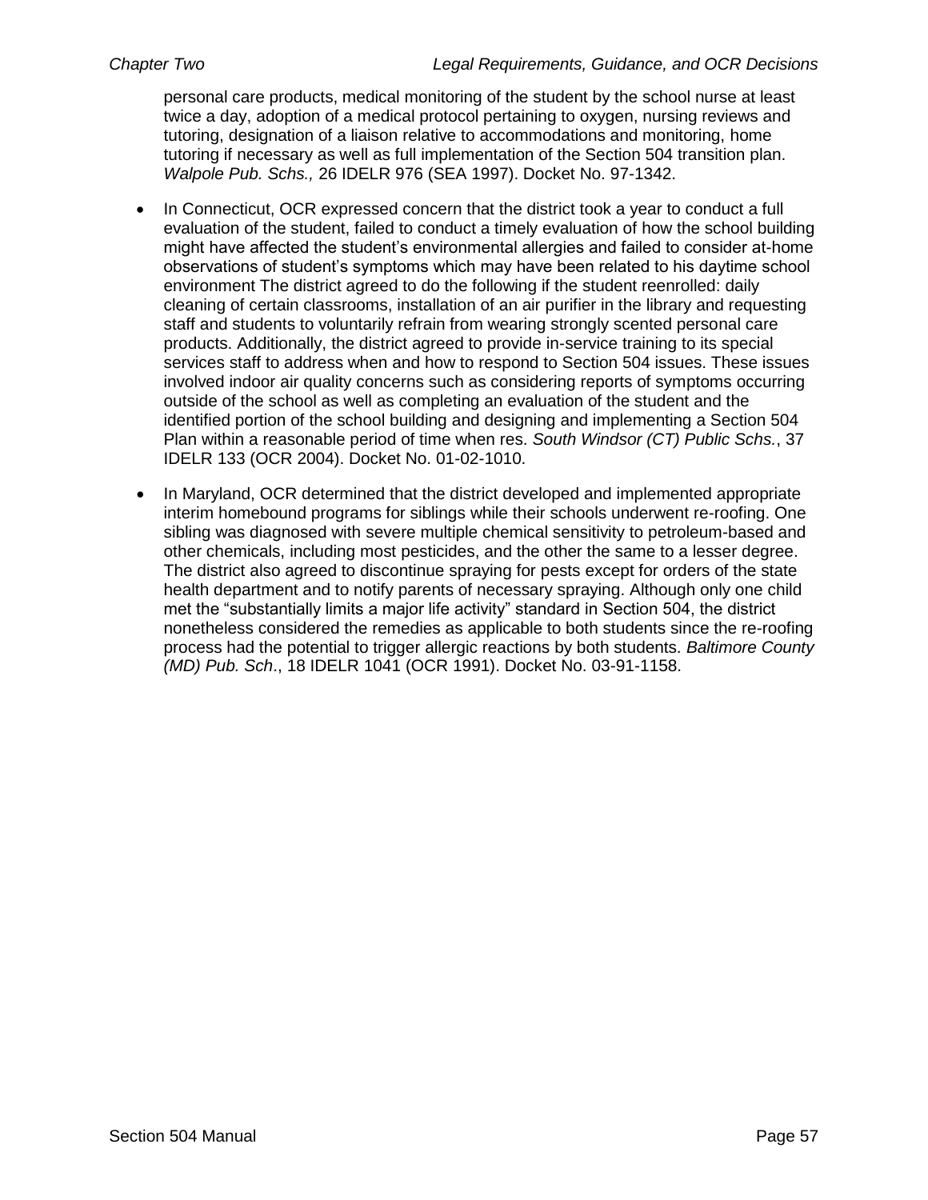personal care products, medical monitoring of the student by the school nurse at least twice a day, adoption of a medical protocol pertaining to oxygen, nursing reviews and tutoring, designation of a liaison relative to accommodations and monitoring, home tutoring if necessary as well as full implementation of the Section 504 transition plan. *Walpole Pub. Schs.,* 26 IDELR 976 (SEA 1997). Docket No. 97-1342.

- In Connecticut, OCR expressed concern that the district took a year to conduct a full evaluation of the student, failed to conduct a timely evaluation of how the school building might have affected the student's environmental allergies and failed to consider at-home observations of student's symptoms which may have been related to his daytime school environment The district agreed to do the following if the student reenrolled: daily cleaning of certain classrooms, installation of an air purifier in the library and requesting staff and students to voluntarily refrain from wearing strongly scented personal care products. Additionally, the district agreed to provide in-service training to its special services staff to address when and how to respond to Section 504 issues. These issues involved indoor air quality concerns such as considering reports of symptoms occurring outside of the school as well as completing an evaluation of the student and the identified portion of the school building and designing and implementing a Section 504 Plan within a reasonable period of time when res. *South Windsor (CT) Public Schs.*, 37 IDELR 133 (OCR 2004). Docket No. 01-02-1010.

- In Maryland, OCR determined that the district developed and implemented appropriate interim homebound programs for siblings while their schools underwent re-roofing. One sibling was diagnosed with severe multiple chemical sensitivity to petroleum-based and other chemicals, including most pesticides, and the other the same to a lesser degree. The district also agreed to discontinue spraying for pests except for orders of the state health department and to notify parents of necessary spraying. Although only one child met the "substantially limits a major life activity" standard in Section 504, the district nonetheless considered the remedies as applicable to both students since the re-roofing process had the potential to trigger allergic reactions by both students. *Baltimore County (MD) Pub. Sch*., 18 IDELR 1041 (OCR 1991). Docket No. 03-91-1158.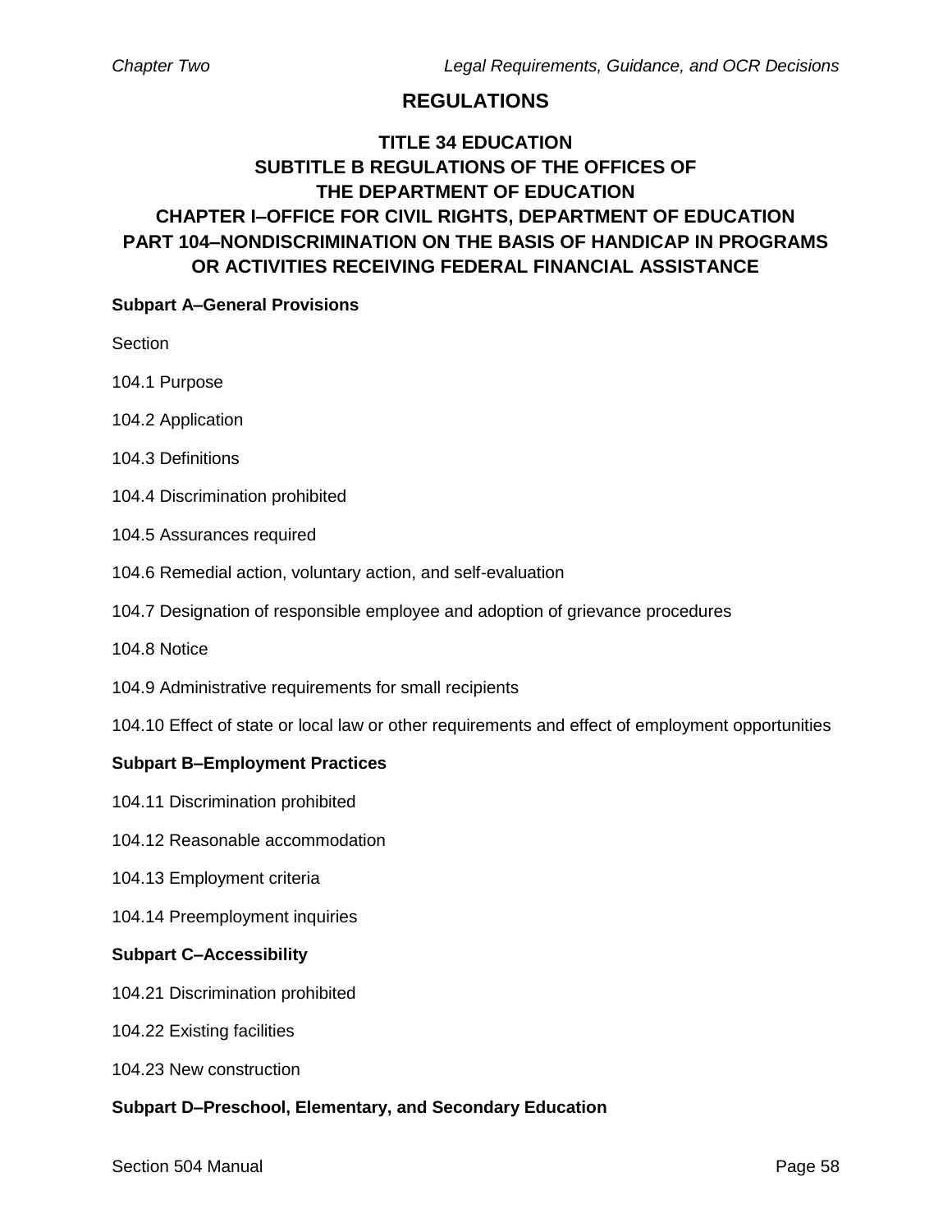## REGULATIONS

### TITLE 34 EDUCATION
### SUBTITLE B REGULATIONS OF THE OFFICES OF THE DEPARTMENT OF EDUCATION
### CHAPTER I–OFFICE FOR CIVIL RIGHTS, DEPARTMENT OF EDUCATION
### PART 104–NONDISCRIMINATION ON THE BASIS OF HANDICAP IN PROGRAMS OR ACTIVITIES RECEIVING FEDERAL FINANCIAL ASSISTANCE

**Subpart A–General Provisions**

Section

104.1 Purpose

104.2 Application

104.3 Definitions

104.4 Discrimination prohibited

104.5 Assurances required

104.6 Remedial action, voluntary action, and self-evaluation

104.7 Designation of responsible employee and adoption of grievance procedures

104.8 Notice

104.9 Administrative requirements for small recipients

104.10 Effect of state or local law or other requirements and effect of employment opportunities

**Subpart B–Employment Practices**

104.11 Discrimination prohibited

104.12 Reasonable accommodation

104.13 Employment criteria

104.14 Preemployment inquiries

**Subpart C–Accessibility**

104.21 Discrimination prohibited

104.22 Existing facilities

104.23 New construction

**Subpart D–Preschool, Elementary, and Secondary Education**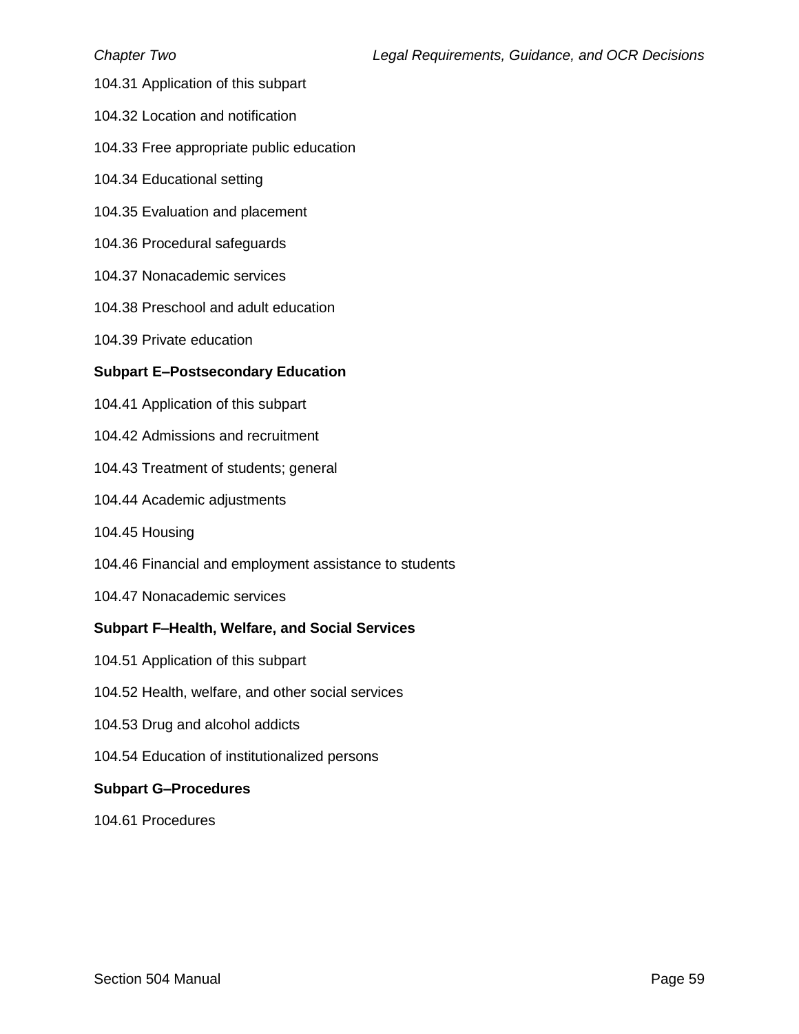104.31 Application of this subpart

104.32 Location and notification

104.33 Free appropriate public education

104.34 Educational setting

104.35 Evaluation and placement

104.36 Procedural safeguards

104.37 Nonacademic services

104.38 Preschool and adult education

104.39 Private education

**Subpart E–Postsecondary Education**

104.41 Application of this subpart

104.42 Admissions and recruitment

104.43 Treatment of students; general

104.44 Academic adjustments

104.45 Housing

104.46 Financial and employment assistance to students

104.47 Nonacademic services

**Subpart F–Health, Welfare, and Social Services**

104.51 Application of this subpart

104.52 Health, welfare, and other social services

104.53 Drug and alcohol addicts

104.54 Education of institutionalized persons

**Subpart G–Procedures**

104.61 Procedures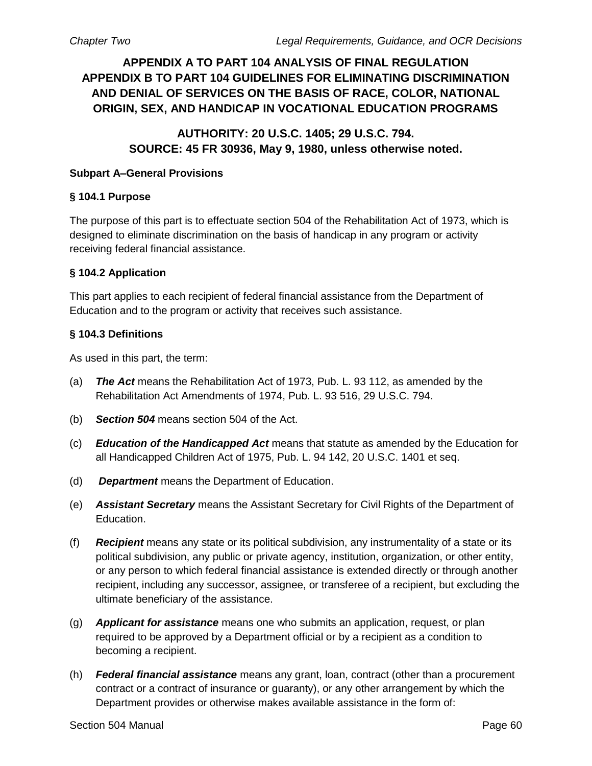## APPENDIX A TO PART 104 ANALYSIS OF FINAL REGULATION
## APPENDIX B TO PART 104 GUIDELINES FOR ELIMINATING DISCRIMINATION AND DENIAL OF SERVICES ON THE BASIS OF RACE, COLOR, NATIONAL ORIGIN, SEX, AND HANDICAP IN VOCATIONAL EDUCATION PROGRAMS

### AUTHORITY: 20 U.S.C. 1405; 29 U.S.C. 794.
### SOURCE: 45 FR 30936, May 9, 1980, unless otherwise noted.

**Subpart A–General Provisions**

**§ 104.1 Purpose**

The purpose of this part is to effectuate section 504 of the Rehabilitation Act of 1973, which is designed to eliminate discrimination on the basis of handicap in any program or activity receiving federal financial assistance.

**§ 104.2 Application**

This part applies to each recipient of federal financial assistance from the Department of Education and to the program or activity that receives such assistance.

**§ 104.3 Definitions**

As used in this part, the term:

(a) ***The Act*** means the Rehabilitation Act of 1973, Pub. L. 93 112, as amended by the Rehabilitation Act Amendments of 1974, Pub. L. 93 516, 29 U.S.C. 794.

(b) ***Section 504*** means section 504 of the Act.

(c) ***Education of the Handicapped Act*** means that statute as amended by the Education for all Handicapped Children Act of 1975, Pub. L. 94 142, 20 U.S.C. 1401 et seq.

(d) ***Department*** means the Department of Education.

(e) ***Assistant Secretary*** means the Assistant Secretary for Civil Rights of the Department of Education.

(f) ***Recipient*** means any state or its political subdivision, any instrumentality of a state or its political subdivision, any public or private agency, institution, organization, or other entity, or any person to which federal financial assistance is extended directly or through another recipient, including any successor, assignee, or transferee of a recipient, but excluding the ultimate beneficiary of the assistance.

(g) ***Applicant for assistance*** means one who submits an application, request, or plan required to be approved by a Department official or by a recipient as a condition to becoming a recipient.

(h) ***Federal financial assistance*** means any grant, loan, contract (other than a procurement contract or a contract of insurance or guaranty), or any other arrangement by which the Department provides or otherwise makes available assistance in the form of: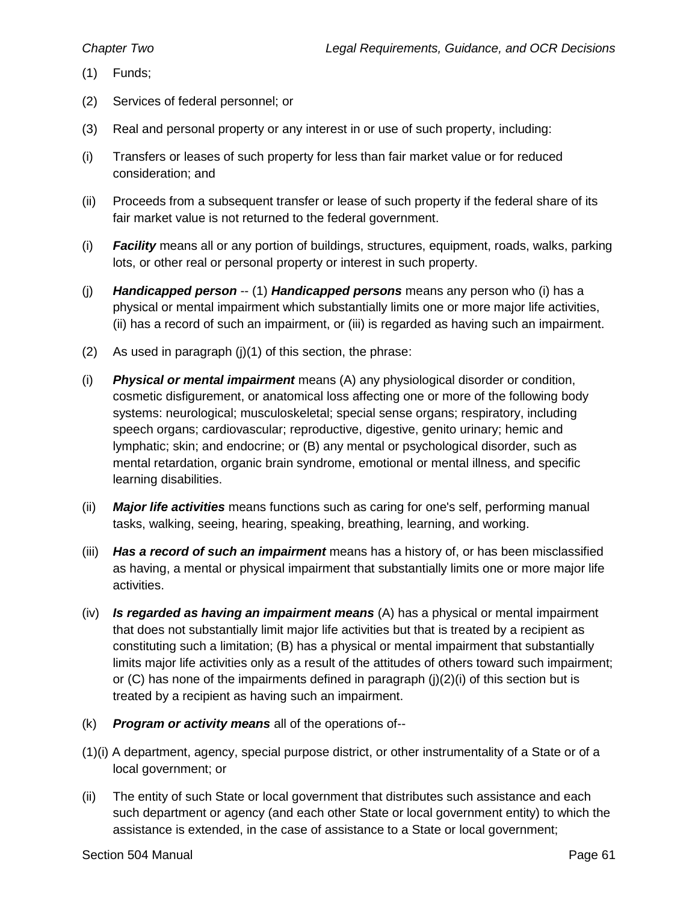(1) Funds;

(2) Services of federal personnel; or

(3) Real and personal property or any interest in or use of such property, including:

(i) Transfers or leases of such property for less than fair market value or for reduced consideration; and

(ii) Proceeds from a subsequent transfer or lease of such property if the federal share of its fair market value is not returned to the federal government.

(i) ***Facility*** means all or any portion of buildings, structures, equipment, roads, walks, parking lots, or other real or personal property or interest in such property.

(j) ***Handicapped person*** -- (1) ***Handicapped persons*** means any person who (i) has a physical or mental impairment which substantially limits one or more major life activities, (ii) has a record of such an impairment, or (iii) is regarded as having such an impairment.

(2) As used in paragraph (j)(1) of this section, the phrase:

(i) ***Physical or mental impairment*** means (A) any physiological disorder or condition, cosmetic disfigurement, or anatomical loss affecting one or more of the following body systems: neurological; musculoskeletal; special sense organs; respiratory, including speech organs; cardiovascular; reproductive, digestive, genito urinary; hemic and lymphatic; skin; and endocrine; or (B) any mental or psychological disorder, such as mental retardation, organic brain syndrome, emotional or mental illness, and specific learning disabilities.

(ii) ***Major life activities*** means functions such as caring for one's self, performing manual tasks, walking, seeing, hearing, speaking, breathing, learning, and working.

(iii) ***Has a record of such an impairment*** means has a history of, or has been misclassified as having, a mental or physical impairment that substantially limits one or more major life activities.

(iv) ***Is regarded as having an impairment means*** (A) has a physical or mental impairment that does not substantially limit major life activities but that is treated by a recipient as constituting such a limitation; (B) has a physical or mental impairment that substantially limits major life activities only as a result of the attitudes of others toward such impairment; or (C) has none of the impairments defined in paragraph (j)(2)(i) of this section but is treated by a recipient as having such an impairment.

(k) ***Program or activity means*** all of the operations of--

(1)(i) A department, agency, special purpose district, or other instrumentality of a State or of a local government; or

(ii) The entity of such State or local government that distributes such assistance and each such department or agency (and each other State or local government entity) to which the assistance is extended, in the case of assistance to a State or local government;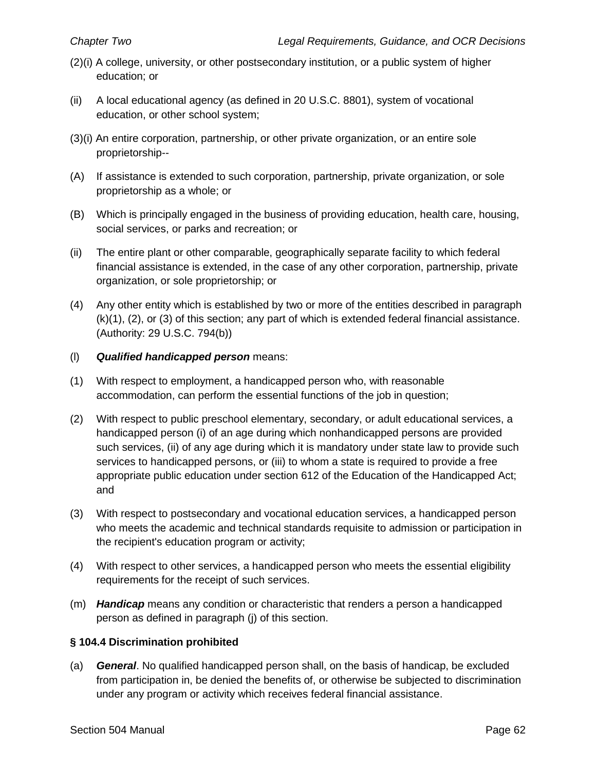(2)(i) A college, university, or other postsecondary institution, or a public system of higher education; or

(ii) A local educational agency (as defined in 20 U.S.C. 8801), system of vocational education, or other school system;

(3)(i) An entire corporation, partnership, or other private organization, or an entire sole proprietorship--

(A) If assistance is extended to such corporation, partnership, private organization, or sole proprietorship as a whole; or

(B) Which is principally engaged in the business of providing education, health care, housing, social services, or parks and recreation; or

(ii) The entire plant or other comparable, geographically separate facility to which federal financial assistance is extended, in the case of any other corporation, partnership, private organization, or sole proprietorship; or

(4) Any other entity which is established by two or more of the entities described in paragraph (k)(1), (2), or (3) of this section; any part of which is extended federal financial assistance. (Authority: 29 U.S.C. 794(b))

(l) ***Qualified handicapped person*** means:

(1) With respect to employment, a handicapped person who, with reasonable accommodation, can perform the essential functions of the job in question;

(2) With respect to public preschool elementary, secondary, or adult educational services, a handicapped person (i) of an age during which nonhandicapped persons are provided such services, (ii) of any age during which it is mandatory under state law to provide such services to handicapped persons, or (iii) to whom a state is required to provide a free appropriate public education under section 612 of the Education of the Handicapped Act; and

(3) With respect to postsecondary and vocational education services, a handicapped person who meets the academic and technical standards requisite to admission or participation in the recipient's education program or activity;

(4) With respect to other services, a handicapped person who meets the essential eligibility requirements for the receipt of such services.

(m) ***Handicap*** means any condition or characteristic that renders a person a handicapped person as defined in paragraph (j) of this section.

**§ 104.4 Discrimination prohibited**

(a) ***General***. No qualified handicapped person shall, on the basis of handicap, be excluded from participation in, be denied the benefits of, or otherwise be subjected to discrimination under any program or activity which receives federal financial assistance.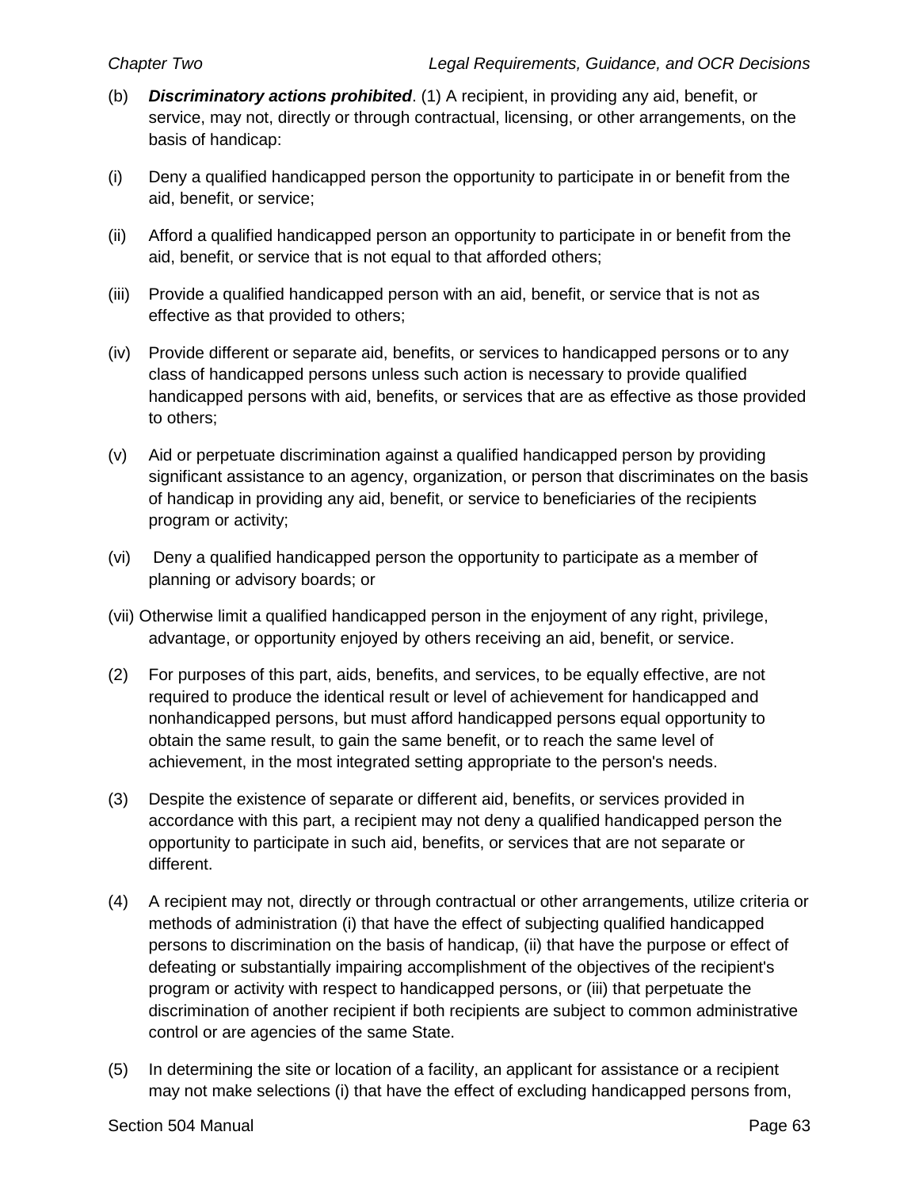(b) ***Discriminatory actions prohibited***. (1) A recipient, in providing any aid, benefit, or service, may not, directly or through contractual, licensing, or other arrangements, on the basis of handicap:

(i) Deny a qualified handicapped person the opportunity to participate in or benefit from the aid, benefit, or service;

(ii) Afford a qualified handicapped person an opportunity to participate in or benefit from the aid, benefit, or service that is not equal to that afforded others;

(iii) Provide a qualified handicapped person with an aid, benefit, or service that is not as effective as that provided to others;

(iv) Provide different or separate aid, benefits, or services to handicapped persons or to any class of handicapped persons unless such action is necessary to provide qualified handicapped persons with aid, benefits, or services that are as effective as those provided to others;

(v) Aid or perpetuate discrimination against a qualified handicapped person by providing significant assistance to an agency, organization, or person that discriminates on the basis of handicap in providing any aid, benefit, or service to beneficiaries of the recipients program or activity;

(vi) Deny a qualified handicapped person the opportunity to participate as a member of planning or advisory boards; or

(vii) Otherwise limit a qualified handicapped person in the enjoyment of any right, privilege, advantage, or opportunity enjoyed by others receiving an aid, benefit, or service.

(2) For purposes of this part, aids, benefits, and services, to be equally effective, are not required to produce the identical result or level of achievement for handicapped and nonhandicapped persons, but must afford handicapped persons equal opportunity to obtain the same result, to gain the same benefit, or to reach the same level of achievement, in the most integrated setting appropriate to the person's needs.

(3) Despite the existence of separate or different aid, benefits, or services provided in accordance with this part, a recipient may not deny a qualified handicapped person the opportunity to participate in such aid, benefits, or services that are not separate or different.

(4) A recipient may not, directly or through contractual or other arrangements, utilize criteria or methods of administration (i) that have the effect of subjecting qualified handicapped persons to discrimination on the basis of handicap, (ii) that have the purpose or effect of defeating or substantially impairing accomplishment of the objectives of the recipient's program or activity with respect to handicapped persons, or (iii) that perpetuate the discrimination of another recipient if both recipients are subject to common administrative control or are agencies of the same State.

(5) In determining the site or location of a facility, an applicant for assistance or a recipient may not make selections (i) that have the effect of excluding handicapped persons from,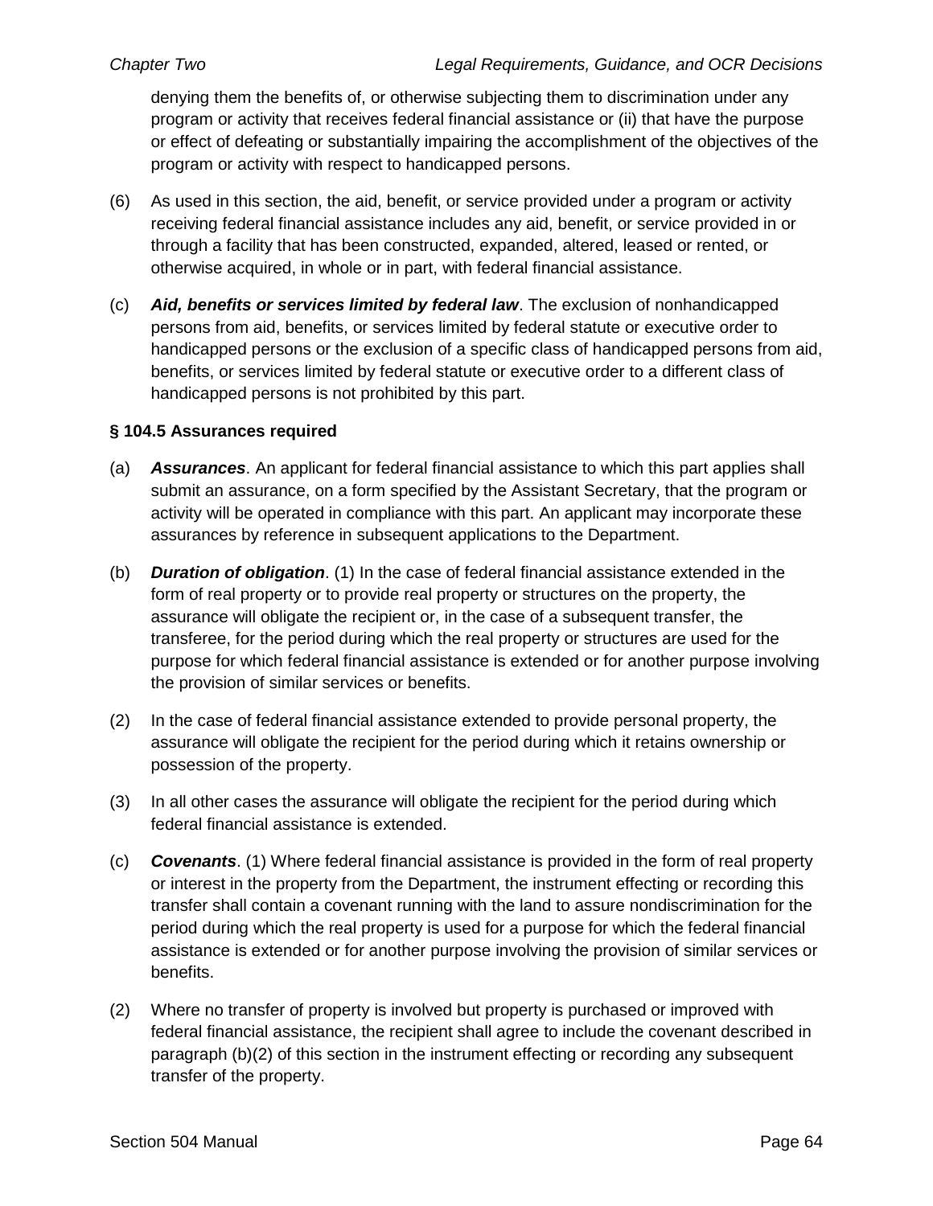denying them the benefits of, or otherwise subjecting them to discrimination under any program or activity that receives federal financial assistance or (ii) that have the purpose or effect of defeating or substantially impairing the accomplishment of the objectives of the program or activity with respect to handicapped persons.

(6) As used in this section, the aid, benefit, or service provided under a program or activity receiving federal financial assistance includes any aid, benefit, or service provided in or through a facility that has been constructed, expanded, altered, leased or rented, or otherwise acquired, in whole or in part, with federal financial assistance.

(c) ***Aid, benefits or services limited by federal law***. The exclusion of nonhandicapped persons from aid, benefits, or services limited by federal statute or executive order to handicapped persons or the exclusion of a specific class of handicapped persons from aid, benefits, or services limited by federal statute or executive order to a different class of handicapped persons is not prohibited by this part.

**§ 104.5 Assurances required**

(a) ***Assurances***. An applicant for federal financial assistance to which this part applies shall submit an assurance, on a form specified by the Assistant Secretary, that the program or activity will be operated in compliance with this part. An applicant may incorporate these assurances by reference in subsequent applications to the Department.

(b) ***Duration of obligation***. (1) In the case of federal financial assistance extended in the form of real property or to provide real property or structures on the property, the assurance will obligate the recipient or, in the case of a subsequent transfer, the transferee, for the period during which the real property or structures are used for the purpose for which federal financial assistance is extended or for another purpose involving the provision of similar services or benefits.

(2) In the case of federal financial assistance extended to provide personal property, the assurance will obligate the recipient for the period during which it retains ownership or possession of the property.

(3) In all other cases the assurance will obligate the recipient for the period during which federal financial assistance is extended.

(c) ***Covenants***. (1) Where federal financial assistance is provided in the form of real property or interest in the property from the Department, the instrument effecting or recording this transfer shall contain a covenant running with the land to assure nondiscrimination for the period during which the real property is used for a purpose for which the federal financial assistance is extended or for another purpose involving the provision of similar services or benefits.

(2) Where no transfer of property is involved but property is purchased or improved with federal financial assistance, the recipient shall agree to include the covenant described in paragraph (b)(2) of this section in the instrument effecting or recording any subsequent transfer of the property.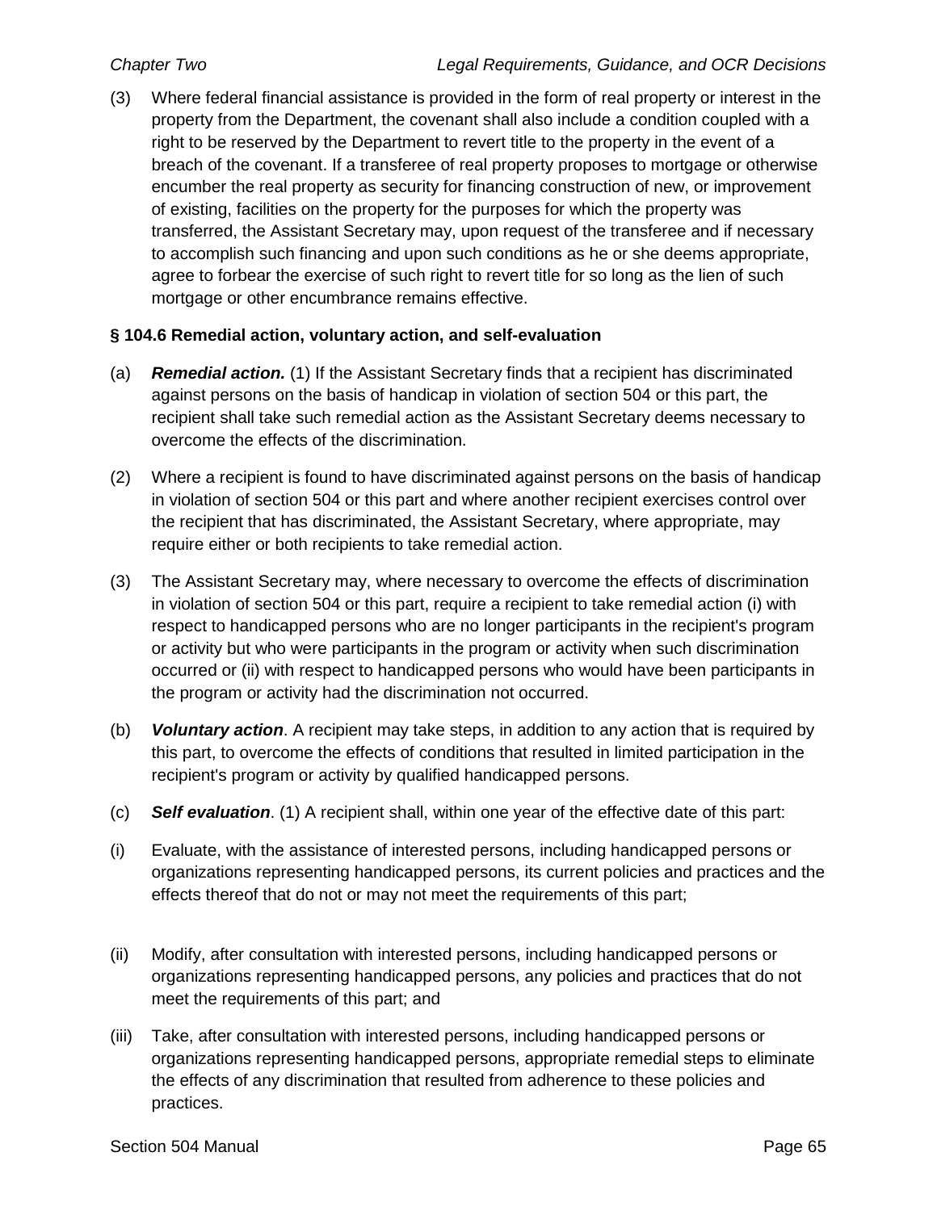(3) Where federal financial assistance is provided in the form of real property or interest in the property from the Department, the covenant shall also include a condition coupled with a right to be reserved by the Department to revert title to the property in the event of a breach of the covenant. If a transferee of real property proposes to mortgage or otherwise encumber the real property as security for financing construction of new, or improvement of existing, facilities on the property for the purposes for which the property was transferred, the Assistant Secretary may, upon request of the transferee and if necessary to accomplish such financing and upon such conditions as he or she deems appropriate, agree to forbear the exercise of such right to revert title for so long as the lien of such mortgage or other encumbrance remains effective.

**§ 104.6 Remedial action, voluntary action, and self-evaluation**

(a) ***Remedial action.*** (1) If the Assistant Secretary finds that a recipient has discriminated against persons on the basis of handicap in violation of section 504 or this part, the recipient shall take such remedial action as the Assistant Secretary deems necessary to overcome the effects of the discrimination.

(2) Where a recipient is found to have discriminated against persons on the basis of handicap in violation of section 504 or this part and where another recipient exercises control over the recipient that has discriminated, the Assistant Secretary, where appropriate, may require either or both recipients to take remedial action.

(3) The Assistant Secretary may, where necessary to overcome the effects of discrimination in violation of section 504 or this part, require a recipient to take remedial action (i) with respect to handicapped persons who are no longer participants in the recipient's program or activity but who were participants in the program or activity when such discrimination occurred or (ii) with respect to handicapped persons who would have been participants in the program or activity had the discrimination not occurred.

(b) ***Voluntary action***. A recipient may take steps, in addition to any action that is required by this part, to overcome the effects of conditions that resulted in limited participation in the recipient's program or activity by qualified handicapped persons.

(c) ***Self evaluation***. (1) A recipient shall, within one year of the effective date of this part:

(i) Evaluate, with the assistance of interested persons, including handicapped persons or organizations representing handicapped persons, its current policies and practices and the effects thereof that do not or may not meet the requirements of this part;

(ii) Modify, after consultation with interested persons, including handicapped persons or organizations representing handicapped persons, any policies and practices that do not meet the requirements of this part; and

(iii) Take, after consultation with interested persons, including handicapped persons or organizations representing handicapped persons, appropriate remedial steps to eliminate the effects of any discrimination that resulted from adherence to these policies and practices.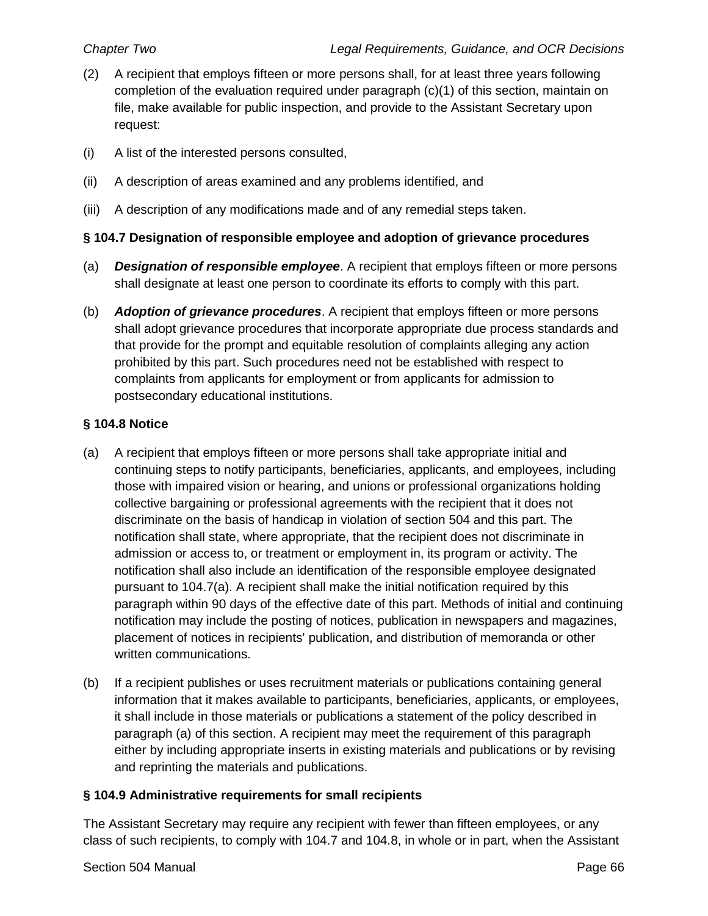(2) A recipient that employs fifteen or more persons shall, for at least three years following completion of the evaluation required under paragraph (c)(1) of this section, maintain on file, make available for public inspection, and provide to the Assistant Secretary upon request:

(i) A list of the interested persons consulted,

(ii) A description of areas examined and any problems identified, and

(iii) A description of any modifications made and of any remedial steps taken.

**§ 104.7 Designation of responsible employee and adoption of grievance procedures**

(a) ***Designation of responsible employee***. A recipient that employs fifteen or more persons shall designate at least one person to coordinate its efforts to comply with this part.

(b) ***Adoption of grievance procedures***. A recipient that employs fifteen or more persons shall adopt grievance procedures that incorporate appropriate due process standards and that provide for the prompt and equitable resolution of complaints alleging any action prohibited by this part. Such procedures need not be established with respect to complaints from applicants for employment or from applicants for admission to postsecondary educational institutions.

**§ 104.8 Notice**

(a) A recipient that employs fifteen or more persons shall take appropriate initial and continuing steps to notify participants, beneficiaries, applicants, and employees, including those with impaired vision or hearing, and unions or professional organizations holding collective bargaining or professional agreements with the recipient that it does not discriminate on the basis of handicap in violation of section 504 and this part. The notification shall state, where appropriate, that the recipient does not discriminate in admission or access to, or treatment or employment in, its program or activity. The notification shall also include an identification of the responsible employee designated pursuant to 104.7(a). A recipient shall make the initial notification required by this paragraph within 90 days of the effective date of this part. Methods of initial and continuing notification may include the posting of notices, publication in newspapers and magazines, placement of notices in recipients' publication, and distribution of memoranda or other written communications.

(b) If a recipient publishes or uses recruitment materials or publications containing general information that it makes available to participants, beneficiaries, applicants, or employees, it shall include in those materials or publications a statement of the policy described in paragraph (a) of this section. A recipient may meet the requirement of this paragraph either by including appropriate inserts in existing materials and publications or by revising and reprinting the materials and publications.

**§ 104.9 Administrative requirements for small recipients**

The Assistant Secretary may require any recipient with fewer than fifteen employees, or any class of such recipients, to comply with 104.7 and 104.8, in whole or in part, when the Assistant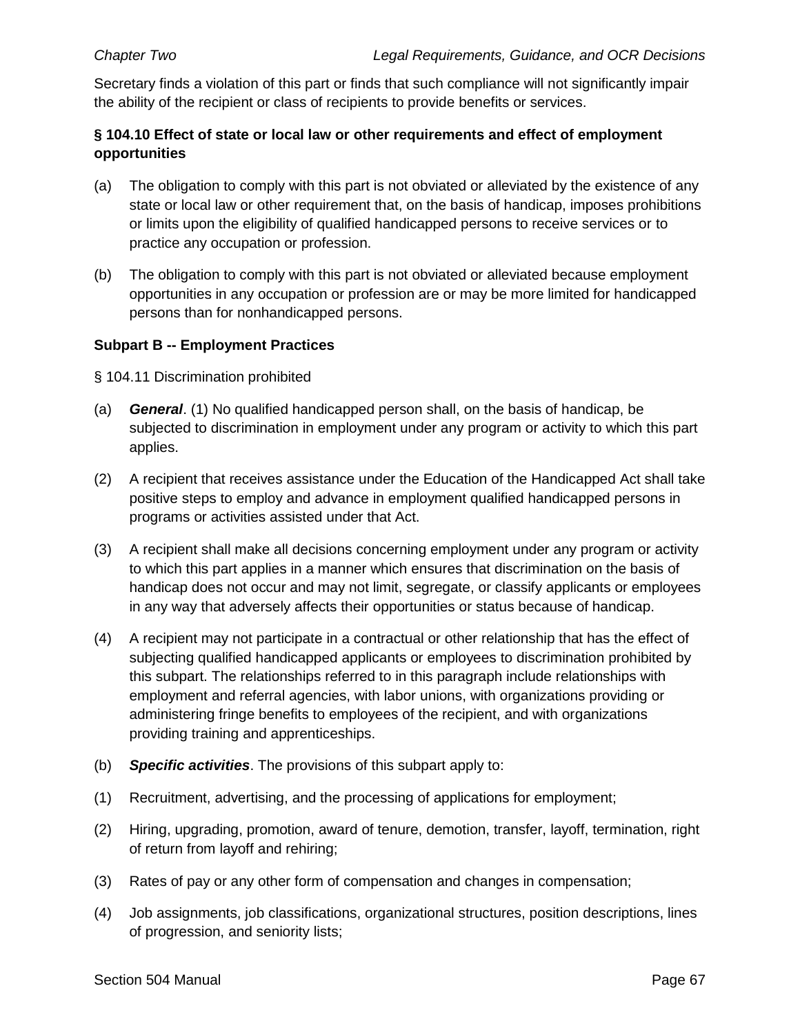Secretary finds a violation of this part or finds that such compliance will not significantly impair the ability of the recipient or class of recipients to provide benefits or services.

**§ 104.10 Effect of state or local law or other requirements and effect of employment opportunities**

(a) The obligation to comply with this part is not obviated or alleviated by the existence of any state or local law or other requirement that, on the basis of handicap, imposes prohibitions or limits upon the eligibility of qualified handicapped persons to receive services or to practice any occupation or profession.

(b) The obligation to comply with this part is not obviated or alleviated because employment opportunities in any occupation or profession are or may be more limited for handicapped persons than for nonhandicapped persons.

**Subpart B -- Employment Practices**

§ 104.11 Discrimination prohibited

(a) ***General***. (1) No qualified handicapped person shall, on the basis of handicap, be subjected to discrimination in employment under any program or activity to which this part applies.

(2) A recipient that receives assistance under the Education of the Handicapped Act shall take positive steps to employ and advance in employment qualified handicapped persons in programs or activities assisted under that Act.

(3) A recipient shall make all decisions concerning employment under any program or activity to which this part applies in a manner which ensures that discrimination on the basis of handicap does not occur and may not limit, segregate, or classify applicants or employees in any way that adversely affects their opportunities or status because of handicap.

(4) A recipient may not participate in a contractual or other relationship that has the effect of subjecting qualified handicapped applicants or employees to discrimination prohibited by this subpart. The relationships referred to in this paragraph include relationships with employment and referral agencies, with labor unions, with organizations providing or administering fringe benefits to employees of the recipient, and with organizations providing training and apprenticeships.

(b) ***Specific activities***. The provisions of this subpart apply to:

(1) Recruitment, advertising, and the processing of applications for employment;

(2) Hiring, upgrading, promotion, award of tenure, demotion, transfer, layoff, termination, right of return from layoff and rehiring;

(3) Rates of pay or any other form of compensation and changes in compensation;

(4) Job assignments, job classifications, organizational structures, position descriptions, lines of progression, and seniority lists;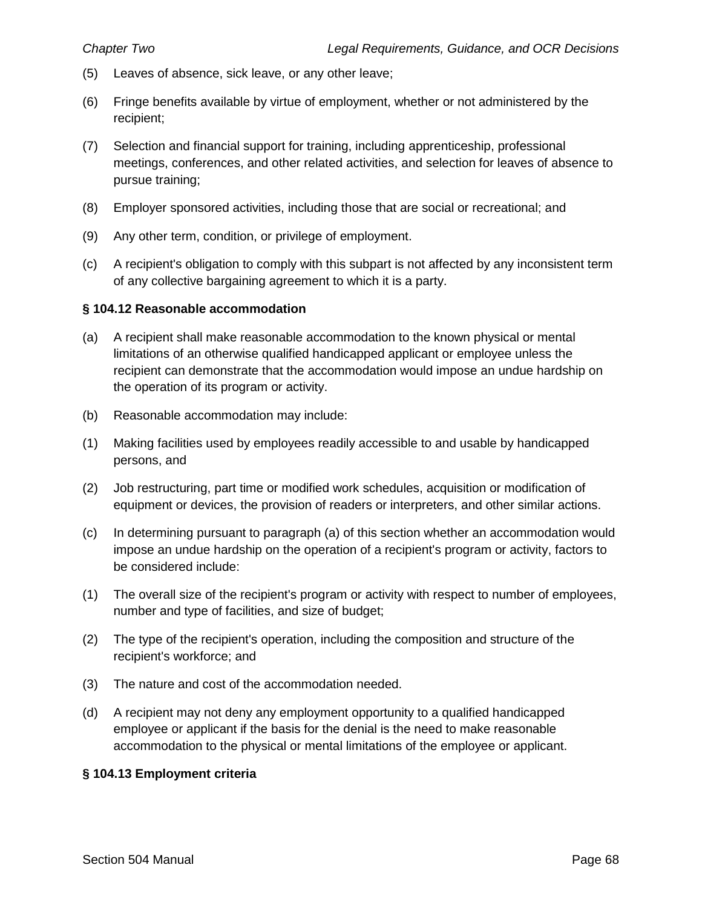(5) Leaves of absence, sick leave, or any other leave;

(6) Fringe benefits available by virtue of employment, whether or not administered by the recipient;

(7) Selection and financial support for training, including apprenticeship, professional meetings, conferences, and other related activities, and selection for leaves of absence to pursue training;

(8) Employer sponsored activities, including those that are social or recreational; and

(9) Any other term, condition, or privilege of employment.

(c) A recipient's obligation to comply with this subpart is not affected by any inconsistent term of any collective bargaining agreement to which it is a party.

**§ 104.12 Reasonable accommodation**

(a) A recipient shall make reasonable accommodation to the known physical or mental limitations of an otherwise qualified handicapped applicant or employee unless the recipient can demonstrate that the accommodation would impose an undue hardship on the operation of its program or activity.

(b) Reasonable accommodation may include:

(1) Making facilities used by employees readily accessible to and usable by handicapped persons, and

(2) Job restructuring, part time or modified work schedules, acquisition or modification of equipment or devices, the provision of readers or interpreters, and other similar actions.

(c) In determining pursuant to paragraph (a) of this section whether an accommodation would impose an undue hardship on the operation of a recipient's program or activity, factors to be considered include:

(1) The overall size of the recipient's program or activity with respect to number of employees, number and type of facilities, and size of budget;

(2) The type of the recipient's operation, including the composition and structure of the recipient's workforce; and

(3) The nature and cost of the accommodation needed.

(d) A recipient may not deny any employment opportunity to a qualified handicapped employee or applicant if the basis for the denial is the need to make reasonable accommodation to the physical or mental limitations of the employee or applicant.

**§ 104.13 Employment criteria**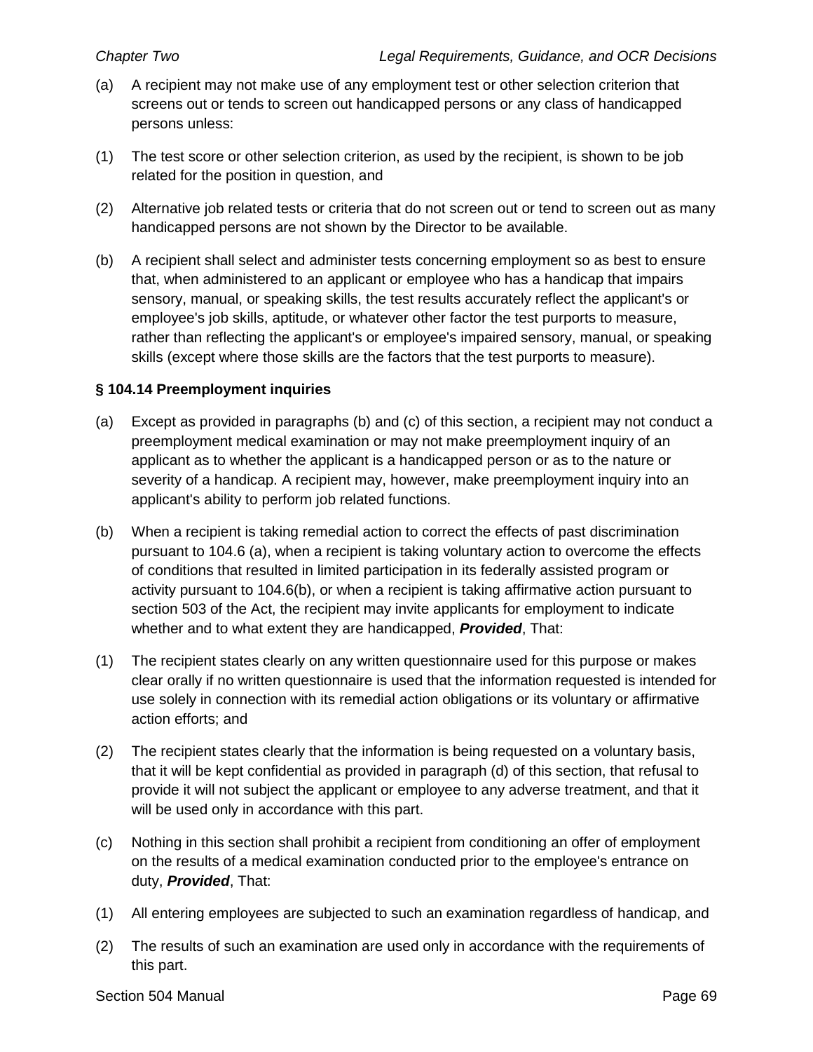(a) A recipient may not make use of any employment test or other selection criterion that screens out or tends to screen out handicapped persons or any class of handicapped persons unless:

(1) The test score or other selection criterion, as used by the recipient, is shown to be job related for the position in question, and

(2) Alternative job related tests or criteria that do not screen out or tend to screen out as many handicapped persons are not shown by the Director to be available.

(b) A recipient shall select and administer tests concerning employment so as best to ensure that, when administered to an applicant or employee who has a handicap that impairs sensory, manual, or speaking skills, the test results accurately reflect the applicant's or employee's job skills, aptitude, or whatever other factor the test purports to measure, rather than reflecting the applicant's or employee's impaired sensory, manual, or speaking skills (except where those skills are the factors that the test purports to measure).

**§ 104.14 Preemployment inquiries**

(a) Except as provided in paragraphs (b) and (c) of this section, a recipient may not conduct a preemployment medical examination or may not make preemployment inquiry of an applicant as to whether the applicant is a handicapped person or as to the nature or severity of a handicap. A recipient may, however, make preemployment inquiry into an applicant's ability to perform job related functions.

(b) When a recipient is taking remedial action to correct the effects of past discrimination pursuant to 104.6 (a), when a recipient is taking voluntary action to overcome the effects of conditions that resulted in limited participation in its federally assisted program or activity pursuant to 104.6(b), or when a recipient is taking affirmative action pursuant to section 503 of the Act, the recipient may invite applicants for employment to indicate whether and to what extent they are handicapped, ***Provided***, That:

(1) The recipient states clearly on any written questionnaire used for this purpose or makes clear orally if no written questionnaire is used that the information requested is intended for use solely in connection with its remedial action obligations or its voluntary or affirmative action efforts; and

(2) The recipient states clearly that the information is being requested on a voluntary basis, that it will be kept confidential as provided in paragraph (d) of this section, that refusal to provide it will not subject the applicant or employee to any adverse treatment, and that it will be used only in accordance with this part.

(c) Nothing in this section shall prohibit a recipient from conditioning an offer of employment on the results of a medical examination conducted prior to the employee's entrance on duty, ***Provided***, That:

(1) All entering employees are subjected to such an examination regardless of handicap, and

(2) The results of such an examination are used only in accordance with the requirements of this part.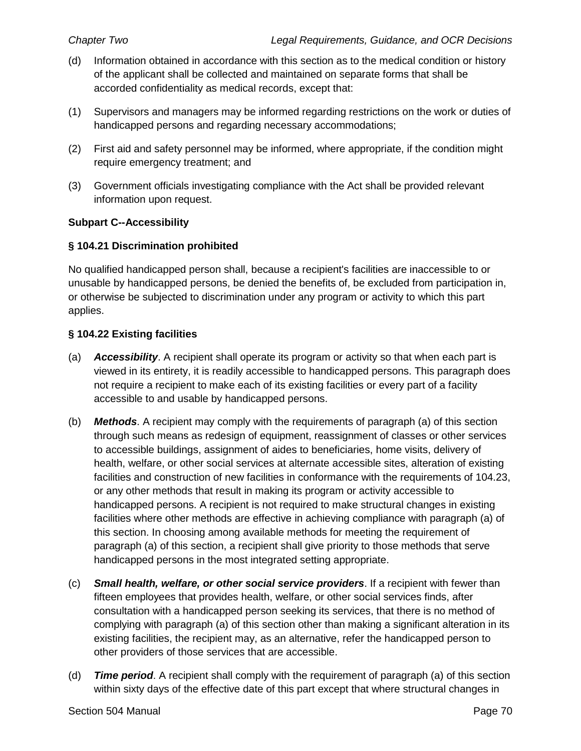(d) Information obtained in accordance with this section as to the medical condition or history of the applicant shall be collected and maintained on separate forms that shall be accorded confidentiality as medical records, except that:

(1) Supervisors and managers may be informed regarding restrictions on the work or duties of handicapped persons and regarding necessary accommodations;

(2) First aid and safety personnel may be informed, where appropriate, if the condition might require emergency treatment; and

(3) Government officials investigating compliance with the Act shall be provided relevant information upon request.

**Subpart C--Accessibility**

**§ 104.21 Discrimination prohibited**

No qualified handicapped person shall, because a recipient's facilities are inaccessible to or unusable by handicapped persons, be denied the benefits of, be excluded from participation in, or otherwise be subjected to discrimination under any program or activity to which this part applies.

**§ 104.22 Existing facilities**

(a) ***Accessibility***. A recipient shall operate its program or activity so that when each part is viewed in its entirety, it is readily accessible to handicapped persons. This paragraph does not require a recipient to make each of its existing facilities or every part of a facility accessible to and usable by handicapped persons.

(b) ***Methods***. A recipient may comply with the requirements of paragraph (a) of this section through such means as redesign of equipment, reassignment of classes or other services to accessible buildings, assignment of aides to beneficiaries, home visits, delivery of health, welfare, or other social services at alternate accessible sites, alteration of existing facilities and construction of new facilities in conformance with the requirements of 104.23, or any other methods that result in making its program or activity accessible to handicapped persons. A recipient is not required to make structural changes in existing facilities where other methods are effective in achieving compliance with paragraph (a) of this section. In choosing among available methods for meeting the requirement of paragraph (a) of this section, a recipient shall give priority to those methods that serve handicapped persons in the most integrated setting appropriate.

(c) ***Small health, welfare, or other social service providers***. If a recipient with fewer than fifteen employees that provides health, welfare, or other social services finds, after consultation with a handicapped person seeking its services, that there is no method of complying with paragraph (a) of this section other than making a significant alteration in its existing facilities, the recipient may, as an alternative, refer the handicapped person to other providers of those services that are accessible.

(d) ***Time period***. A recipient shall comply with the requirement of paragraph (a) of this section within sixty days of the effective date of this part except that where structural changes in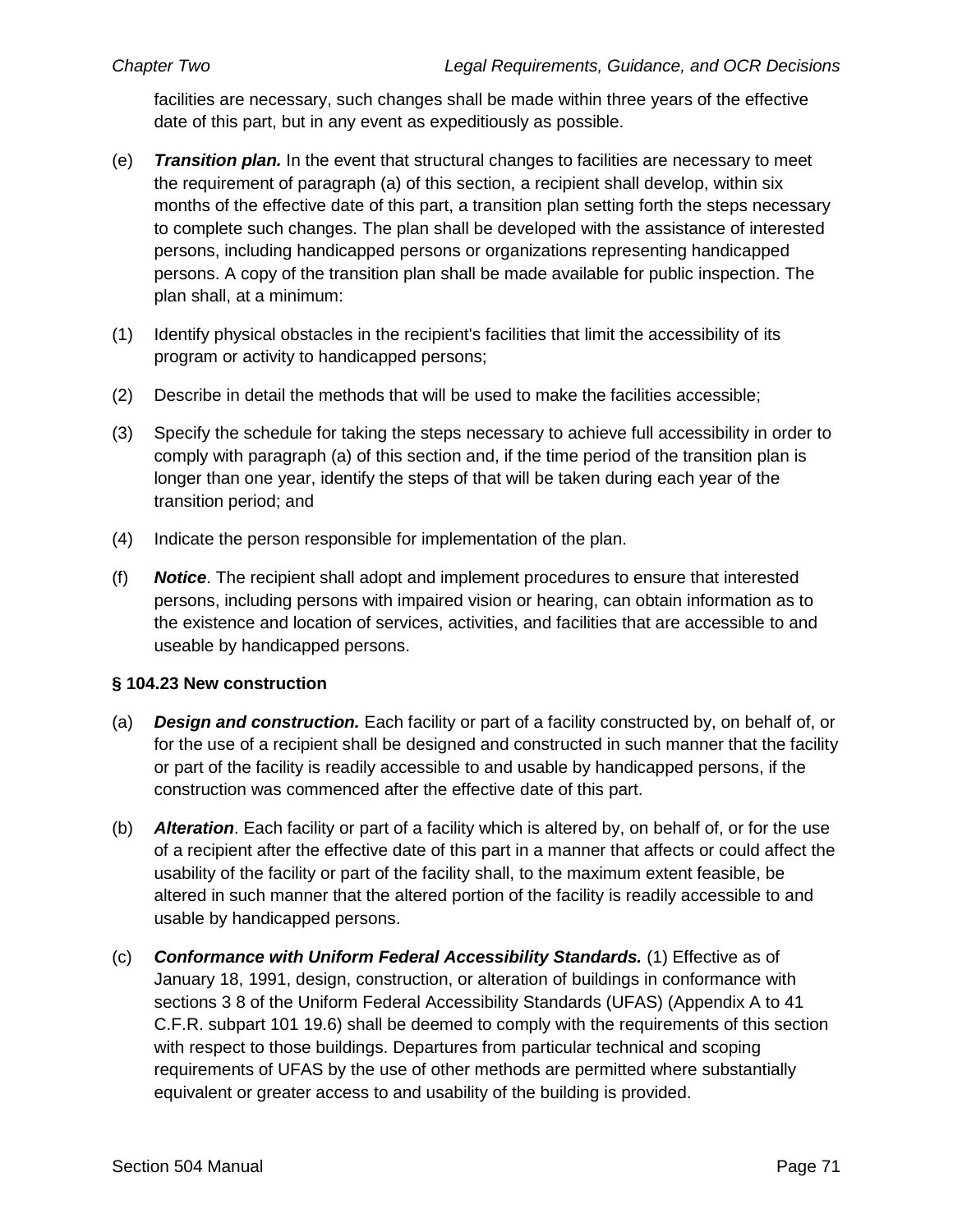facilities are necessary, such changes shall be made within three years of the effective date of this part, but in any event as expeditiously as possible.

(e) ***Transition plan.*** In the event that structural changes to facilities are necessary to meet the requirement of paragraph (a) of this section, a recipient shall develop, within six months of the effective date of this part, a transition plan setting forth the steps necessary to complete such changes. The plan shall be developed with the assistance of interested persons, including handicapped persons or organizations representing handicapped persons. A copy of the transition plan shall be made available for public inspection. The plan shall, at a minimum:

(1) Identify physical obstacles in the recipient's facilities that limit the accessibility of its program or activity to handicapped persons;

(2) Describe in detail the methods that will be used to make the facilities accessible;

(3) Specify the schedule for taking the steps necessary to achieve full accessibility in order to comply with paragraph (a) of this section and, if the time period of the transition plan is longer than one year, identify the steps of that will be taken during each year of the transition period; and

(4) Indicate the person responsible for implementation of the plan.

(f) ***Notice***. The recipient shall adopt and implement procedures to ensure that interested persons, including persons with impaired vision or hearing, can obtain information as to the existence and location of services, activities, and facilities that are accessible to and useable by handicapped persons.

**§ 104.23 New construction**

(a) ***Design and construction.*** Each facility or part of a facility constructed by, on behalf of, or for the use of a recipient shall be designed and constructed in such manner that the facility or part of the facility is readily accessible to and usable by handicapped persons, if the construction was commenced after the effective date of this part.

(b) ***Alteration***. Each facility or part of a facility which is altered by, on behalf of, or for the use of a recipient after the effective date of this part in a manner that affects or could affect the usability of the facility or part of the facility shall, to the maximum extent feasible, be altered in such manner that the altered portion of the facility is readily accessible to and usable by handicapped persons.

(c) ***Conformance with Uniform Federal Accessibility Standards.*** (1) Effective as of January 18, 1991, design, construction, or alteration of buildings in conformance with sections 3 8 of the Uniform Federal Accessibility Standards (UFAS) (Appendix A to 41 C.F.R. subpart 101 19.6) shall be deemed to comply with the requirements of this section with respect to those buildings. Departures from particular technical and scoping requirements of UFAS by the use of other methods are permitted where substantially equivalent or greater access to and usability of the building is provided.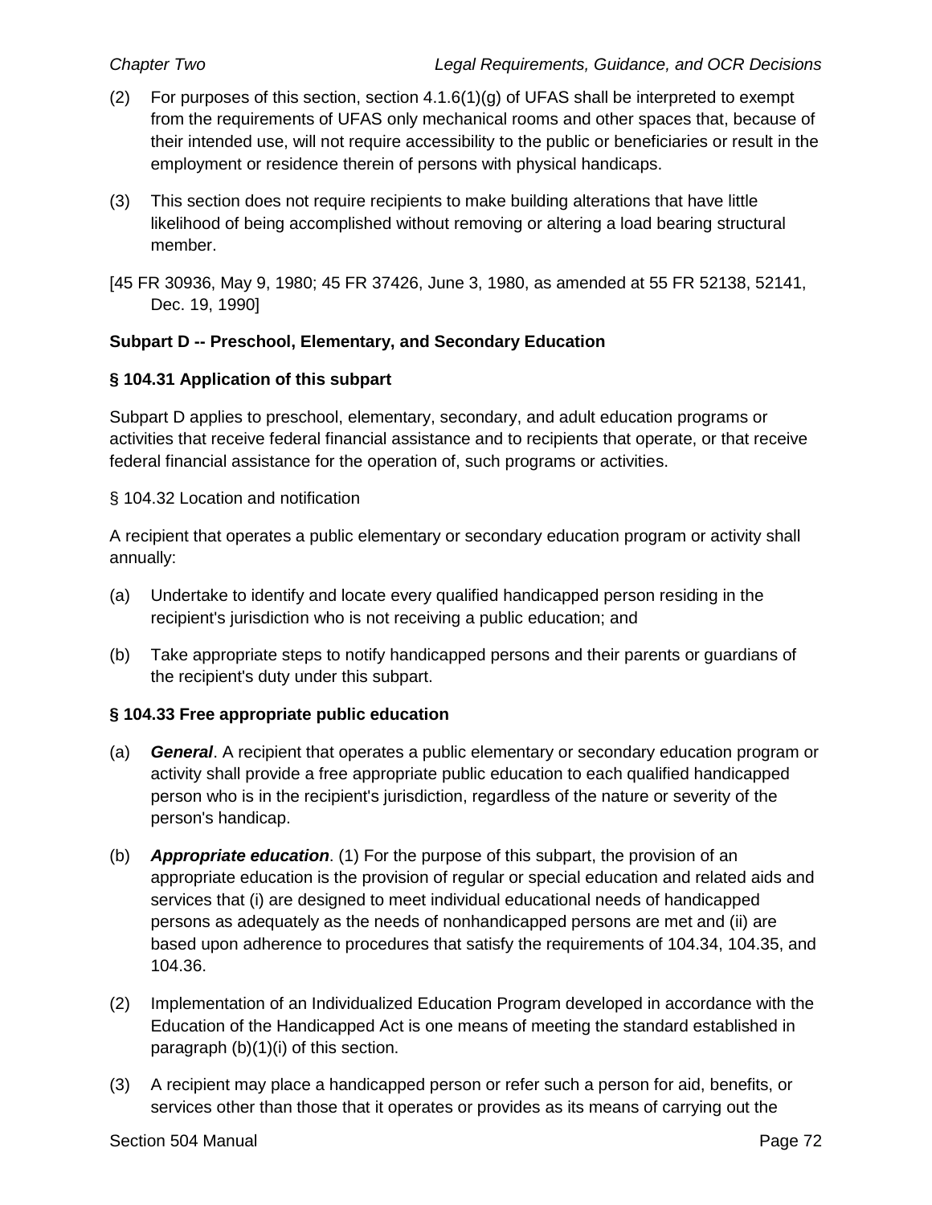(2) For purposes of this section, section 4.1.6(1)(g) of UFAS shall be interpreted to exempt from the requirements of UFAS only mechanical rooms and other spaces that, because of their intended use, will not require accessibility to the public or beneficiaries or result in the employment or residence therein of persons with physical handicaps.

(3) This section does not require recipients to make building alterations that have little likelihood of being accomplished without removing or altering a load bearing structural member.

[45 FR 30936, May 9, 1980; 45 FR 37426, June 3, 1980, as amended at 55 FR 52138, 52141, Dec. 19, 1990]

**Subpart D -- Preschool, Elementary, and Secondary Education**

**§ 104.31 Application of this subpart**

Subpart D applies to preschool, elementary, secondary, and adult education programs or activities that receive federal financial assistance and to recipients that operate, or that receive federal financial assistance for the operation of, such programs or activities.

§ 104.32 Location and notification

A recipient that operates a public elementary or secondary education program or activity shall annually:

(a) Undertake to identify and locate every qualified handicapped person residing in the recipient's jurisdiction who is not receiving a public education; and

(b) Take appropriate steps to notify handicapped persons and their parents or guardians of the recipient's duty under this subpart.

**§ 104.33 Free appropriate public education**

(a) ***General***. A recipient that operates a public elementary or secondary education program or activity shall provide a free appropriate public education to each qualified handicapped person who is in the recipient's jurisdiction, regardless of the nature or severity of the person's handicap.

(b) ***Appropriate education***. (1) For the purpose of this subpart, the provision of an appropriate education is the provision of regular or special education and related aids and services that (i) are designed to meet individual educational needs of handicapped persons as adequately as the needs of nonhandicapped persons are met and (ii) are based upon adherence to procedures that satisfy the requirements of 104.34, 104.35, and 104.36.

(2) Implementation of an Individualized Education Program developed in accordance with the Education of the Handicapped Act is one means of meeting the standard established in paragraph (b)(1)(i) of this section.

(3) A recipient may place a handicapped person or refer such a person for aid, benefits, or services other than those that it operates or provides as its means of carrying out the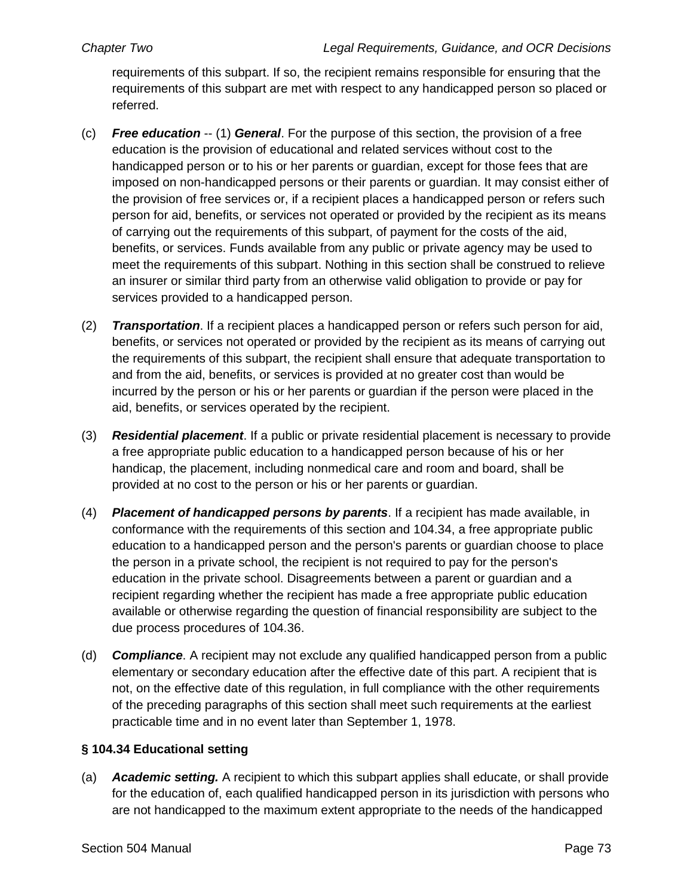requirements of this subpart. If so, the recipient remains responsible for ensuring that the requirements of this subpart are met with respect to any handicapped person so placed or referred.

(c) ***Free education*** -- (1) ***General***. For the purpose of this section, the provision of a free education is the provision of educational and related services without cost to the handicapped person or to his or her parents or guardian, except for those fees that are imposed on non-handicapped persons or their parents or guardian. It may consist either of the provision of free services or, if a recipient places a handicapped person or refers such person for aid, benefits, or services not operated or provided by the recipient as its means of carrying out the requirements of this subpart, of payment for the costs of the aid, benefits, or services. Funds available from any public or private agency may be used to meet the requirements of this subpart. Nothing in this section shall be construed to relieve an insurer or similar third party from an otherwise valid obligation to provide or pay for services provided to a handicapped person.

(2) ***Transportation***. If a recipient places a handicapped person or refers such person for aid, benefits, or services not operated or provided by the recipient as its means of carrying out the requirements of this subpart, the recipient shall ensure that adequate transportation to and from the aid, benefits, or services is provided at no greater cost than would be incurred by the person or his or her parents or guardian if the person were placed in the aid, benefits, or services operated by the recipient.

(3) ***Residential placement***. If a public or private residential placement is necessary to provide a free appropriate public education to a handicapped person because of his or her handicap, the placement, including nonmedical care and room and board, shall be provided at no cost to the person or his or her parents or guardian.

(4) ***Placement of handicapped persons by parents***. If a recipient has made available, in conformance with the requirements of this section and 104.34, a free appropriate public education to a handicapped person and the person's parents or guardian choose to place the person in a private school, the recipient is not required to pay for the person's education in the private school. Disagreements between a parent or guardian and a recipient regarding whether the recipient has made a free appropriate public education available or otherwise regarding the question of financial responsibility are subject to the due process procedures of 104.36.

(d) ***Compliance***. A recipient may not exclude any qualified handicapped person from a public elementary or secondary education after the effective date of this part. A recipient that is not, on the effective date of this regulation, in full compliance with the other requirements of the preceding paragraphs of this section shall meet such requirements at the earliest practicable time and in no event later than September 1, 1978.

**§ 104.34 Educational setting**

(a) ***Academic setting.*** A recipient to which this subpart applies shall educate, or shall provide for the education of, each qualified handicapped person in its jurisdiction with persons who are not handicapped to the maximum extent appropriate to the needs of the handicapped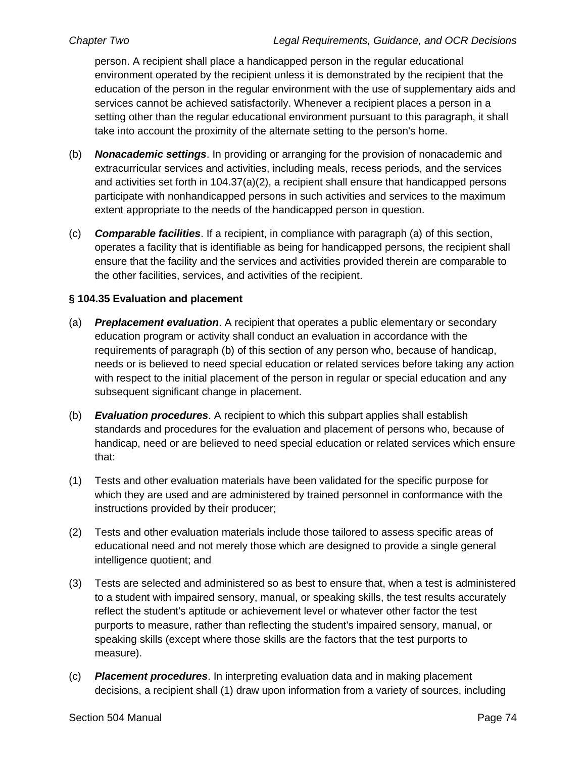person. A recipient shall place a handicapped person in the regular educational environment operated by the recipient unless it is demonstrated by the recipient that the education of the person in the regular environment with the use of supplementary aids and services cannot be achieved satisfactorily. Whenever a recipient places a person in a setting other than the regular educational environment pursuant to this paragraph, it shall take into account the proximity of the alternate setting to the person's home.

(b) ***Nonacademic settings***. In providing or arranging for the provision of nonacademic and extracurricular services and activities, including meals, recess periods, and the services and activities set forth in 104.37(a)(2), a recipient shall ensure that handicapped persons participate with nonhandicapped persons in such activities and services to the maximum extent appropriate to the needs of the handicapped person in question.

(c) ***Comparable facilities***. If a recipient, in compliance with paragraph (a) of this section, operates a facility that is identifiable as being for handicapped persons, the recipient shall ensure that the facility and the services and activities provided therein are comparable to the other facilities, services, and activities of the recipient.

**§ 104.35 Evaluation and placement**

(a) ***Preplacement evaluation***. A recipient that operates a public elementary or secondary education program or activity shall conduct an evaluation in accordance with the requirements of paragraph (b) of this section of any person who, because of handicap, needs or is believed to need special education or related services before taking any action with respect to the initial placement of the person in regular or special education and any subsequent significant change in placement.

(b) ***Evaluation procedures***. A recipient to which this subpart applies shall establish standards and procedures for the evaluation and placement of persons who, because of handicap, need or are believed to need special education or related services which ensure that:

(1) Tests and other evaluation materials have been validated for the specific purpose for which they are used and are administered by trained personnel in conformance with the instructions provided by their producer;

(2) Tests and other evaluation materials include those tailored to assess specific areas of educational need and not merely those which are designed to provide a single general intelligence quotient; and

(3) Tests are selected and administered so as best to ensure that, when a test is administered to a student with impaired sensory, manual, or speaking skills, the test results accurately reflect the student's aptitude or achievement level or whatever other factor the test purports to measure, rather than reflecting the student's impaired sensory, manual, or speaking skills (except where those skills are the factors that the test purports to measure).

(c) ***Placement procedures***. In interpreting evaluation data and in making placement decisions, a recipient shall (1) draw upon information from a variety of sources, including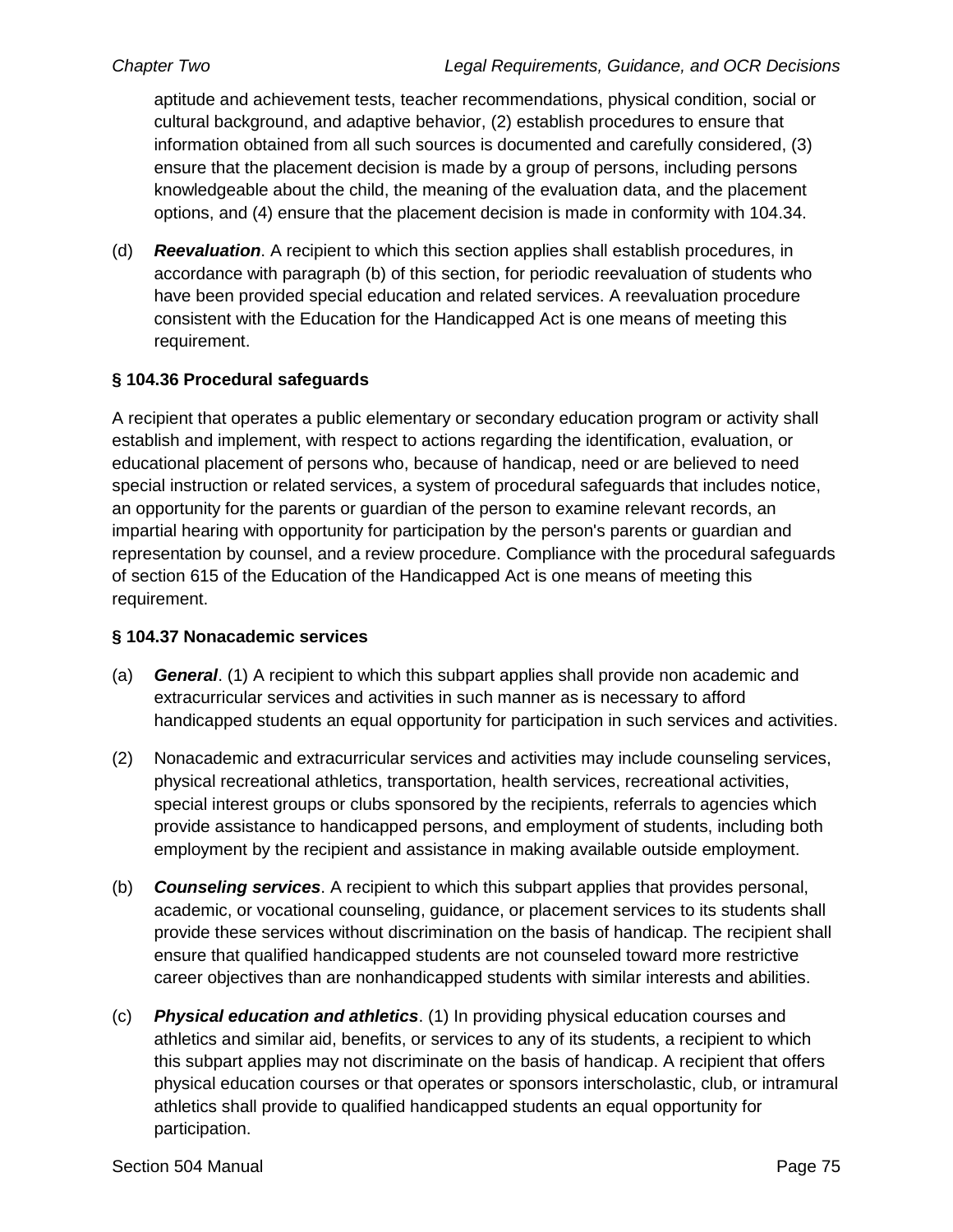aptitude and achievement tests, teacher recommendations, physical condition, social or cultural background, and adaptive behavior, (2) establish procedures to ensure that information obtained from all such sources is documented and carefully considered, (3) ensure that the placement decision is made by a group of persons, including persons knowledgeable about the child, the meaning of the evaluation data, and the placement options, and (4) ensure that the placement decision is made in conformity with 104.34.

(d) ***Reevaluation***. A recipient to which this section applies shall establish procedures, in accordance with paragraph (b) of this section, for periodic reevaluation of students who have been provided special education and related services. A reevaluation procedure consistent with the Education for the Handicapped Act is one means of meeting this requirement.

**§ 104.36 Procedural safeguards**

A recipient that operates a public elementary or secondary education program or activity shall establish and implement, with respect to actions regarding the identification, evaluation, or educational placement of persons who, because of handicap, need or are believed to need special instruction or related services, a system of procedural safeguards that includes notice, an opportunity for the parents or guardian of the person to examine relevant records, an impartial hearing with opportunity for participation by the person's parents or guardian and representation by counsel, and a review procedure. Compliance with the procedural safeguards of section 615 of the Education of the Handicapped Act is one means of meeting this requirement.

**§ 104.37 Nonacademic services**

(a) ***General***. (1) A recipient to which this subpart applies shall provide non academic and extracurricular services and activities in such manner as is necessary to afford handicapped students an equal opportunity for participation in such services and activities.

(2) Nonacademic and extracurricular services and activities may include counseling services, physical recreational athletics, transportation, health services, recreational activities, special interest groups or clubs sponsored by the recipients, referrals to agencies which provide assistance to handicapped persons, and employment of students, including both employment by the recipient and assistance in making available outside employment.

(b) ***Counseling services***. A recipient to which this subpart applies that provides personal, academic, or vocational counseling, guidance, or placement services to its students shall provide these services without discrimination on the basis of handicap. The recipient shall ensure that qualified handicapped students are not counseled toward more restrictive career objectives than are nonhandicapped students with similar interests and abilities.

(c) ***Physical education and athletics***. (1) In providing physical education courses and athletics and similar aid, benefits, or services to any of its students, a recipient to which this subpart applies may not discriminate on the basis of handicap. A recipient that offers physical education courses or that operates or sponsors interscholastic, club, or intramural athletics shall provide to qualified handicapped students an equal opportunity for participation.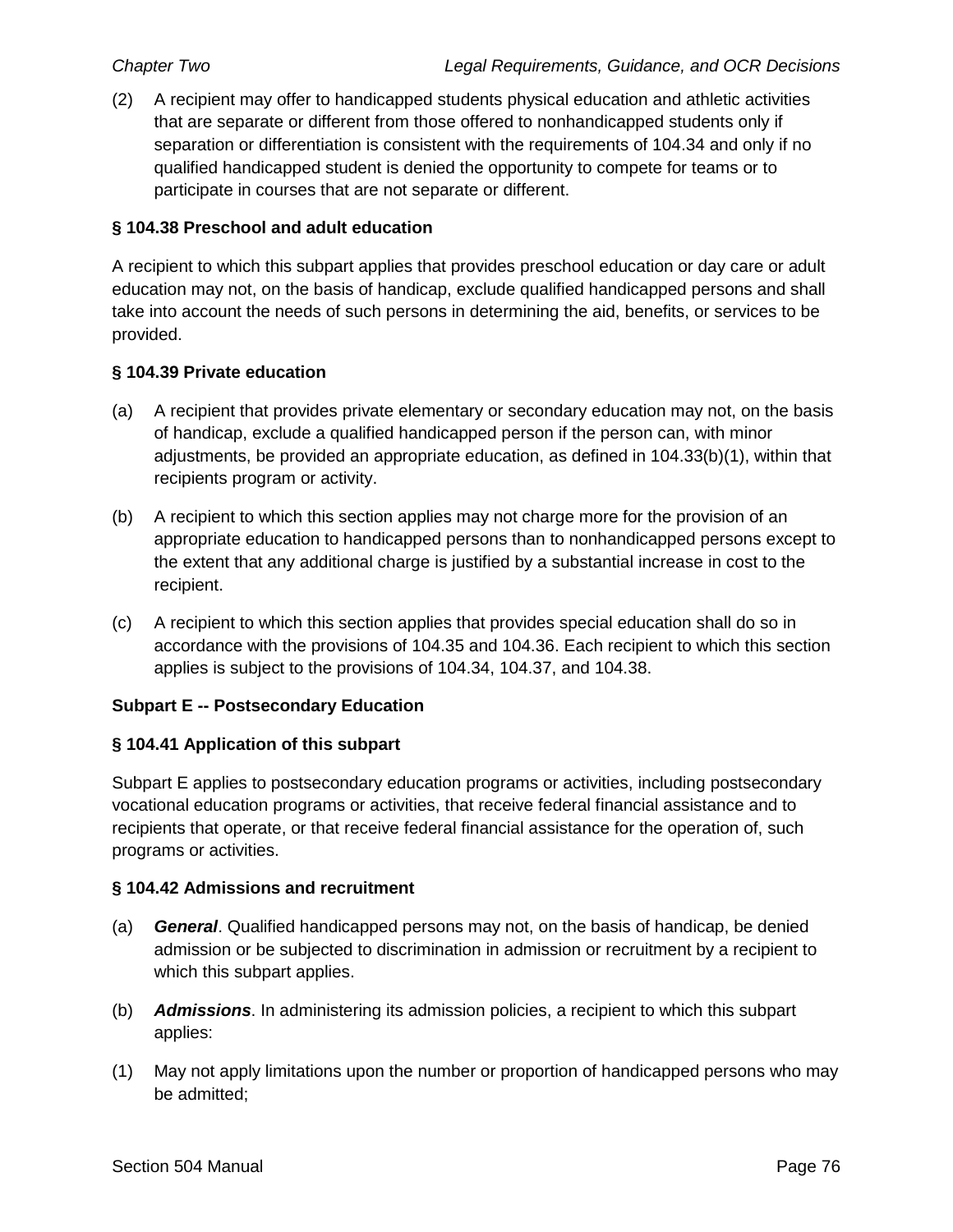(2) A recipient may offer to handicapped students physical education and athletic activities that are separate or different from those offered to nonhandicapped students only if separation or differentiation is consistent with the requirements of 104.34 and only if no qualified handicapped student is denied the opportunity to compete for teams or to participate in courses that are not separate or different.

**§ 104.38 Preschool and adult education**

A recipient to which this subpart applies that provides preschool education or day care or adult education may not, on the basis of handicap, exclude qualified handicapped persons and shall take into account the needs of such persons in determining the aid, benefits, or services to be provided.

**§ 104.39 Private education**

(a) A recipient that provides private elementary or secondary education may not, on the basis of handicap, exclude a qualified handicapped person if the person can, with minor adjustments, be provided an appropriate education, as defined in 104.33(b)(1), within that recipients program or activity.

(b) A recipient to which this section applies may not charge more for the provision of an appropriate education to handicapped persons than to nonhandicapped persons except to the extent that any additional charge is justified by a substantial increase in cost to the recipient.

(c) A recipient to which this section applies that provides special education shall do so in accordance with the provisions of 104.35 and 104.36. Each recipient to which this section applies is subject to the provisions of 104.34, 104.37, and 104.38.

**Subpart E -- Postsecondary Education**

**§ 104.41 Application of this subpart**

Subpart E applies to postsecondary education programs or activities, including postsecondary vocational education programs or activities, that receive federal financial assistance and to recipients that operate, or that receive federal financial assistance for the operation of, such programs or activities.

**§ 104.42 Admissions and recruitment**

(a) ***General***. Qualified handicapped persons may not, on the basis of handicap, be denied admission or be subjected to discrimination in admission or recruitment by a recipient to which this subpart applies.

(b) ***Admissions***. In administering its admission policies, a recipient to which this subpart applies:

(1) May not apply limitations upon the number or proportion of handicapped persons who may be admitted;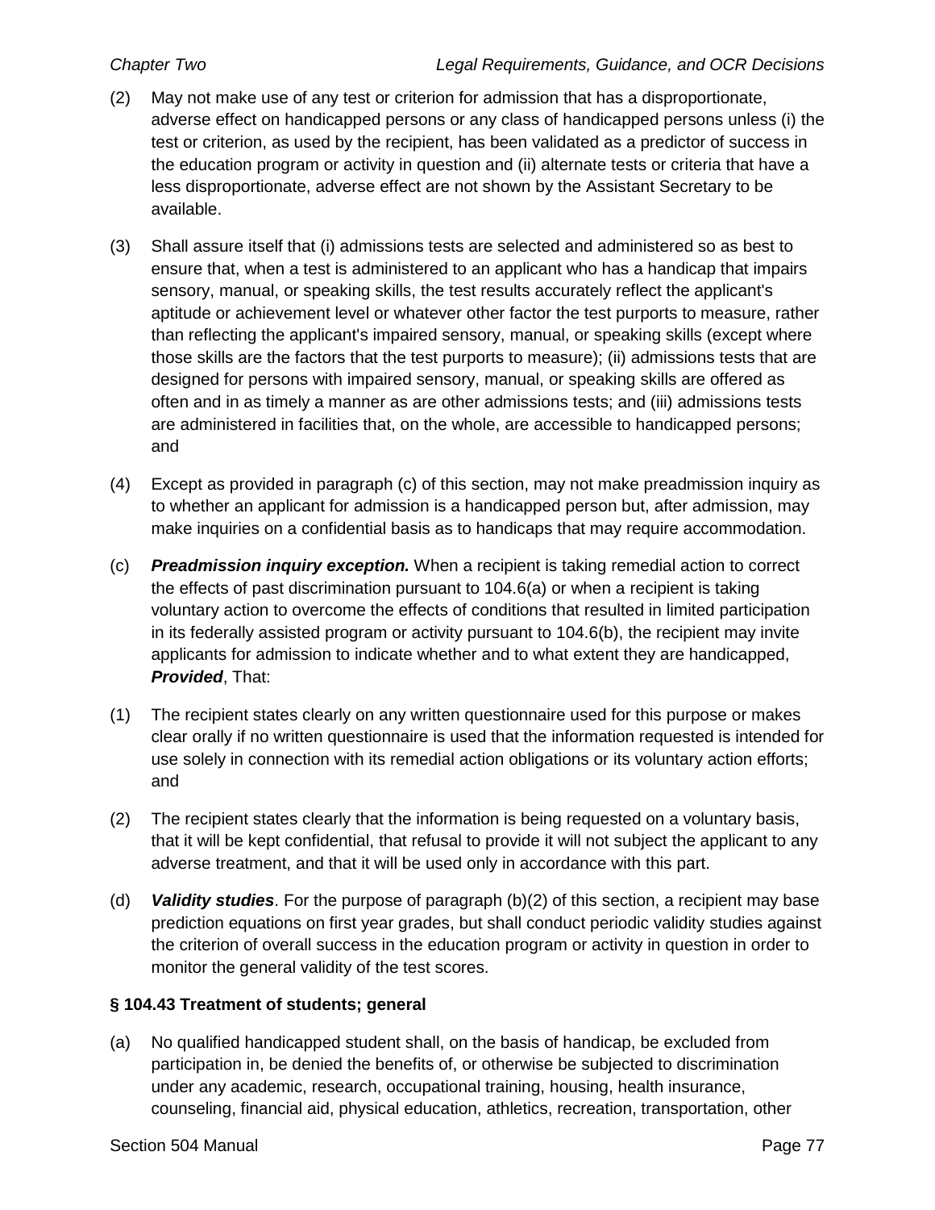(2) May not make use of any test or criterion for admission that has a disproportionate, adverse effect on handicapped persons or any class of handicapped persons unless (i) the test or criterion, as used by the recipient, has been validated as a predictor of success in the education program or activity in question and (ii) alternate tests or criteria that have a less disproportionate, adverse effect are not shown by the Assistant Secretary to be available.

(3) Shall assure itself that (i) admissions tests are selected and administered so as best to ensure that, when a test is administered to an applicant who has a handicap that impairs sensory, manual, or speaking skills, the test results accurately reflect the applicant's aptitude or achievement level or whatever other factor the test purports to measure, rather than reflecting the applicant's impaired sensory, manual, or speaking skills (except where those skills are the factors that the test purports to measure); (ii) admissions tests that are designed for persons with impaired sensory, manual, or speaking skills are offered as often and in as timely a manner as are other admissions tests; and (iii) admissions tests are administered in facilities that, on the whole, are accessible to handicapped persons; and

(4) Except as provided in paragraph (c) of this section, may not make preadmission inquiry as to whether an applicant for admission is a handicapped person but, after admission, may make inquiries on a confidential basis as to handicaps that may require accommodation.

(c) ***Preadmission inquiry exception.*** When a recipient is taking remedial action to correct the effects of past discrimination pursuant to 104.6(a) or when a recipient is taking voluntary action to overcome the effects of conditions that resulted in limited participation in its federally assisted program or activity pursuant to 104.6(b), the recipient may invite applicants for admission to indicate whether and to what extent they are handicapped, ***Provided***, That:

(1) The recipient states clearly on any written questionnaire used for this purpose or makes clear orally if no written questionnaire is used that the information requested is intended for use solely in connection with its remedial action obligations or its voluntary action efforts; and

(2) The recipient states clearly that the information is being requested on a voluntary basis, that it will be kept confidential, that refusal to provide it will not subject the applicant to any adverse treatment, and that it will be used only in accordance with this part.

(d) ***Validity studies***. For the purpose of paragraph (b)(2) of this section, a recipient may base prediction equations on first year grades, but shall conduct periodic validity studies against the criterion of overall success in the education program or activity in question in order to monitor the general validity of the test scores.

### § 104.43 Treatment of students; general

(a) No qualified handicapped student shall, on the basis of handicap, be excluded from participation in, be denied the benefits of, or otherwise be subjected to discrimination under any academic, research, occupational training, housing, health insurance, counseling, financial aid, physical education, athletics, recreation, transportation, other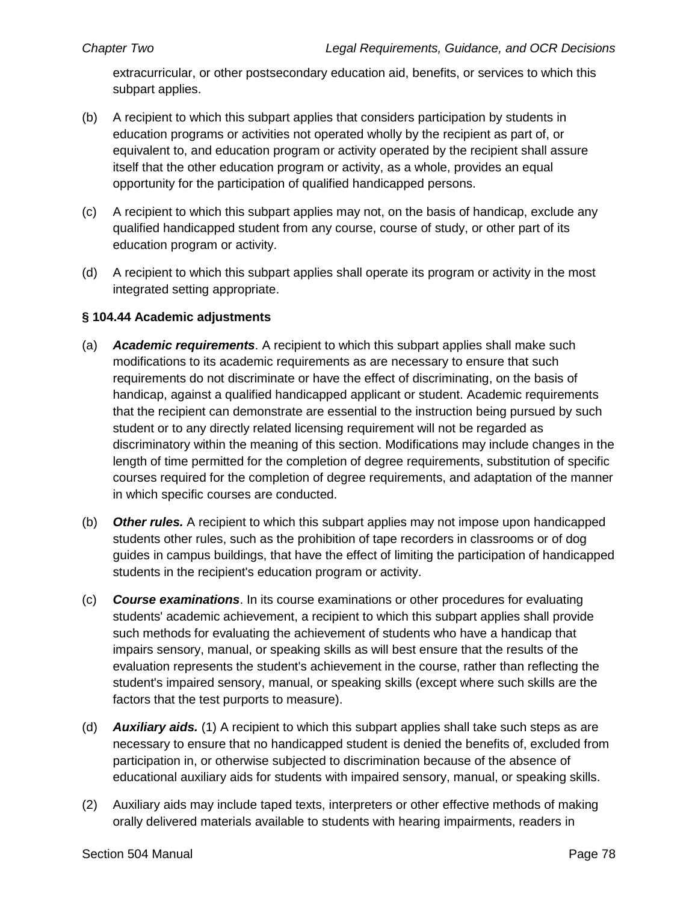extracurricular, or other postsecondary education aid, benefits, or services to which this subpart applies.

(b) A recipient to which this subpart applies that considers participation by students in education programs or activities not operated wholly by the recipient as part of, or equivalent to, and education program or activity operated by the recipient shall assure itself that the other education program or activity, as a whole, provides an equal opportunity for the participation of qualified handicapped persons.

(c) A recipient to which this subpart applies may not, on the basis of handicap, exclude any qualified handicapped student from any course, course of study, or other part of its education program or activity.

(d) A recipient to which this subpart applies shall operate its program or activity in the most integrated setting appropriate.

**§ 104.44 Academic adjustments**

(a) ***Academic requirements***. A recipient to which this subpart applies shall make such modifications to its academic requirements as are necessary to ensure that such requirements do not discriminate or have the effect of discriminating, on the basis of handicap, against a qualified handicapped applicant or student. Academic requirements that the recipient can demonstrate are essential to the instruction being pursued by such student or to any directly related licensing requirement will not be regarded as discriminatory within the meaning of this section. Modifications may include changes in the length of time permitted for the completion of degree requirements, substitution of specific courses required for the completion of degree requirements, and adaptation of the manner in which specific courses are conducted.

(b) ***Other rules.*** A recipient to which this subpart applies may not impose upon handicapped students other rules, such as the prohibition of tape recorders in classrooms or of dog guides in campus buildings, that have the effect of limiting the participation of handicapped students in the recipient's education program or activity.

(c) ***Course examinations***. In its course examinations or other procedures for evaluating students' academic achievement, a recipient to which this subpart applies shall provide such methods for evaluating the achievement of students who have a handicap that impairs sensory, manual, or speaking skills as will best ensure that the results of the evaluation represents the student's achievement in the course, rather than reflecting the student's impaired sensory, manual, or speaking skills (except where such skills are the factors that the test purports to measure).

(d) ***Auxiliary aids.*** (1) A recipient to which this subpart applies shall take such steps as are necessary to ensure that no handicapped student is denied the benefits of, excluded from participation in, or otherwise subjected to discrimination because of the absence of educational auxiliary aids for students with impaired sensory, manual, or speaking skills.

(2) Auxiliary aids may include taped texts, interpreters or other effective methods of making orally delivered materials available to students with hearing impairments, readers in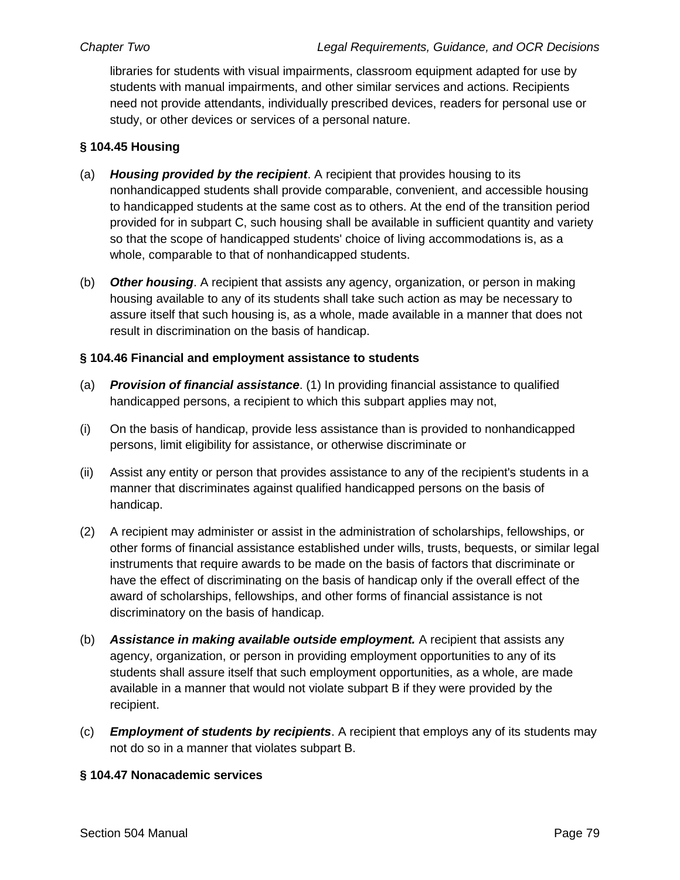libraries for students with visual impairments, classroom equipment adapted for use by students with manual impairments, and other similar services and actions. Recipients need not provide attendants, individually prescribed devices, readers for personal use or study, or other devices or services of a personal nature.

**§ 104.45 Housing**

(a) ***Housing provided by the recipient***. A recipient that provides housing to its nonhandicapped students shall provide comparable, convenient, and accessible housing to handicapped students at the same cost as to others. At the end of the transition period provided for in subpart C, such housing shall be available in sufficient quantity and variety so that the scope of handicapped students' choice of living accommodations is, as a whole, comparable to that of nonhandicapped students.

(b) ***Other housing***. A recipient that assists any agency, organization, or person in making housing available to any of its students shall take such action as may be necessary to assure itself that such housing is, as a whole, made available in a manner that does not result in discrimination on the basis of handicap.

**§ 104.46 Financial and employment assistance to students**

(a) ***Provision of financial assistance***. (1) In providing financial assistance to qualified handicapped persons, a recipient to which this subpart applies may not,

(i) On the basis of handicap, provide less assistance than is provided to nonhandicapped persons, limit eligibility for assistance, or otherwise discriminate or

(ii) Assist any entity or person that provides assistance to any of the recipient's students in a manner that discriminates against qualified handicapped persons on the basis of handicap.

(2) A recipient may administer or assist in the administration of scholarships, fellowships, or other forms of financial assistance established under wills, trusts, bequests, or similar legal instruments that require awards to be made on the basis of factors that discriminate or have the effect of discriminating on the basis of handicap only if the overall effect of the award of scholarships, fellowships, and other forms of financial assistance is not discriminatory on the basis of handicap.

(b) ***Assistance in making available outside employment.*** A recipient that assists any agency, organization, or person in providing employment opportunities to any of its students shall assure itself that such employment opportunities, as a whole, are made available in a manner that would not violate subpart B if they were provided by the recipient.

(c) ***Employment of students by recipients***. A recipient that employs any of its students may not do so in a manner that violates subpart B.

**§ 104.47 Nonacademic services**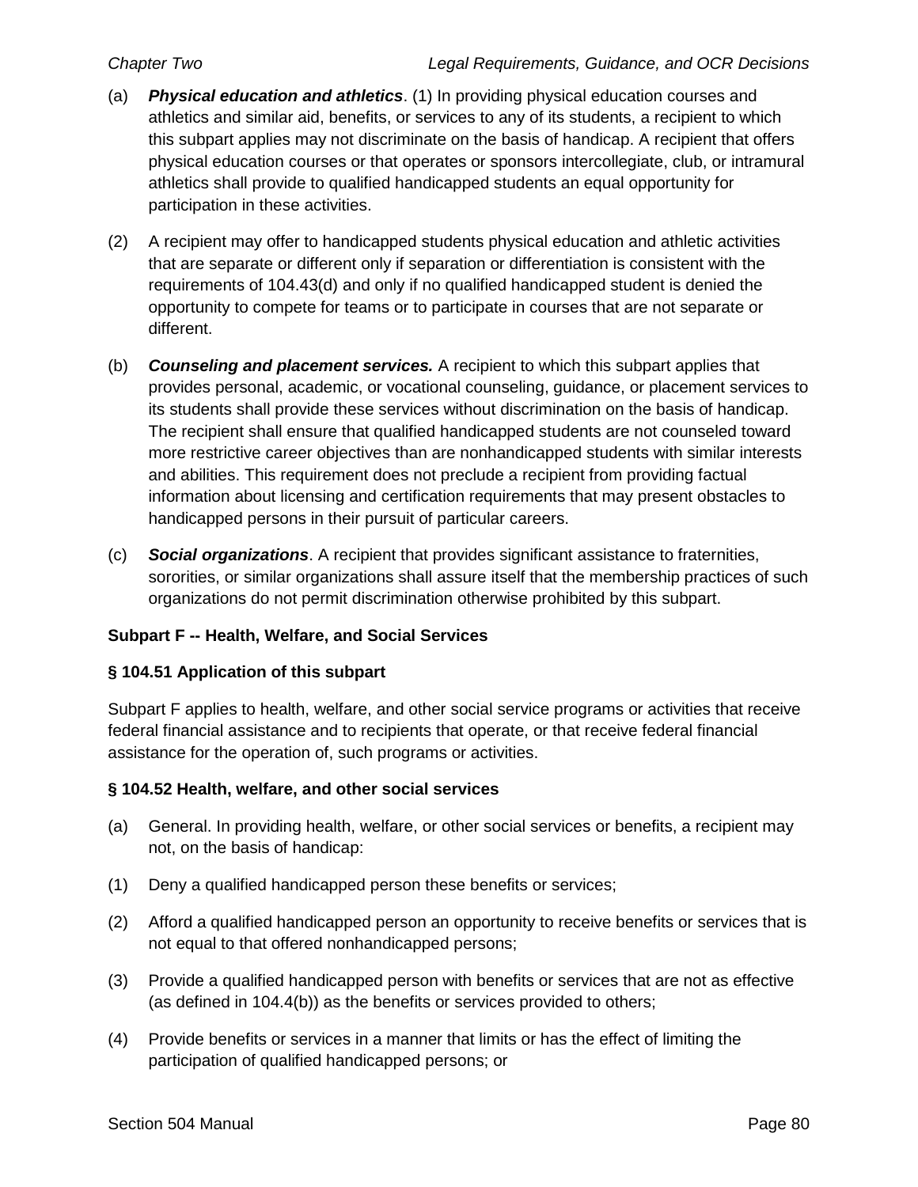(a) ***Physical education and athletics***. (1) In providing physical education courses and athletics and similar aid, benefits, or services to any of its students, a recipient to which this subpart applies may not discriminate on the basis of handicap. A recipient that offers physical education courses or that operates or sponsors intercollegiate, club, or intramural athletics shall provide to qualified handicapped students an equal opportunity for participation in these activities.

(2) A recipient may offer to handicapped students physical education and athletic activities that are separate or different only if separation or differentiation is consistent with the requirements of 104.43(d) and only if no qualified handicapped student is denied the opportunity to compete for teams or to participate in courses that are not separate or different.

(b) ***Counseling and placement services.*** A recipient to which this subpart applies that provides personal, academic, or vocational counseling, guidance, or placement services to its students shall provide these services without discrimination on the basis of handicap. The recipient shall ensure that qualified handicapped students are not counseled toward more restrictive career objectives than are nonhandicapped students with similar interests and abilities. This requirement does not preclude a recipient from providing factual information about licensing and certification requirements that may present obstacles to handicapped persons in their pursuit of particular careers.

(c) ***Social organizations***. A recipient that provides significant assistance to fraternities, sororities, or similar organizations shall assure itself that the membership practices of such organizations do not permit discrimination otherwise prohibited by this subpart.

**Subpart F -- Health, Welfare, and Social Services**

**§ 104.51 Application of this subpart**

Subpart F applies to health, welfare, and other social service programs or activities that receive federal financial assistance and to recipients that operate, or that receive federal financial assistance for the operation of, such programs or activities.

**§ 104.52 Health, welfare, and other social services**

(a) General. In providing health, welfare, or other social services or benefits, a recipient may not, on the basis of handicap:

(1) Deny a qualified handicapped person these benefits or services;

(2) Afford a qualified handicapped person an opportunity to receive benefits or services that is not equal to that offered nonhandicapped persons;

(3) Provide a qualified handicapped person with benefits or services that are not as effective (as defined in 104.4(b)) as the benefits or services provided to others;

(4) Provide benefits or services in a manner that limits or has the effect of limiting the participation of qualified handicapped persons; or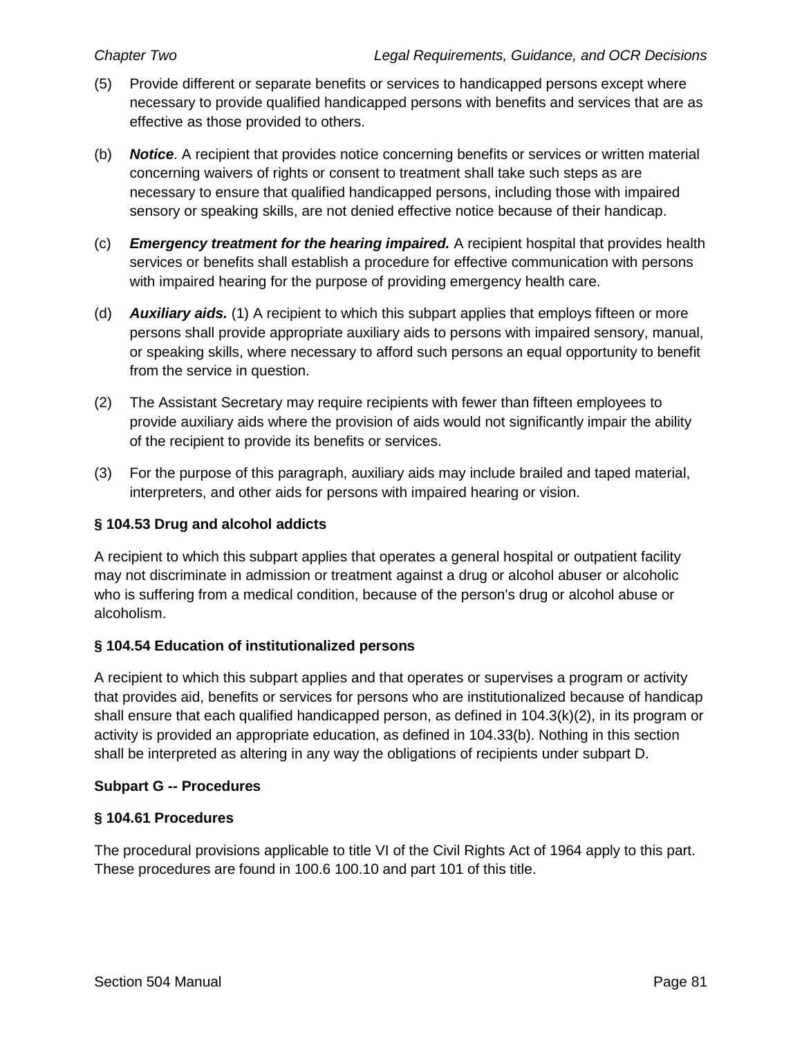(5) Provide different or separate benefits or services to handicapped persons except where necessary to provide qualified handicapped persons with benefits and services that are as effective as those provided to others.

(b) ***Notice***. A recipient that provides notice concerning benefits or services or written material concerning waivers of rights or consent to treatment shall take such steps as are necessary to ensure that qualified handicapped persons, including those with impaired sensory or speaking skills, are not denied effective notice because of their handicap.

(c) ***Emergency treatment for the hearing impaired.*** A recipient hospital that provides health services or benefits shall establish a procedure for effective communication with persons with impaired hearing for the purpose of providing emergency health care.

(d) ***Auxiliary aids.*** (1) A recipient to which this subpart applies that employs fifteen or more persons shall provide appropriate auxiliary aids to persons with impaired sensory, manual, or speaking skills, where necessary to afford such persons an equal opportunity to benefit from the service in question.

(2) The Assistant Secretary may require recipients with fewer than fifteen employees to provide auxiliary aids where the provision of aids would not significantly impair the ability of the recipient to provide its benefits or services.

(3) For the purpose of this paragraph, auxiliary aids may include brailed and taped material, interpreters, and other aids for persons with impaired hearing or vision.

**§ 104.53 Drug and alcohol addicts**

A recipient to which this subpart applies that operates a general hospital or outpatient facility may not discriminate in admission or treatment against a drug or alcohol abuser or alcoholic who is suffering from a medical condition, because of the person's drug or alcohol abuse or alcoholism.

**§ 104.54 Education of institutionalized persons**

A recipient to which this subpart applies and that operates or supervises a program or activity that provides aid, benefits or services for persons who are institutionalized because of handicap shall ensure that each qualified handicapped person, as defined in 104.3(k)(2), in its program or activity is provided an appropriate education, as defined in 104.33(b). Nothing in this section shall be interpreted as altering in any way the obligations of recipients under subpart D.

**Subpart G -- Procedures**

**§ 104.61 Procedures**

The procedural provisions applicable to title VI of the Civil Rights Act of 1964 apply to this part. These procedures are found in 100.6 100.10 and part 101 of this title.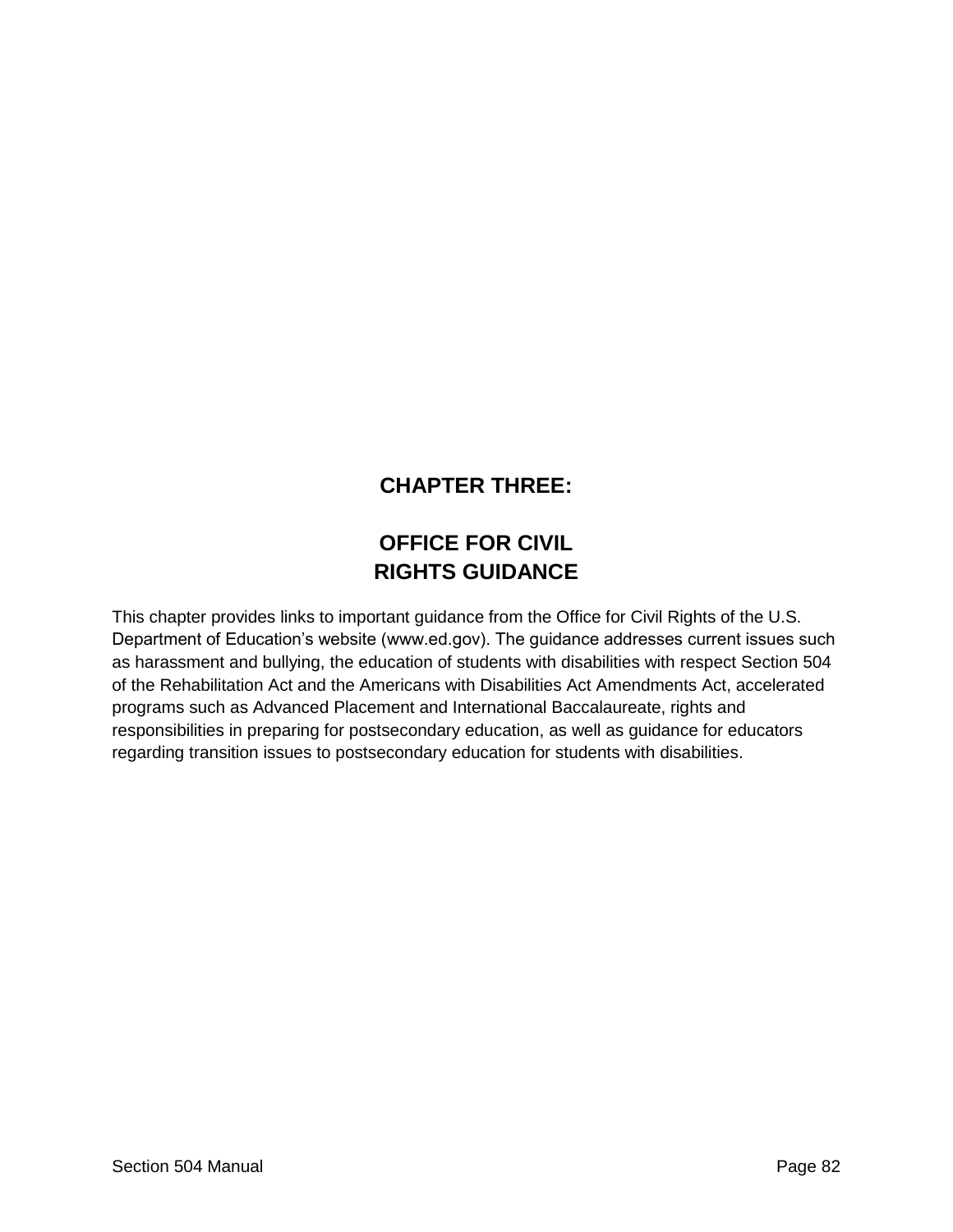# CHAPTER THREE:

# OFFICE FOR CIVIL RIGHTS GUIDANCE

This chapter provides links to important guidance from the Office for Civil Rights of the U.S. Department of Education's website (www.ed.gov). The guidance addresses current issues such as harassment and bullying, the education of students with disabilities with respect Section 504 of the Rehabilitation Act and the Americans with Disabilities Act Amendments Act, accelerated programs such as Advanced Placement and International Baccalaureate, rights and responsibilities in preparing for postsecondary education, as well as guidance for educators regarding transition issues to postsecondary education for students with disabilities.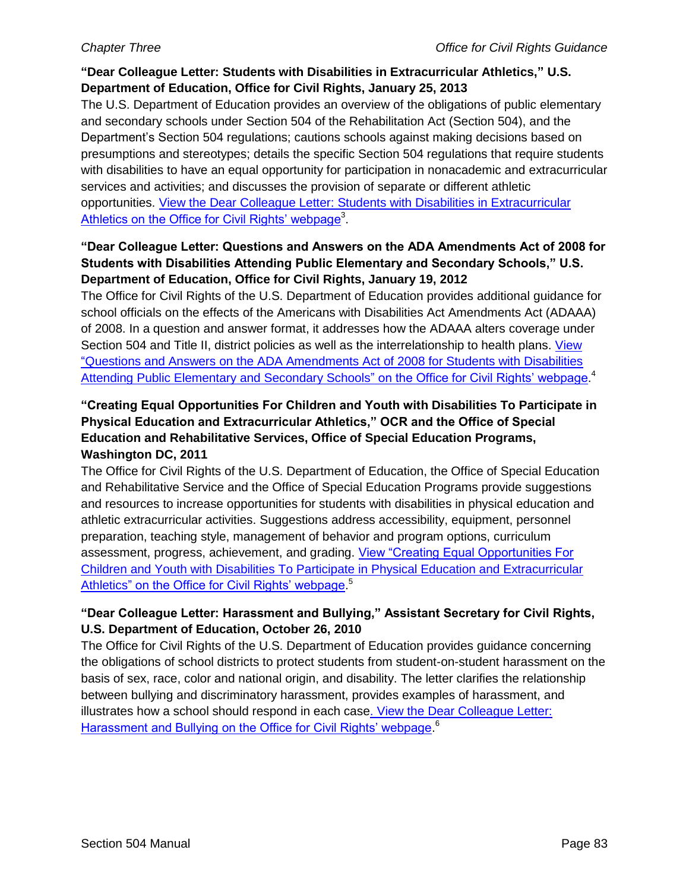**"Dear Colleague Letter: Students with Disabilities in Extracurricular Athletics," U.S. Department of Education, Office for Civil Rights, January 25, 2013**

The U.S. Department of Education provides an overview of the obligations of public elementary and secondary schools under Section 504 of the Rehabilitation Act (Section 504), and the Department's Section 504 regulations; cautions schools against making decisions based on presumptions and stereotypes; details the specific Section 504 regulations that require students with disabilities to have an equal opportunity for participation in nonacademic and extracurricular services and activities; and discusses the provision of separate or different athletic opportunities. View the Dear Colleague Letter: Students with Disabilities in Extracurricular Athletics on the Office for Civil Rights' webpage[3].

**"Dear Colleague Letter: Questions and Answers on the ADA Amendments Act of 2008 for Students with Disabilities Attending Public Elementary and Secondary Schools," U.S. Department of Education, Office for Civil Rights, January 19, 2012**

The Office for Civil Rights of the U.S. Department of Education provides additional guidance for school officials on the effects of the Americans with Disabilities Act Amendments Act (ADAAA) of 2008. In a question and answer format, it addresses how the ADAAA alters coverage under Section 504 and Title II, district policies as well as the interrelationship to health plans. View "Questions and Answers on the ADA Amendments Act of 2008 for Students with Disabilities Attending Public Elementary and Secondary Schools" on the Office for Civil Rights' webpage.[4]

**"Creating Equal Opportunities For Children and Youth with Disabilities To Participate in Physical Education and Extracurricular Athletics," OCR and the Office of Special Education and Rehabilitative Services, Office of Special Education Programs, Washington DC, 2011**

The Office for Civil Rights of the U.S. Department of Education, the Office of Special Education and Rehabilitative Service and the Office of Special Education Programs provide suggestions and resources to increase opportunities for students with disabilities in physical education and athletic extracurricular activities. Suggestions address accessibility, equipment, personnel preparation, teaching style, management of behavior and program options, curriculum assessment, progress, achievement, and grading. View "Creating Equal Opportunities For Children and Youth with Disabilities To Participate in Physical Education and Extracurricular Athletics" on the Office for Civil Rights' webpage.[5]

**"Dear Colleague Letter: Harassment and Bullying," Assistant Secretary for Civil Rights, U.S. Department of Education, October 26, 2010**

The Office for Civil Rights of the U.S. Department of Education provides guidance concerning the obligations of school districts to protect students from student-on-student harassment on the basis of sex, race, color and national origin, and disability. The letter clarifies the relationship between bullying and discriminatory harassment, provides examples of harassment, and illustrates how a school should respond in each case. View the Dear Colleague Letter: Harassment and Bullying on the Office for Civil Rights' webpage.[6]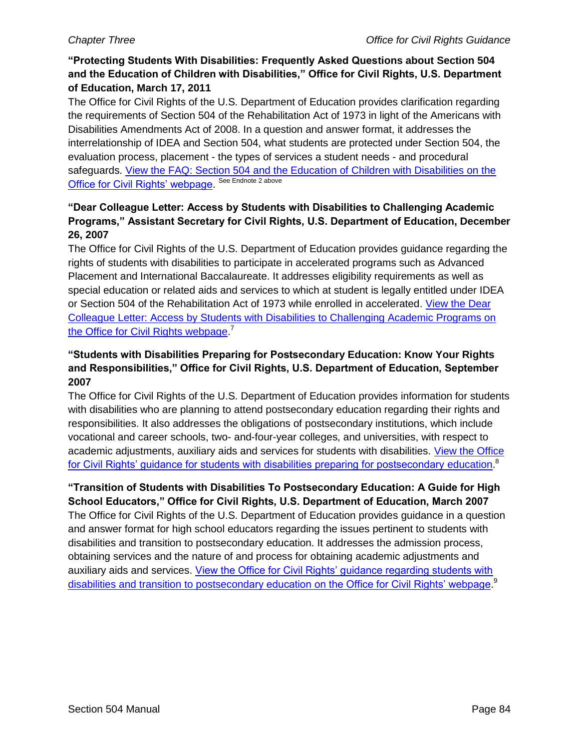**"Protecting Students With Disabilities: Frequently Asked Questions about Section 504 and the Education of Children with Disabilities," Office for Civil Rights, U.S. Department of Education, March 17, 2011**

The Office for Civil Rights of the U.S. Department of Education provides clarification regarding the requirements of Section 504 of the Rehabilitation Act of 1973 in light of the Americans with Disabilities Amendments Act of 2008. In a question and answer format, it addresses the interrelationship of IDEA and Section 504, what students are protected under Section 504, the evaluation process, placement - the types of services a student needs - and procedural safeguards. View the FAQ: Section 504 and the Education of Children with Disabilities on the Office for Civil Rights' webpage. [See Endnote 2 above]

**"Dear Colleague Letter: Access by Students with Disabilities to Challenging Academic Programs," Assistant Secretary for Civil Rights, U.S. Department of Education, December 26, 2007**

The Office for Civil Rights of the U.S. Department of Education provides guidance regarding the rights of students with disabilities to participate in accelerated programs such as Advanced Placement and International Baccalaureate. It addresses eligibility requirements as well as special education or related aids and services to which at student is legally entitled under IDEA or Section 504 of the Rehabilitation Act of 1973 while enrolled in accelerated. View the Dear Colleague Letter: Access by Students with Disabilities to Challenging Academic Programs on the Office for Civil Rights webpage.[7]

**"Students with Disabilities Preparing for Postsecondary Education: Know Your Rights and Responsibilities," Office for Civil Rights, U.S. Department of Education, September 2007**

The Office for Civil Rights of the U.S. Department of Education provides information for students with disabilities who are planning to attend postsecondary education regarding their rights and responsibilities. It also addresses the obligations of postsecondary institutions, which include vocational and career schools, two- and-four-year colleges, and universities, with respect to academic adjustments, auxiliary aids and services for students with disabilities. View the Office for Civil Rights' guidance for students with disabilities preparing for postsecondary education.[8]

**"Transition of Students with Disabilities To Postsecondary Education: A Guide for High School Educators," Office for Civil Rights, U.S. Department of Education, March 2007**

The Office for Civil Rights of the U.S. Department of Education provides guidance in a question and answer format for high school educators regarding the issues pertinent to students with disabilities and transition to postsecondary education. It addresses the admission process, obtaining services and the nature of and process for obtaining academic adjustments and auxiliary aids and services. View the Office for Civil Rights' guidance regarding students with disabilities and transition to postsecondary education on the Office for Civil Rights' webpage.[9]